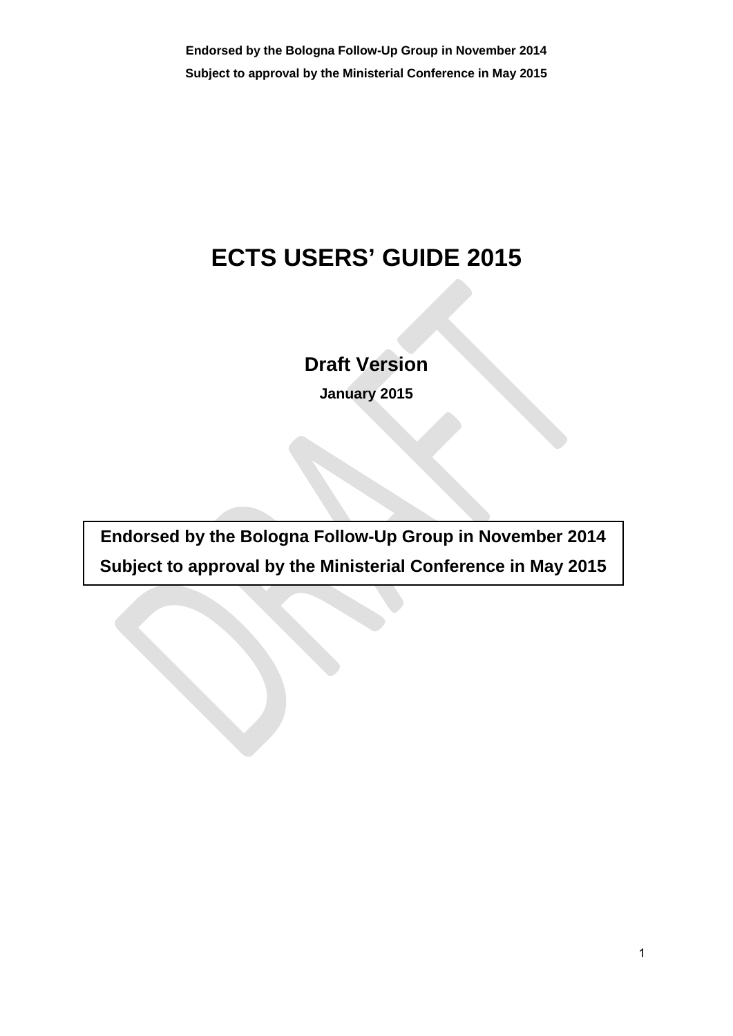# ECTS USERS' GUIDE 2015

**Draft Version**

**January 2015**

**Endorsed by the Bologna Follow-Up Group in November 2014**

**Subject to approval by the Ministerial Conference in May 2015**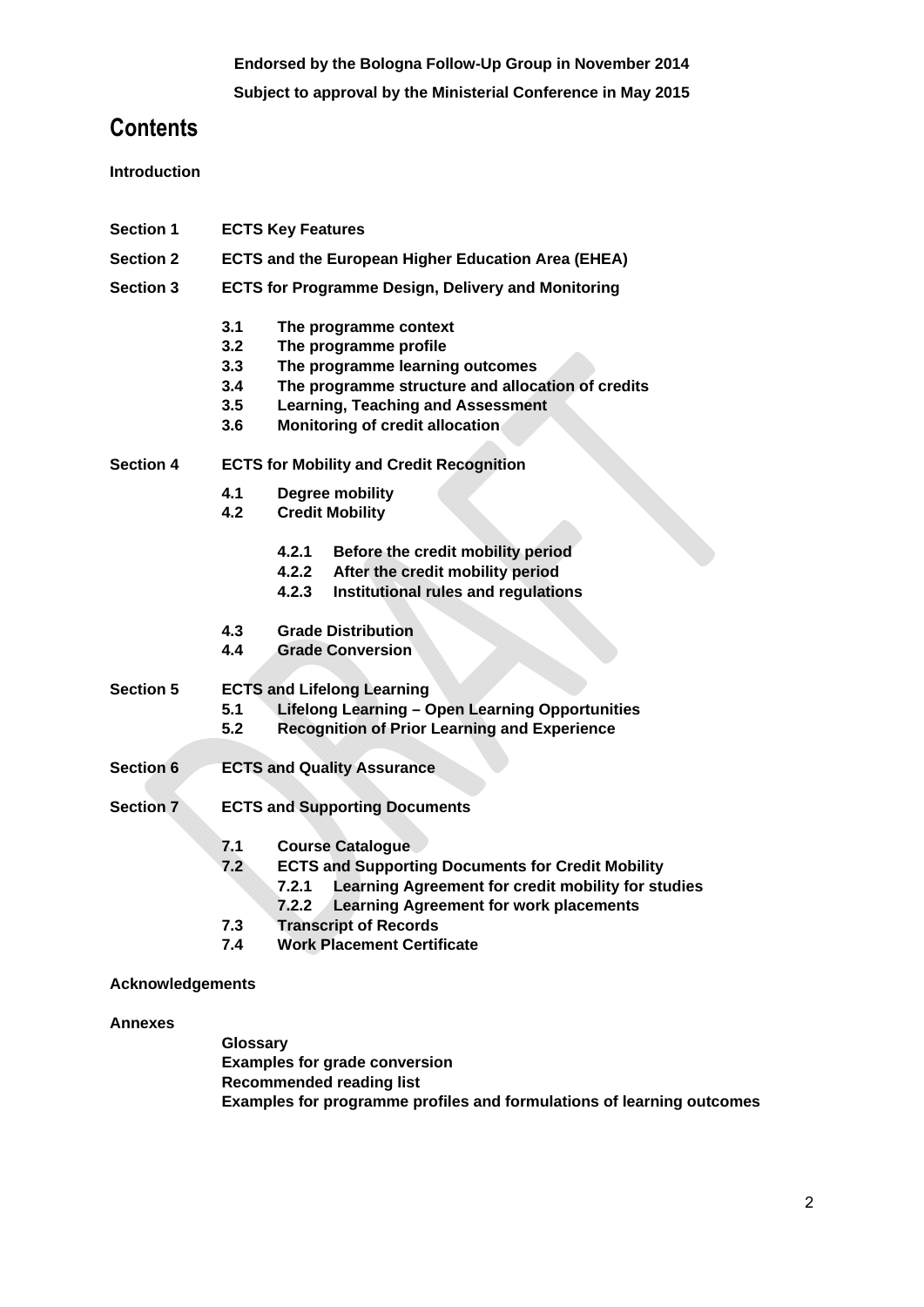**Endorsed by the Bologna Follow-Up Group in November 2014**

**Subject to approval by the Ministerial Conference in May 2015**

# Contents

**Introduction**

**Section 1** **ECTS Key Features**

**Section 2** **ECTS and the European Higher Education Area (EHEA)**

**Section 3** **ECTS for Programme Design, Delivery and Monitoring**

- **3.1** **The programme context**
- **3.2** **The programme profile**
- **3.3** **The programme learning outcomes**
- **3.4** **The programme structure and allocation of credits**
- **3.5** **Learning, Teaching and Assessment**
- **3.6** **Monitoring of credit allocation**

**Section 4** **ECTS for Mobility and Credit Recognition**

- **4.1** **Degree mobility**
- **4.2** **Credit Mobility**
  - **4.2.1** **Before the credit mobility period**
  - **4.2.2** **After the credit mobility period**
  - **4.2.3** **Institutional rules and regulations**
- **4.3** **Grade Distribution**
- **4.4** **Grade Conversion**

**Section 5** **ECTS and Lifelong Learning**

- **5.1** **Lifelong Learning – Open Learning Opportunities**
- **5.2** **Recognition of Prior Learning and Experience**

**Section 6** **ECTS and Quality Assurance**

**Section 7** **ECTS and Supporting Documents**

- **7.1** **Course Catalogue**
- **7.2** **ECTS and Supporting Documents for Credit Mobility**
  - **7.2.1** **Learning Agreement for credit mobility for studies**
  - **7.2.2** **Learning Agreement for work placements**
- **7.3** **Transcript of Records**
- **7.4** **Work Placement Certificate**

**Acknowledgements**

**Annexes**

- **Glossary**
- **Examples for grade conversion**
- **Recommended reading list**
- **Examples for programme profiles and formulations of learning outcomes**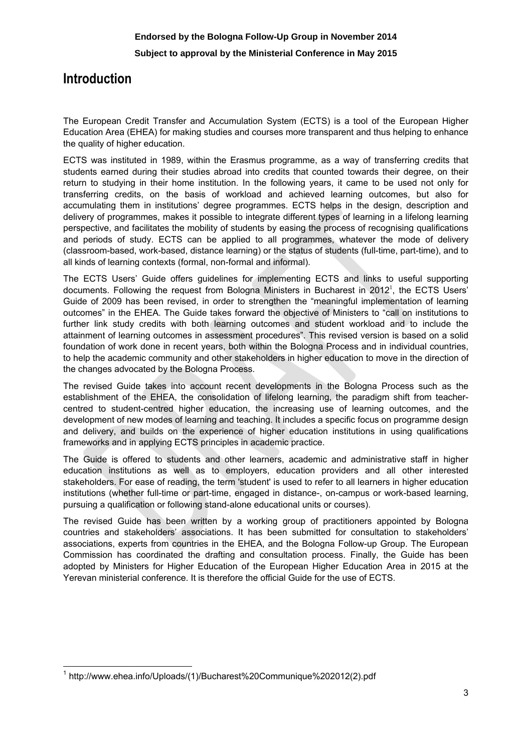**Endorsed by the Bologna Follow-Up Group in November 2014**

**Subject to approval by the Ministerial Conference in May 2015**

# Introduction

The European Credit Transfer and Accumulation System (ECTS) is a tool of the European Higher Education Area (EHEA) for making studies and courses more transparent and thus helping to enhance the quality of higher education.

ECTS was instituted in 1989, within the Erasmus programme, as a way of transferring credits that students earned during their studies abroad into credits that counted towards their degree, on their return to studying in their home institution. In the following years, it came to be used not only for transferring credits, on the basis of workload and achieved learning outcomes, but also for accumulating them in institutions' degree programmes. ECTS helps in the design, description and delivery of programmes, makes it possible to integrate different types of learning in a lifelong learning perspective, and facilitates the mobility of students by easing the process of recognising qualifications and periods of study. ECTS can be applied to all programmes, whatever the mode of delivery (classroom-based, work-based, distance learning) or the status of students (full-time, part-time), and to all kinds of learning contexts (formal, non-formal and informal).

The ECTS Users' Guide offers guidelines for implementing ECTS and links to useful supporting documents. Following the request from Bologna Ministers in Bucharest in 2012[1], the ECTS Users' Guide of 2009 has been revised, in order to strengthen the "meaningful implementation of learning outcomes" in the EHEA. The Guide takes forward the objective of Ministers to "call on institutions to further link study credits with both learning outcomes and student workload and to include the attainment of learning outcomes in assessment procedures". This revised version is based on a solid foundation of work done in recent years, both within the Bologna Process and in individual countries, to help the academic community and other stakeholders in higher education to move in the direction of the changes advocated by the Bologna Process.

The revised Guide takes into account recent developments in the Bologna Process such as the establishment of the EHEA, the consolidation of lifelong learning, the paradigm shift from teacher-centred to student-centred higher education, the increasing use of learning outcomes, and the development of new modes of learning and teaching. It includes a specific focus on programme design and delivery, and builds on the experience of higher education institutions in using qualifications frameworks and in applying ECTS principles in academic practice.

The Guide is offered to students and other learners, academic and administrative staff in higher education institutions as well as to employers, education providers and all other interested stakeholders. For ease of reading, the term 'student' is used to refer to all learners in higher education institutions (whether full-time or part-time, engaged in distance-, on-campus or work-based learning, pursuing a qualification or following stand-alone educational units or courses).

The revised Guide has been written by a working group of practitioners appointed by Bologna countries and stakeholders' associations. It has been submitted for consultation to stakeholders' associations, experts from countries in the EHEA, and the Bologna Follow-up Group. The European Commission has coordinated the drafting and consultation process. Finally, the Guide has been adopted by Ministers for Higher Education of the European Higher Education Area in 2015 at the Yerevan ministerial conference. It is therefore the official Guide for the use of ECTS.

[1] http://www.ehea.info/Uploads/(1)/Bucharest%20Communique%202012(2).pdf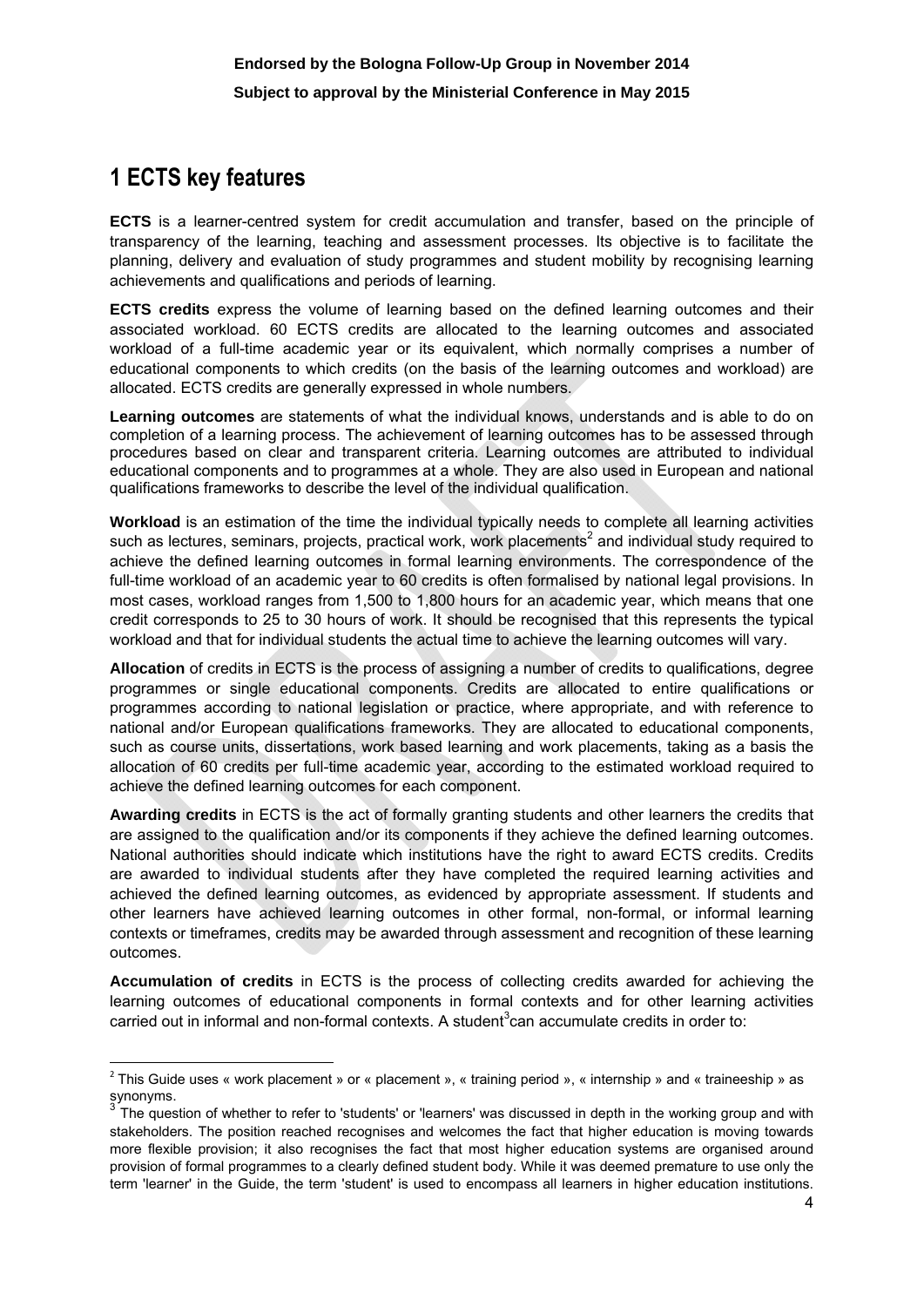# 1 ECTS key features

**ECTS** is a learner-centred system for credit accumulation and transfer, based on the principle of transparency of the learning, teaching and assessment processes. Its objective is to facilitate the planning, delivery and evaluation of study programmes and student mobility by recognising learning achievements and qualifications and periods of learning.

**ECTS credits** express the volume of learning based on the defined learning outcomes and their associated workload. 60 ECTS credits are allocated to the learning outcomes and associated workload of a full-time academic year or its equivalent, which normally comprises a number of educational components to which credits (on the basis of the learning outcomes and workload) are allocated. ECTS credits are generally expressed in whole numbers.

**Learning outcomes** are statements of what the individual knows, understands and is able to do on completion of a learning process. The achievement of learning outcomes has to be assessed through procedures based on clear and transparent criteria. Learning outcomes are attributed to individual educational components and to programmes at a whole. They are also used in European and national qualifications frameworks to describe the level of the individual qualification.

**Workload** is an estimation of the time the individual typically needs to complete all learning activities such as lectures, seminars, projects, practical work, work placements[2] and individual study required to achieve the defined learning outcomes in formal learning environments. The correspondence of the full-time workload of an academic year to 60 credits is often formalised by national legal provisions. In most cases, workload ranges from 1,500 to 1,800 hours for an academic year, which means that one credit corresponds to 25 to 30 hours of work. It should be recognised that this represents the typical workload and that for individual students the actual time to achieve the learning outcomes will vary.

**Allocation** of credits in ECTS is the process of assigning a number of credits to qualifications, degree programmes or single educational components. Credits are allocated to entire qualifications or programmes according to national legislation or practice, where appropriate, and with reference to national and/or European qualifications frameworks. They are allocated to educational components, such as course units, dissertations, work based learning and work placements, taking as a basis the allocation of 60 credits per full-time academic year, according to the estimated workload required to achieve the defined learning outcomes for each component.

**Awarding credits** in ECTS is the act of formally granting students and other learners the credits that are assigned to the qualification and/or its components if they achieve the defined learning outcomes. National authorities should indicate which institutions have the right to award ECTS credits. Credits are awarded to individual students after they have completed the required learning activities and achieved the defined learning outcomes, as evidenced by appropriate assessment. If students and other learners have achieved learning outcomes in other formal, non-formal, or informal learning contexts or timeframes, credits may be awarded through assessment and recognition of these learning outcomes.

**Accumulation of credits** in ECTS is the process of collecting credits awarded for achieving the learning outcomes of educational components in formal contexts and for other learning activities carried out in informal and non-formal contexts. A student[3] can accumulate credits in order to:

---

[2] This Guide uses « work placement » or « placement », « training period », « internship » and « traineeship » as synonyms.

[3] The question of whether to refer to 'students' or 'learners' was discussed in depth in the working group and with stakeholders. The position reached recognises and welcomes the fact that higher education is moving towards more flexible provision; it also recognises the fact that most higher education systems are organised around provision of formal programmes to a clearly defined student body. While it was deemed premature to use only the term 'learner' in the Guide, the term 'student' is used to encompass all learners in higher education institutions.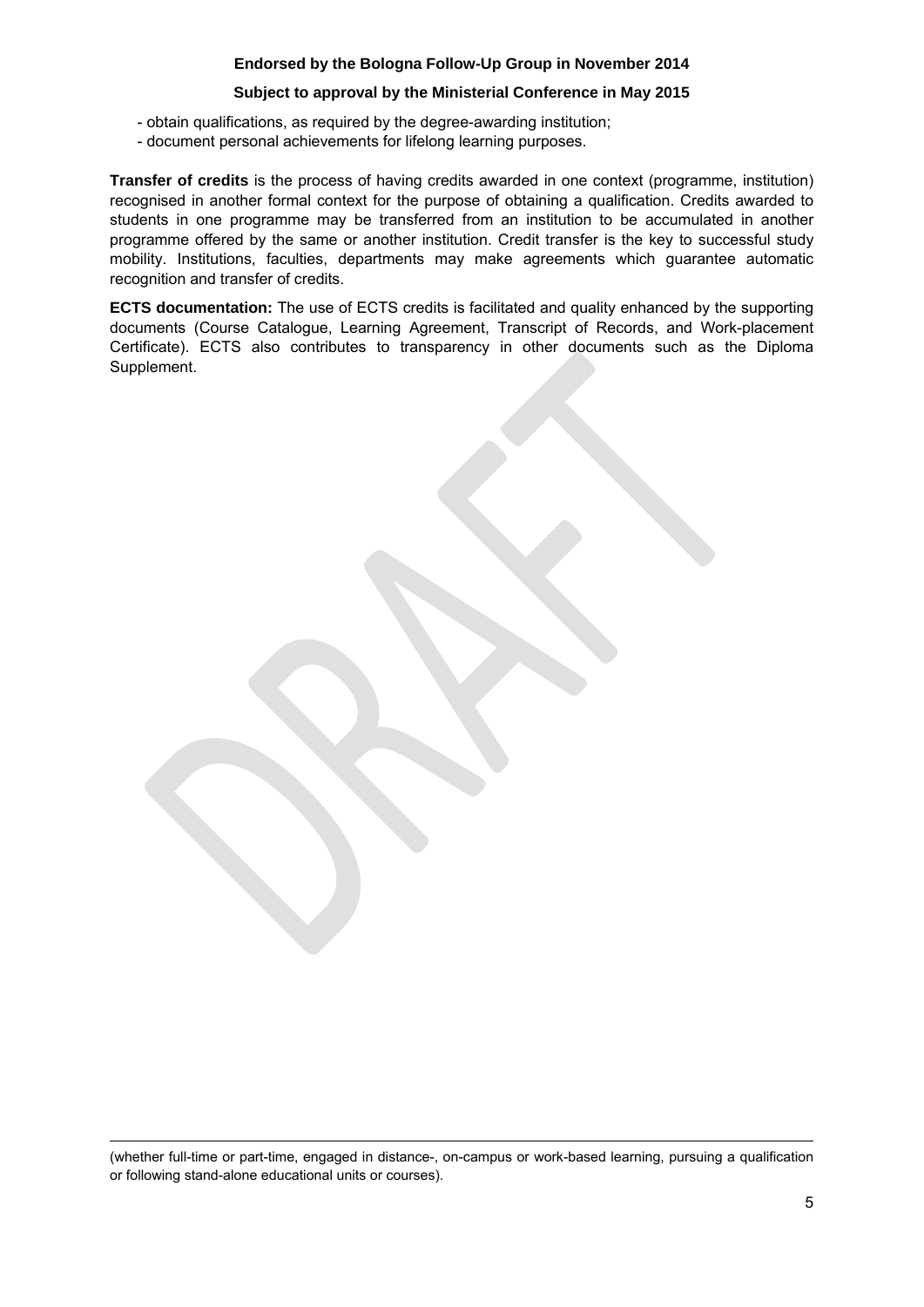- obtain qualifications, as required by the degree-awarding institution;
- document personal achievements for lifelong learning purposes.

**Transfer of credits** is the process of having credits awarded in one context (programme, institution) recognised in another formal context for the purpose of obtaining a qualification. Credits awarded to students in one programme may be transferred from an institution to be accumulated in another programme offered by the same or another institution. Credit transfer is the key to successful study mobility. Institutions, faculties, departments may make agreements which guarantee automatic recognition and transfer of credits.

**ECTS documentation:** The use of ECTS credits is facilitated and quality enhanced by the supporting documents (Course Catalogue, Learning Agreement, Transcript of Records, and Work-placement Certificate). ECTS also contributes to transparency in other documents such as the Diploma Supplement.

---

(whether full-time or part-time, engaged in distance-, on-campus or work-based learning, pursuing a qualification or following stand-alone educational units or courses).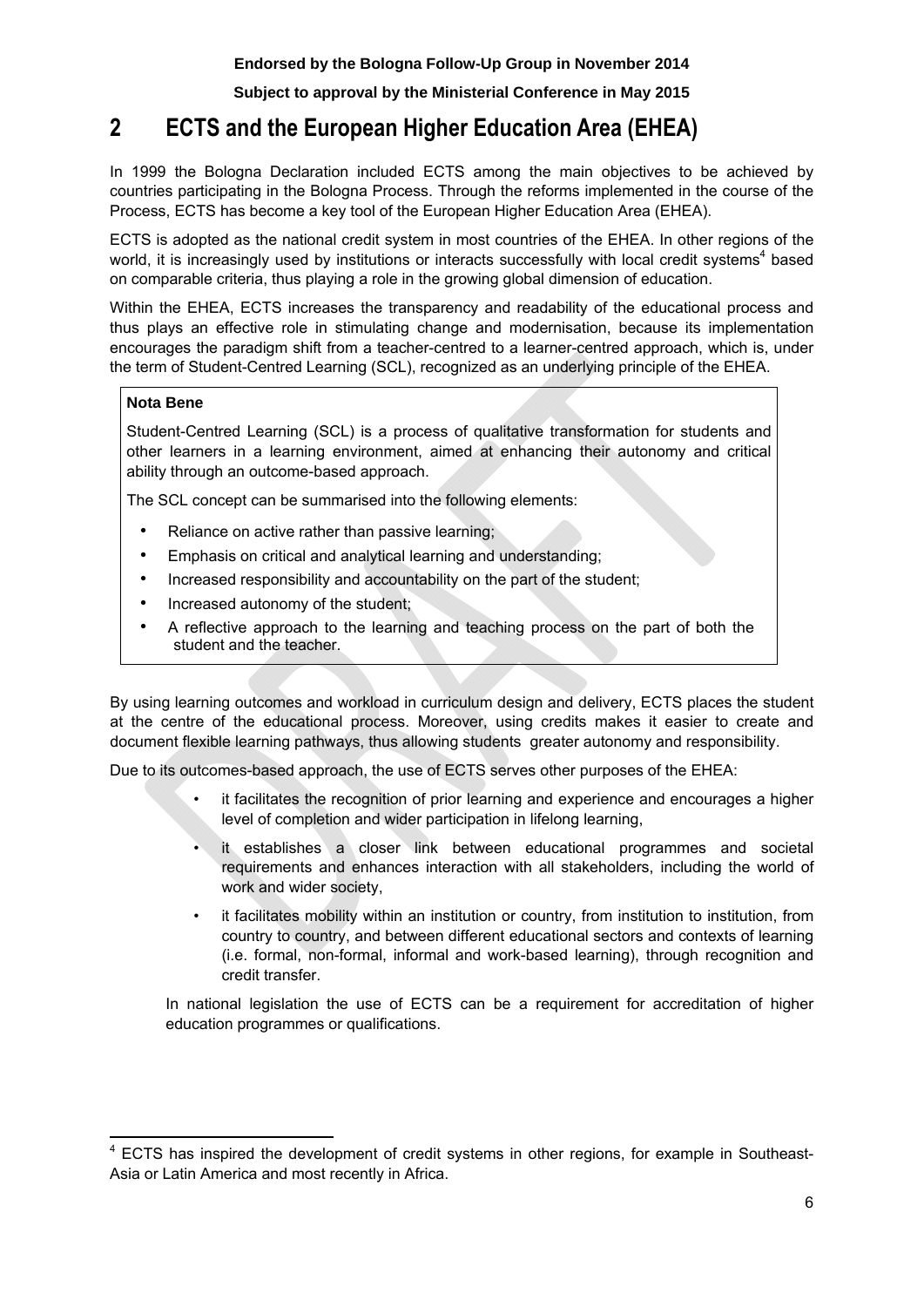## 2 ECTS and the European Higher Education Area (EHEA)

In 1999 the Bologna Declaration included ECTS among the main objectives to be achieved by countries participating in the Bologna Process. Through the reforms implemented in the course of the Process, ECTS has become a key tool of the European Higher Education Area (EHEA).

ECTS is adopted as the national credit system in most countries of the EHEA. In other regions of the world, it is increasingly used by institutions or interacts successfully with local credit systems[4] based on comparable criteria, thus playing a role in the growing global dimension of education.

Within the EHEA, ECTS increases the transparency and readability of the educational process and thus plays an effective role in stimulating change and modernisation, because its implementation encourages the paradigm shift from a teacher-centred to a learner-centred approach, which is, under the term of Student-Centred Learning (SCL), recognized as an underlying principle of the EHEA.

> **Nota Bene**
>
> Student-Centred Learning (SCL) is a process of qualitative transformation for students and other learners in a learning environment, aimed at enhancing their autonomy and critical ability through an outcome-based approach.
>
> The SCL concept can be summarised into the following elements:
>
> - Reliance on active rather than passive learning;
> - Emphasis on critical and analytical learning and understanding;
> - Increased responsibility and accountability on the part of the student;
> - Increased autonomy of the student;
> - A reflective approach to the learning and teaching process on the part of both the student and the teacher.

By using learning outcomes and workload in curriculum design and delivery, ECTS places the student at the centre of the educational process. Moreover, using credits makes it easier to create and document flexible learning pathways, thus allowing students greater autonomy and responsibility.

Due to its outcomes-based approach, the use of ECTS serves other purposes of the EHEA:

- it facilitates the recognition of prior learning and experience and encourages a higher level of completion and wider participation in lifelong learning,
- it establishes a closer link between educational programmes and societal requirements and enhances interaction with all stakeholders, including the world of work and wider society,
- it facilitates mobility within an institution or country, from institution to institution, from country to country, and between different educational sectors and contexts of learning (i.e. formal, non-formal, informal and work-based learning), through recognition and credit transfer.

In national legislation the use of ECTS can be a requirement for accreditation of higher education programmes or qualifications.

---

[4] ECTS has inspired the development of credit systems in other regions, for example in Southeast-Asia or Latin America and most recently in Africa.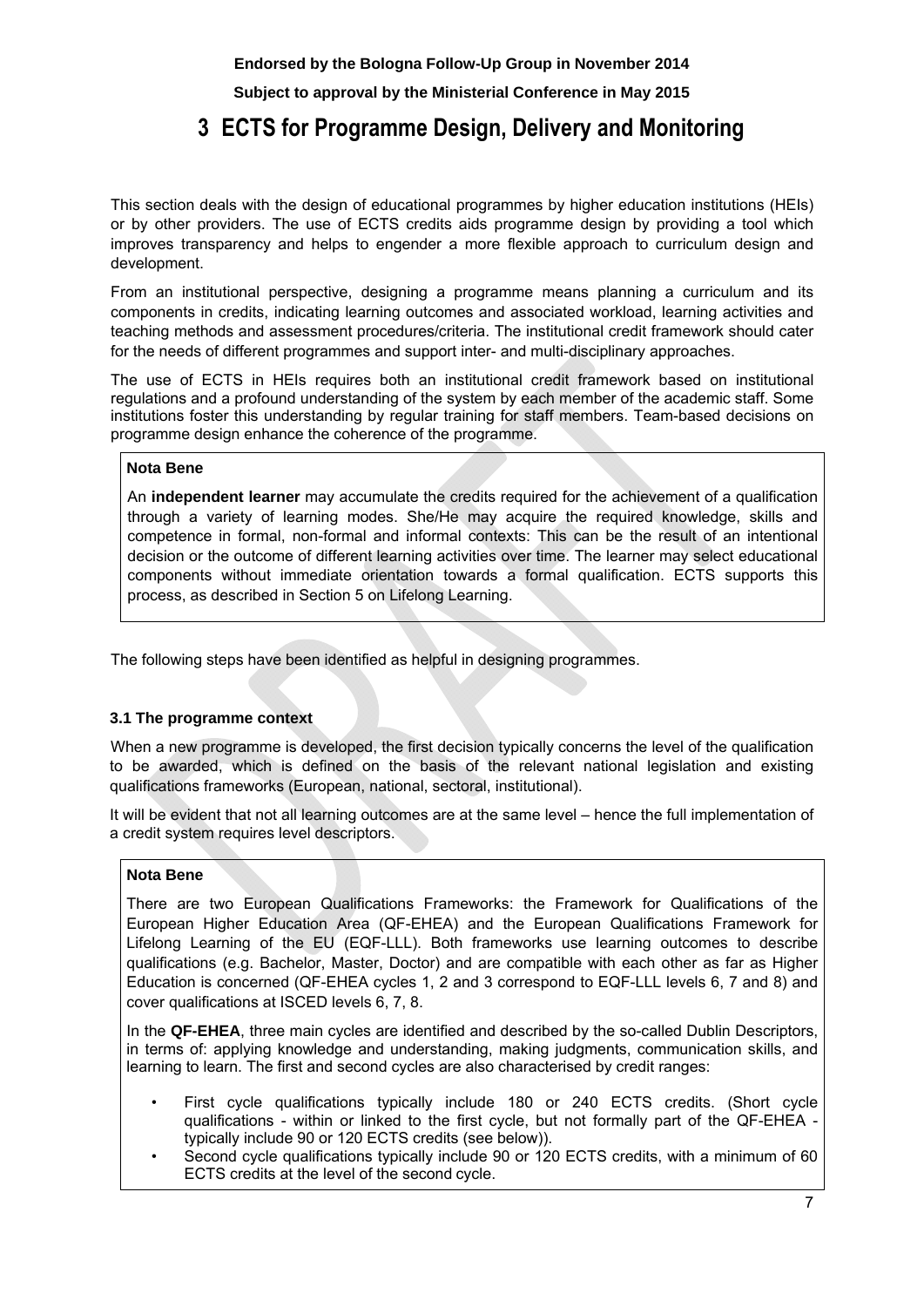# 3 ECTS for Programme Design, Delivery and Monitoring

This section deals with the design of educational programmes by higher education institutions (HEIs) or by other providers. The use of ECTS credits aids programme design by providing a tool which improves transparency and helps to engender a more flexible approach to curriculum design and development.

From an institutional perspective, designing a programme means planning a curriculum and its components in credits, indicating learning outcomes and associated workload, learning activities and teaching methods and assessment procedures/criteria. The institutional credit framework should cater for the needs of different programmes and support inter- and multi-disciplinary approaches.

The use of ECTS in HEIs requires both an institutional credit framework based on institutional regulations and a profound understanding of the system by each member of the academic staff. Some institutions foster this understanding by regular training for staff members. Team-based decisions on programme design enhance the coherence of the programme.

> **Nota Bene**
>
> An **independent learner** may accumulate the credits required for the achievement of a qualification through a variety of learning modes. She/He may acquire the required knowledge, skills and competence in formal, non-formal and informal contexts: This can be the result of an intentional decision or the outcome of different learning activities over time. The learner may select educational components without immediate orientation towards a formal qualification. ECTS supports this process, as described in Section 5 on Lifelong Learning.

The following steps have been identified as helpful in designing programmes.

### 3.1 The programme context

When a new programme is developed, the first decision typically concerns the level of the qualification to be awarded, which is defined on the basis of the relevant national legislation and existing qualifications frameworks (European, national, sectoral, institutional).

It will be evident that not all learning outcomes are at the same level – hence the full implementation of a credit system requires level descriptors.

> **Nota Bene**
>
> There are two European Qualifications Frameworks: the Framework for Qualifications of the European Higher Education Area (QF-EHEA) and the European Qualifications Framework for Lifelong Learning of the EU (EQF-LLL). Both frameworks use learning outcomes to describe qualifications (e.g. Bachelor, Master, Doctor) and are compatible with each other as far as Higher Education is concerned (QF-EHEA cycles 1, 2 and 3 correspond to EQF-LLL levels 6, 7 and 8) and cover qualifications at ISCED levels 6, 7, 8.
>
> In the **QF-EHEA**, three main cycles are identified and described by the so-called Dublin Descriptors, in terms of: applying knowledge and understanding, making judgments, communication skills, and learning to learn. The first and second cycles are also characterised by credit ranges:
>
> - First cycle qualifications typically include 180 or 240 ECTS credits. (Short cycle qualifications - within or linked to the first cycle, but not formally part of the QF-EHEA - typically include 90 or 120 ECTS credits (see below)).
> - Second cycle qualifications typically include 90 or 120 ECTS credits, with a minimum of 60 ECTS credits at the level of the second cycle.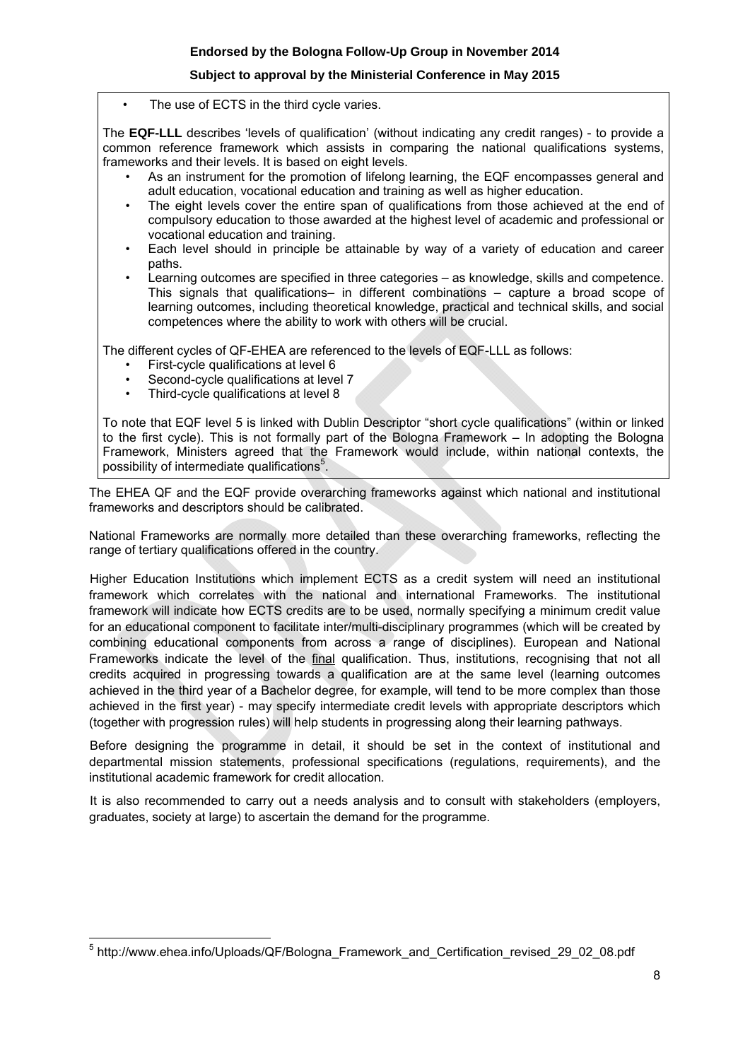- The use of ECTS in the third cycle varies.

The **EQF-LLL** describes 'levels of qualification' (without indicating any credit ranges) - to provide a common reference framework which assists in comparing the national qualifications systems, frameworks and their levels. It is based on eight levels.

- As an instrument for the promotion of lifelong learning, the EQF encompasses general and adult education, vocational education and training as well as higher education.
- The eight levels cover the entire span of qualifications from those achieved at the end of compulsory education to those awarded at the highest level of academic and professional or vocational education and training.
- Each level should in principle be attainable by way of a variety of education and career paths.
- Learning outcomes are specified in three categories – as knowledge, skills and competence. This signals that qualifications– in different combinations – capture a broad scope of learning outcomes, including theoretical knowledge, practical and technical skills, and social competences where the ability to work with others will be crucial.

The different cycles of QF-EHEA are referenced to the levels of EQF-LLL as follows:

- First-cycle qualifications at level 6
- Second-cycle qualifications at level 7
- Third-cycle qualifications at level 8

To note that EQF level 5 is linked with Dublin Descriptor "short cycle qualifications" (within or linked to the first cycle). This is not formally part of the Bologna Framework – In adopting the Bologna Framework, Ministers agreed that the Framework would include, within national contexts, the possibility of intermediate qualifications[5].

The EHEA QF and the EQF provide overarching frameworks against which national and institutional frameworks and descriptors should be calibrated.

National Frameworks are normally more detailed than these overarching frameworks, reflecting the range of tertiary qualifications offered in the country.

Higher Education Institutions which implement ECTS as a credit system will need an institutional framework which correlates with the national and international Frameworks. The institutional framework will indicate how ECTS credits are to be used, normally specifying a minimum credit value for an educational component to facilitate inter/multi-disciplinary programmes (which will be created by combining educational components from across a range of disciplines). European and National Frameworks indicate the level of the final qualification. Thus, institutions, recognising that not all credits acquired in progressing towards a qualification are at the same level (learning outcomes achieved in the third year of a Bachelor degree, for example, will tend to be more complex than those achieved in the first year) - may specify intermediate credit levels with appropriate descriptors which (together with progression rules) will help students in progressing along their learning pathways.

Before designing the programme in detail, it should be set in the context of institutional and departmental mission statements, professional specifications (regulations, requirements), and the institutional academic framework for credit allocation.

It is also recommended to carry out a needs analysis and to consult with stakeholders (employers, graduates, society at large) to ascertain the demand for the programme.

[5] http://www.ehea.info/Uploads/QF/Bologna_Framework_and_Certification_revised_29_02_08.pdf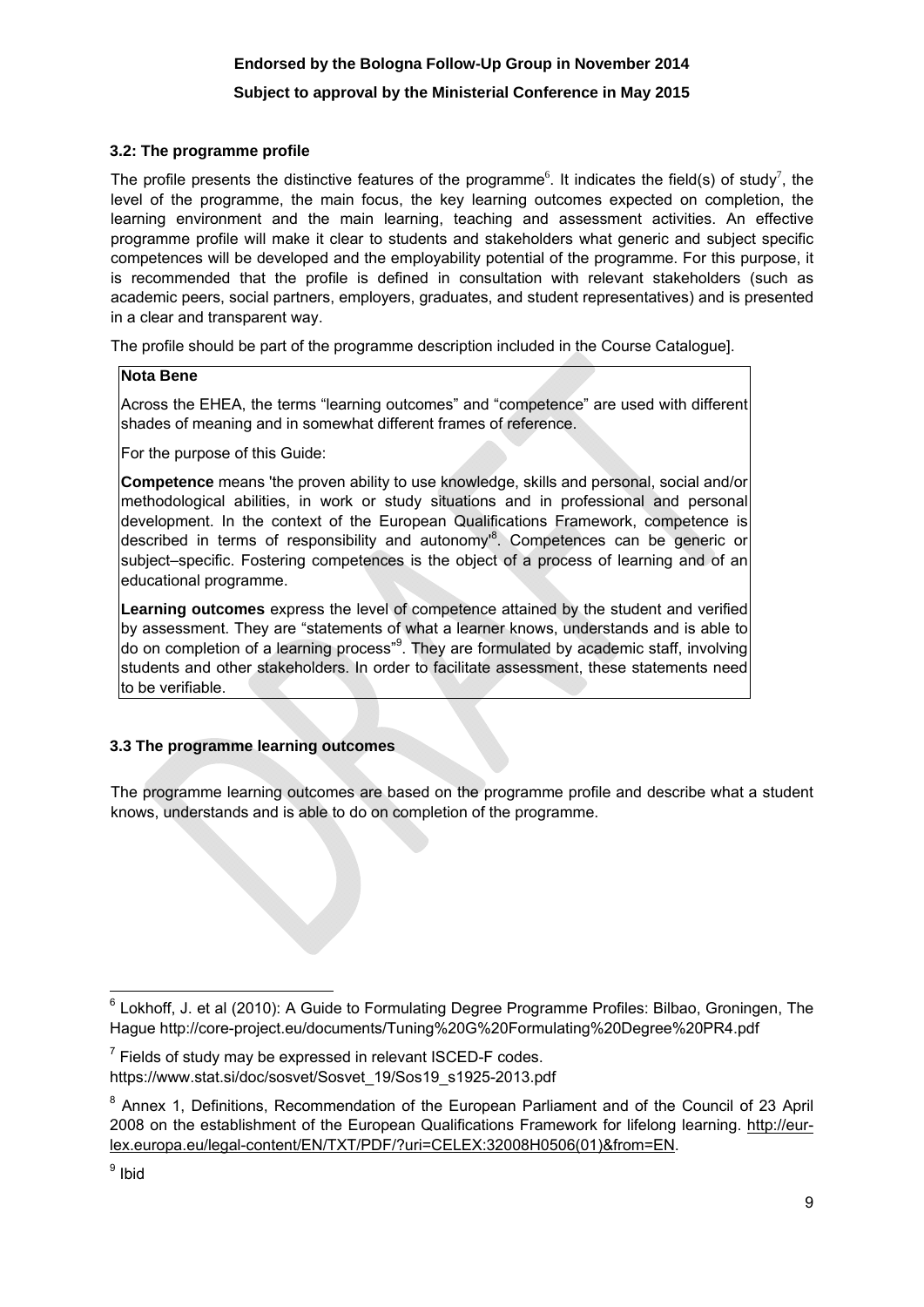### 3.2: The programme profile

The profile presents the distinctive features of the programme[6]. It indicates the field(s) of study[7], the level of the programme, the main focus, the key learning outcomes expected on completion, the learning environment and the main learning, teaching and assessment activities. An effective programme profile will make it clear to students and stakeholders what generic and subject specific competences will be developed and the employability potential of the programme. For this purpose, it is recommended that the profile is defined in consultation with relevant stakeholders (such as academic peers, social partners, employers, graduates, and student representatives) and is presented in a clear and transparent way.

The profile should be part of the programme description included in the Course Catalogue].

> **Nota Bene**
>
> Across the EHEA, the terms "learning outcomes" and "competence" are used with different shades of meaning and in somewhat different frames of reference.
>
> For the purpose of this Guide:
>
> **Competence** means 'the proven ability to use knowledge, skills and personal, social and/or methodological abilities, in work or study situations and in professional and personal development. In the context of the European Qualifications Framework, competence is described in terms of responsibility and autonomy'[8]. Competences can be generic or subject–specific. Fostering competences is the object of a process of learning and of an educational programme.
>
> **Learning outcomes** express the level of competence attained by the student and verified by assessment. They are "statements of what a learner knows, understands and is able to do on completion of a learning process"[9]. They are formulated by academic staff, involving students and other stakeholders. In order to facilitate assessment, these statements need to be verifiable.

### 3.3 The programme learning outcomes

The programme learning outcomes are based on the programme profile and describe what a student knows, understands and is able to do on completion of the programme.

---

[6] Lokhoff, J. et al (2010): A Guide to Formulating Degree Programme Profiles: Bilbao, Groningen, The Hague http://core-project.eu/documents/Tuning%20G%20Formulating%20Degree%20PR4.pdf

[7] Fields of study may be expressed in relevant ISCED-F codes. https://www.stat.si/doc/sosvet/Sosvet_19/Sos19_s1925-2013.pdf

[8] Annex 1, Definitions, Recommendation of the European Parliament and of the Council of 23 April 2008 on the establishment of the European Qualifications Framework for lifelong learning. http://eur-lex.europa.eu/legal-content/EN/TXT/PDF/?uri=CELEX:32008H0506(01)&from=EN.

[9] Ibid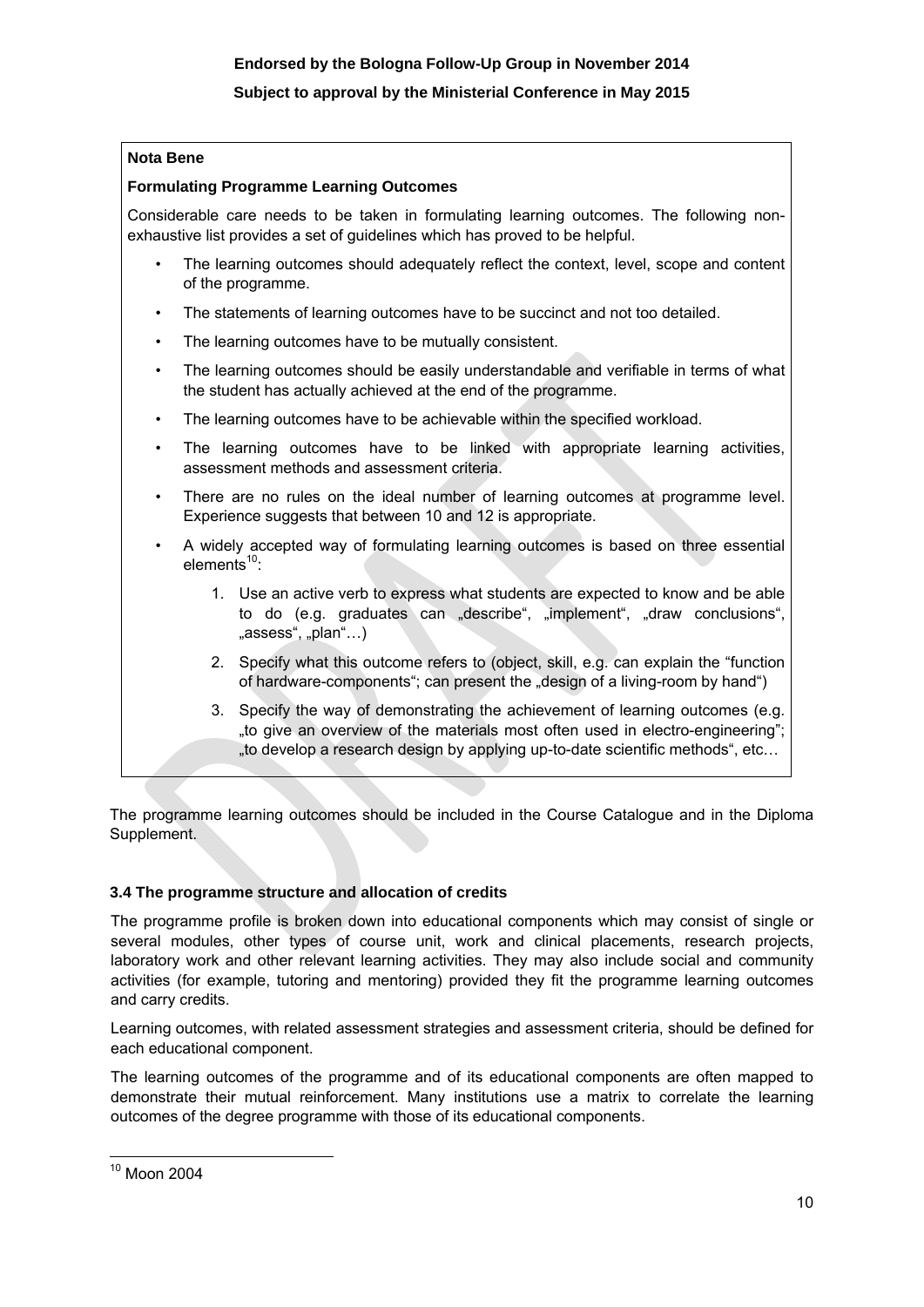**Nota Bene**

**Formulating Programme Learning Outcomes**

Considerable care needs to be taken in formulating learning outcomes. The following non-exhaustive list provides a set of guidelines which has proved to be helpful.

- The learning outcomes should adequately reflect the context, level, scope and content of the programme.
- The statements of learning outcomes have to be succinct and not too detailed.
- The learning outcomes have to be mutually consistent.
- The learning outcomes should be easily understandable and verifiable in terms of what the student has actually achieved at the end of the programme.
- The learning outcomes have to be achievable within the specified workload.
- The learning outcomes have to be linked with appropriate learning activities, assessment methods and assessment criteria.
- There are no rules on the ideal number of learning outcomes at programme level. Experience suggests that between 10 and 12 is appropriate.
- A widely accepted way of formulating learning outcomes is based on three essential elements[10]:
    1. Use an active verb to express what students are expected to know and be able to do (e.g. graduates can „describe", „implement", „draw conclusions", „assess", „plan"…)
    2. Specify what this outcome refers to (object, skill, e.g. can explain the "function of hardware-components"; can present the „design of a living-room by hand")
    3. Specify the way of demonstrating the achievement of learning outcomes (e.g. „to give an overview of the materials most often used in electro-engineering"; „to develop a research design by applying up-to-date scientific methods", etc…

The programme learning outcomes should be included in the Course Catalogue and in the Diploma Supplement.

### 3.4 The programme structure and allocation of credits

The programme profile is broken down into educational components which may consist of single or several modules, other types of course unit, work and clinical placements, research projects, laboratory work and other relevant learning activities. They may also include social and community activities (for example, tutoring and mentoring) provided they fit the programme learning outcomes and carry credits.

Learning outcomes, with related assessment strategies and assessment criteria, should be defined for each educational component.

The learning outcomes of the programme and of its educational components are often mapped to demonstrate their mutual reinforcement. Many institutions use a matrix to correlate the learning outcomes of the degree programme with those of its educational components.

[10] Moon 2004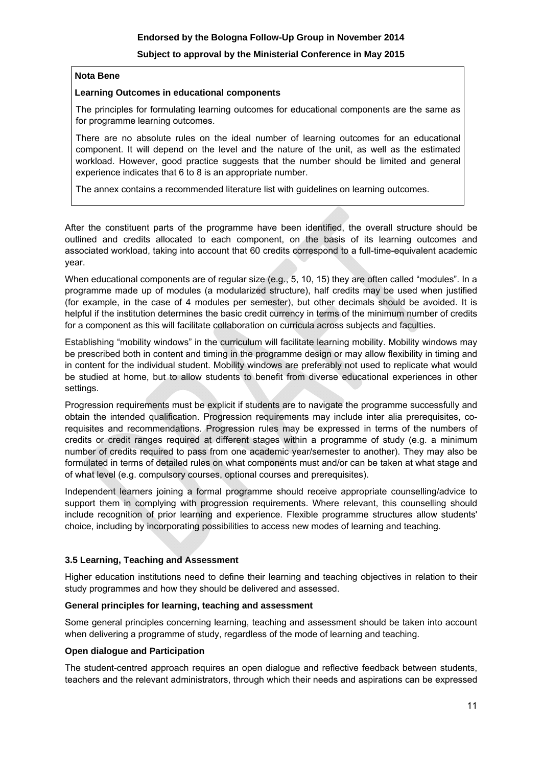**Nota Bene**

**Learning Outcomes in educational components**

The principles for formulating learning outcomes for educational components are the same as for programme learning outcomes.

There are no absolute rules on the ideal number of learning outcomes for an educational component. It will depend on the level and the nature of the unit, as well as the estimated workload. However, good practice suggests that the number should be limited and general experience indicates that 6 to 8 is an appropriate number.

The annex contains a recommended literature list with guidelines on learning outcomes.

After the constituent parts of the programme have been identified, the overall structure should be outlined and credits allocated to each component, on the basis of its learning outcomes and associated workload, taking into account that 60 credits correspond to a full-time-equivalent academic year.

When educational components are of regular size (e.g., 5, 10, 15) they are often called “modules”. In a programme made up of modules (a modularized structure), half credits may be used when justified (for example, in the case of 4 modules per semester), but other decimals should be avoided. It is helpful if the institution determines the basic credit currency in terms of the minimum number of credits for a component as this will facilitate collaboration on curricula across subjects and faculties.

Establishing “mobility windows” in the curriculum will facilitate learning mobility. Mobility windows may be prescribed both in content and timing in the programme design or may allow flexibility in timing and in content for the individual student. Mobility windows are preferably not used to replicate what would be studied at home, but to allow students to benefit from diverse educational experiences in other settings.

Progression requirements must be explicit if students are to navigate the programme successfully and obtain the intended qualification. Progression requirements may include inter alia prerequisites, co-requisites and recommendations. Progression rules may be expressed in terms of the numbers of credits or credit ranges required at different stages within a programme of study (e.g. a minimum number of credits required to pass from one academic year/semester to another). They may also be formulated in terms of detailed rules on what components must and/or can be taken at what stage and of what level (e.g. compulsory courses, optional courses and prerequisites).

Independent learners joining a formal programme should receive appropriate counselling/advice to support them in complying with progression requirements. Where relevant, this counselling should include recognition of prior learning and experience. Flexible programme structures allow students' choice, including by incorporating possibilities to access new modes of learning and teaching.

### 3.5 Learning, Teaching and Assessment

Higher education institutions need to define their learning and teaching objectives in relation to their study programmes and how they should be delivered and assessed.

**General principles for learning, teaching and assessment**

Some general principles concerning learning, teaching and assessment should be taken into account when delivering a programme of study, regardless of the mode of learning and teaching.

**Open dialogue and Participation**

The student-centred approach requires an open dialogue and reflective feedback between students, teachers and the relevant administrators, through which their needs and aspirations can be expressed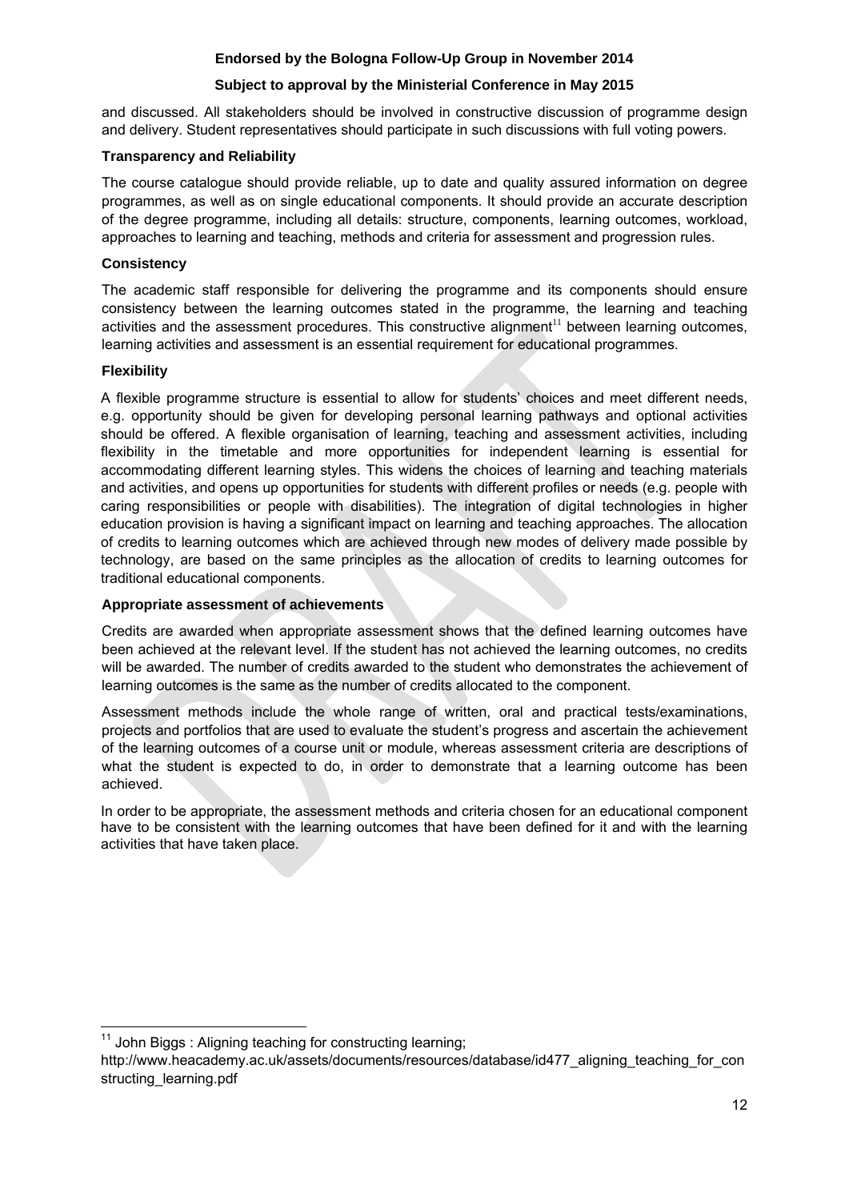and discussed. All stakeholders should be involved in constructive discussion of programme design and delivery. Student representatives should participate in such discussions with full voting powers.

**Transparency and Reliability**

The course catalogue should provide reliable, up to date and quality assured information on degree programmes, as well as on single educational components. It should provide an accurate description of the degree programme, including all details: structure, components, learning outcomes, workload, approaches to learning and teaching, methods and criteria for assessment and progression rules.

**Consistency**

The academic staff responsible for delivering the programme and its components should ensure consistency between the learning outcomes stated in the programme, the learning and teaching activities and the assessment procedures. This constructive alignment[11] between learning outcomes, learning activities and assessment is an essential requirement for educational programmes.

**Flexibility**

A flexible programme structure is essential to allow for students' choices and meet different needs, e.g. opportunity should be given for developing personal learning pathways and optional activities should be offered. A flexible organisation of learning, teaching and assessment activities, including flexibility in the timetable and more opportunities for independent learning is essential for accommodating different learning styles. This widens the choices of learning and teaching materials and activities, and opens up opportunities for students with different profiles or needs (e.g. people with caring responsibilities or people with disabilities). The integration of digital technologies in higher education provision is having a significant impact on learning and teaching approaches. The allocation of credits to learning outcomes which are achieved through new modes of delivery made possible by technology, are based on the same principles as the allocation of credits to learning outcomes for traditional educational components.

**Appropriate assessment of achievements**

Credits are awarded when appropriate assessment shows that the defined learning outcomes have been achieved at the relevant level. If the student has not achieved the learning outcomes, no credits will be awarded. The number of credits awarded to the student who demonstrates the achievement of learning outcomes is the same as the number of credits allocated to the component.

Assessment methods include the whole range of written, oral and practical tests/examinations, projects and portfolios that are used to evaluate the student's progress and ascertain the achievement of the learning outcomes of a course unit or module, whereas assessment criteria are descriptions of what the student is expected to do, in order to demonstrate that a learning outcome has been achieved.

In order to be appropriate, the assessment methods and criteria chosen for an educational component have to be consistent with the learning outcomes that have been defined for it and with the learning activities that have taken place.

[11] John Biggs : Aligning teaching for constructing learning; http://www.heacademy.ac.uk/assets/documents/resources/database/id477_aligning_teaching_for_constructing_learning.pdf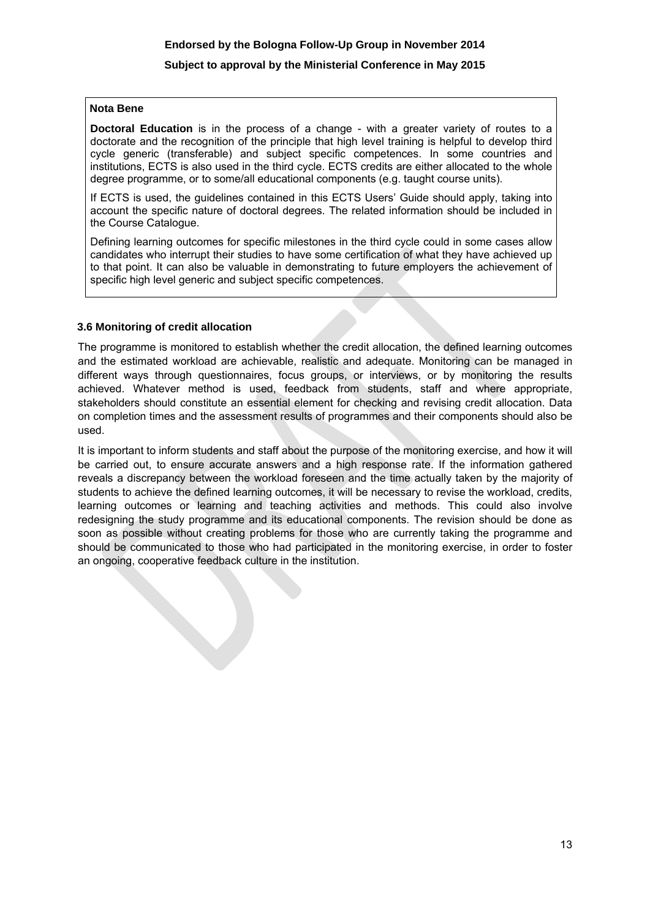**Nota Bene**

**Doctoral Education** is in the process of a change - with a greater variety of routes to a doctorate and the recognition of the principle that high level training is helpful to develop third cycle generic (transferable) and subject specific competences. In some countries and institutions, ECTS is also used in the third cycle. ECTS credits are either allocated to the whole degree programme, or to some/all educational components (e.g. taught course units).

If ECTS is used, the guidelines contained in this ECTS Users' Guide should apply, taking into account the specific nature of doctoral degrees. The related information should be included in the Course Catalogue.

Defining learning outcomes for specific milestones in the third cycle could in some cases allow candidates who interrupt their studies to have some certification of what they have achieved up to that point. It can also be valuable in demonstrating to future employers the achievement of specific high level generic and subject specific competences.

### 3.6 Monitoring of credit allocation

The programme is monitored to establish whether the credit allocation, the defined learning outcomes and the estimated workload are achievable, realistic and adequate. Monitoring can be managed in different ways through questionnaires, focus groups, or interviews, or by monitoring the results achieved. Whatever method is used, feedback from students, staff and where appropriate, stakeholders should constitute an essential element for checking and revising credit allocation. Data on completion times and the assessment results of programmes and their components should also be used.

It is important to inform students and staff about the purpose of the monitoring exercise, and how it will be carried out, to ensure accurate answers and a high response rate. If the information gathered reveals a discrepancy between the workload foreseen and the time actually taken by the majority of students to achieve the defined learning outcomes, it will be necessary to revise the workload, credits, learning outcomes or learning and teaching activities and methods. This could also involve redesigning the study programme and its educational components. The revision should be done as soon as possible without creating problems for those who are currently taking the programme and should be communicated to those who had participated in the monitoring exercise, in order to foster an ongoing, cooperative feedback culture in the institution.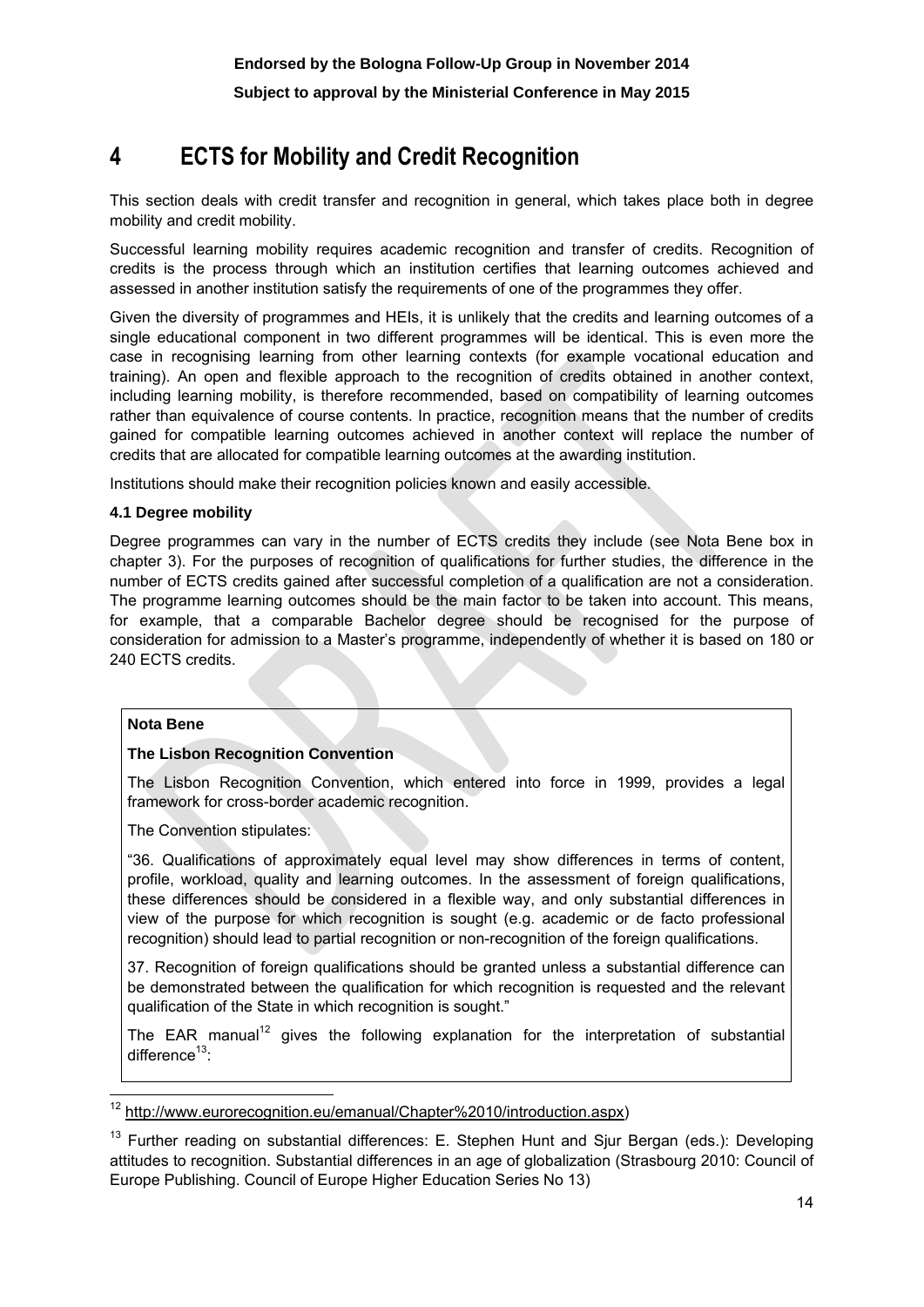# 4 ECTS for Mobility and Credit Recognition

This section deals with credit transfer and recognition in general, which takes place both in degree mobility and credit mobility.

Successful learning mobility requires academic recognition and transfer of credits. Recognition of credits is the process through which an institution certifies that learning outcomes achieved and assessed in another institution satisfy the requirements of one of the programmes they offer.

Given the diversity of programmes and HEIs, it is unlikely that the credits and learning outcomes of a single educational component in two different programmes will be identical. This is even more the case in recognising learning from other learning contexts (for example vocational education and training). An open and flexible approach to the recognition of credits obtained in another context, including learning mobility, is therefore recommended, based on compatibility of learning outcomes rather than equivalence of course contents. In practice, recognition means that the number of credits gained for compatible learning outcomes achieved in another context will replace the number of credits that are allocated for compatible learning outcomes at the awarding institution.

Institutions should make their recognition policies known and easily accessible.

### 4.1 Degree mobility

Degree programmes can vary in the number of ECTS credits they include (see Nota Bene box in chapter 3). For the purposes of recognition of qualifications for further studies, the difference in the number of ECTS credits gained after successful completion of a qualification are not a consideration. The programme learning outcomes should be the main factor to be taken into account. This means, for example, that a comparable Bachelor degree should be recognised for the purpose of consideration for admission to a Master's programme, independently of whether it is based on 180 or 240 ECTS credits.

**Nota Bene**

**The Lisbon Recognition Convention**

The Lisbon Recognition Convention, which entered into force in 1999, provides a legal framework for cross-border academic recognition.

The Convention stipulates:

"36. Qualifications of approximately equal level may show differences in terms of content, profile, workload, quality and learning outcomes. In the assessment of foreign qualifications, these differences should be considered in a flexible way, and only substantial differences in view of the purpose for which recognition is sought (e.g. academic or de facto professional recognition) should lead to partial recognition or non-recognition of the foreign qualifications.

37. Recognition of foreign qualifications should be granted unless a substantial difference can be demonstrated between the qualification for which recognition is requested and the relevant qualification of the State in which recognition is sought."

The EAR manual[12] gives the following explanation for the interpretation of substantial difference[13]:

[12] http://www.eurorecognition.eu/emanual/Chapter%2010/introduction.aspx)

[13] Further reading on substantial differences: E. Stephen Hunt and Sjur Bergan (eds.): Developing attitudes to recognition. Substantial differences in an age of globalization (Strasbourg 2010: Council of Europe Publishing. Council of Europe Higher Education Series No 13)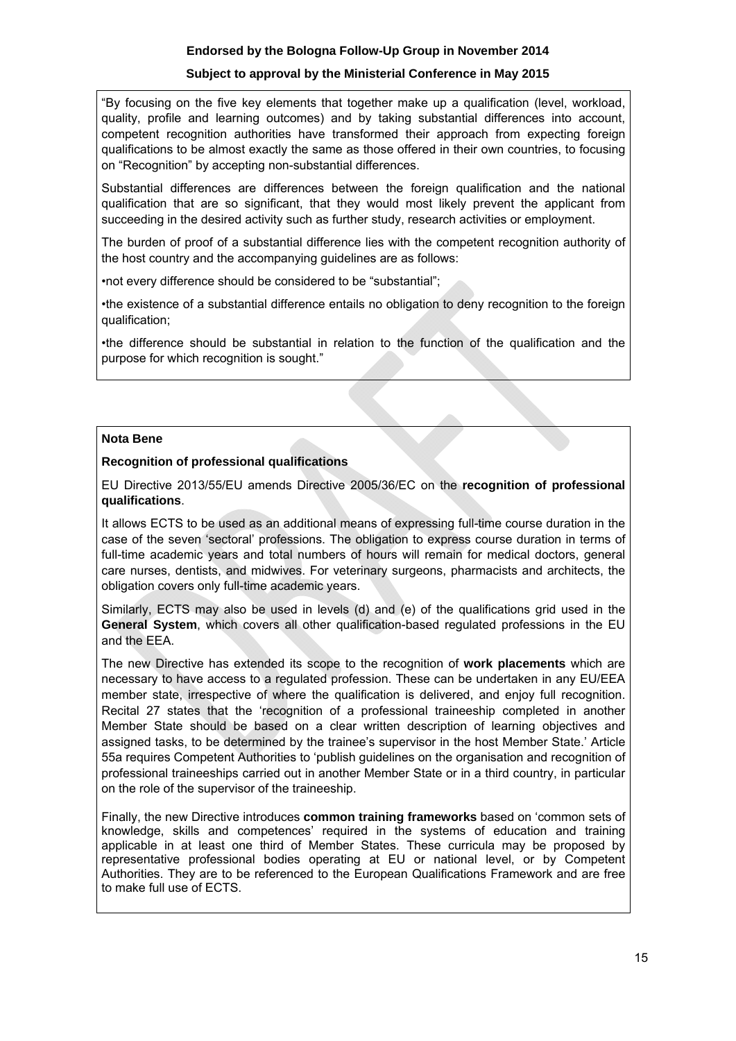"By focusing on the five key elements that together make up a qualification (level, workload, quality, profile and learning outcomes) and by taking substantial differences into account, competent recognition authorities have transformed their approach from expecting foreign qualifications to be almost exactly the same as those offered in their own countries, to focusing on "Recognition" by accepting non-substantial differences.

Substantial differences are differences between the foreign qualification and the national qualification that are so significant, that they would most likely prevent the applicant from succeeding in the desired activity such as further study, research activities or employment.

The burden of proof of a substantial difference lies with the competent recognition authority of the host country and the accompanying guidelines are as follows:

•not every difference should be considered to be "substantial";

•the existence of a substantial difference entails no obligation to deny recognition to the foreign qualification;

•the difference should be substantial in relation to the function of the qualification and the purpose for which recognition is sought."

**Nota Bene**

**Recognition of professional qualifications**

EU Directive 2013/55/EU amends Directive 2005/36/EC on the **recognition of professional qualifications**.

It allows ECTS to be used as an additional means of expressing full-time course duration in the case of the seven 'sectoral' professions. The obligation to express course duration in terms of full-time academic years and total numbers of hours will remain for medical doctors, general care nurses, dentists, and midwives. For veterinary surgeons, pharmacists and architects, the obligation covers only full-time academic years.

Similarly, ECTS may also be used in levels (d) and (e) of the qualifications grid used in the **General System**, which covers all other qualification-based regulated professions in the EU and the EEA.

The new Directive has extended its scope to the recognition of **work placements** which are necessary to have access to a regulated profession. These can be undertaken in any EU/EEA member state, irrespective of where the qualification is delivered, and enjoy full recognition. Recital 27 states that the 'recognition of a professional traineeship completed in another Member State should be based on a clear written description of learning objectives and assigned tasks, to be determined by the trainee's supervisor in the host Member State.' Article 55a requires Competent Authorities to 'publish guidelines on the organisation and recognition of professional traineeships carried out in another Member State or in a third country, in particular on the role of the supervisor of the traineeship.

Finally, the new Directive introduces **common training frameworks** based on 'common sets of knowledge, skills and competences' required in the systems of education and training applicable in at least one third of Member States. These curricula may be proposed by representative professional bodies operating at EU or national level, or by Competent Authorities. They are to be referenced to the European Qualifications Framework and are free to make full use of ECTS.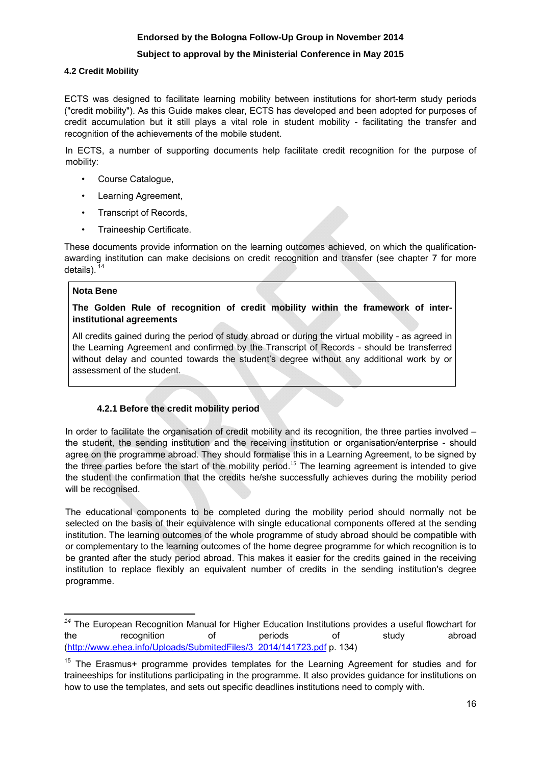#### 4.2 Credit Mobility

ECTS was designed to facilitate learning mobility between institutions for short-term study periods ("credit mobility"). As this Guide makes clear, ECTS has developed and been adopted for purposes of credit accumulation but it still plays a vital role in student mobility - facilitating the transfer and recognition of the achievements of the mobile student.

In ECTS, a number of supporting documents help facilitate credit recognition for the purpose of mobility:

- Course Catalogue,
- Learning Agreement,
- Transcript of Records,
- Traineeship Certificate.

These documents provide information on the learning outcomes achieved, on which the qualification-awarding institution can make decisions on credit recognition and transfer (see chapter 7 for more details).[14]

> **Nota Bene**
>
> **The Golden Rule of recognition of credit mobility within the framework of inter-institutional agreements**
>
> All credits gained during the period of study abroad or during the virtual mobility - as agreed in the Learning Agreement and confirmed by the Transcript of Records - should be transferred without delay and counted towards the student's degree without any additional work by or assessment of the student.

##### 4.2.1 Before the credit mobility period

In order to facilitate the organisation of credit mobility and its recognition, the three parties involved – the student, the sending institution and the receiving institution or organisation/enterprise - should agree on the programme abroad. They should formalise this in a Learning Agreement, to be signed by the three parties before the start of the mobility period.[15] The learning agreement is intended to give the student the confirmation that the credits he/she successfully achieves during the mobility period will be recognised.

The educational components to be completed during the mobility period should normally not be selected on the basis of their equivalence with single educational components offered at the sending institution. The learning outcomes of the whole programme of study abroad should be compatible with or complementary to the learning outcomes of the home degree programme for which recognition is to be granted after the study period abroad. This makes it easier for the credits gained in the receiving institution to replace flexibly an equivalent number of credits in the sending institution's degree programme.

---

[14] The European Recognition Manual for Higher Education Institutions provides a useful flowchart for the recognition of periods of study abroad (http://www.ehea.info/Uploads/SubmitedFiles/3_2014/141723.pdf p. 134)

[15] The Erasmus+ programme provides templates for the Learning Agreement for studies and for traineeships for institutions participating in the programme. It also provides guidance for institutions on how to use the templates, and sets out specific deadlines institutions need to comply with.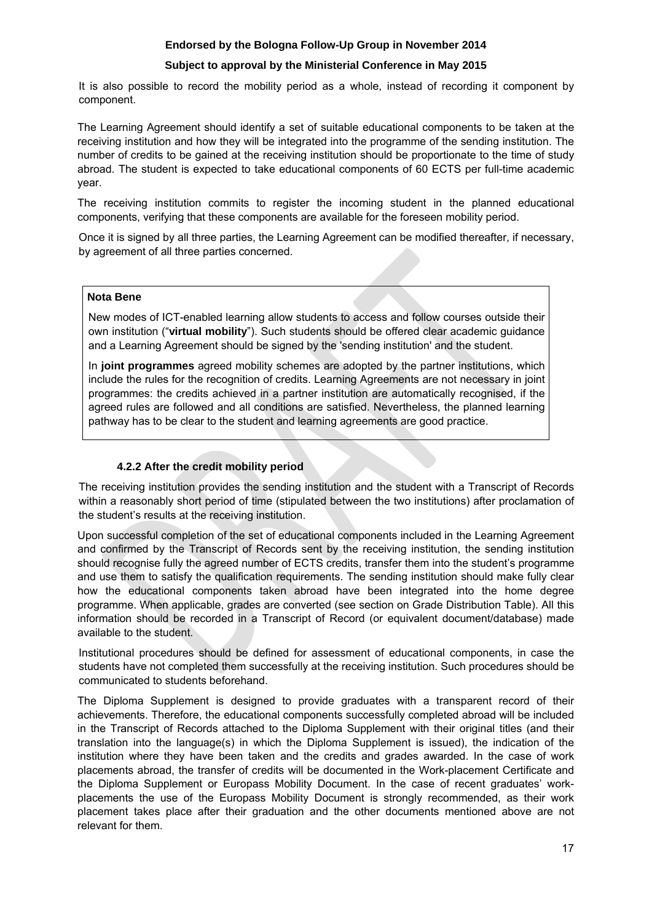It is also possible to record the mobility period as a whole, instead of recording it component by component.

The Learning Agreement should identify a set of suitable educational components to be taken at the receiving institution and how they will be integrated into the programme of the sending institution. The number of credits to be gained at the receiving institution should be proportionate to the time of study abroad. The student is expected to take educational components of 60 ECTS per full-time academic year.

The receiving institution commits to register the incoming student in the planned educational components, verifying that these components are available for the foreseen mobility period.

Once it is signed by all three parties, the Learning Agreement can be modified thereafter, if necessary, by agreement of all three parties concerned.

> **Nota Bene**
>
> New modes of ICT-enabled learning allow students to access and follow courses outside their own institution ("**virtual mobility**"). Such students should be offered clear academic guidance and a Learning Agreement should be signed by the 'sending institution' and the student.
>
> In **joint programmes** agreed mobility schemes are adopted by the partner institutions, which include the rules for the recognition of credits. Learning Agreements are not necessary in joint programmes: the credits achieved in a partner institution are automatically recognised, if the agreed rules are followed and all conditions are satisfied. Nevertheless, the planned learning pathway has to be clear to the student and learning agreements are good practice.

#### 4.2.2 After the credit mobility period

The receiving institution provides the sending institution and the student with a Transcript of Records within a reasonably short period of time (stipulated between the two institutions) after proclamation of the student's results at the receiving institution.

Upon successful completion of the set of educational components included in the Learning Agreement and confirmed by the Transcript of Records sent by the receiving institution, the sending institution should recognise fully the agreed number of ECTS credits, transfer them into the student's programme and use them to satisfy the qualification requirements. The sending institution should make fully clear how the educational components taken abroad have been integrated into the home degree programme. When applicable, grades are converted (see section on Grade Distribution Table). All this information should be recorded in a Transcript of Record (or equivalent document/database) made available to the student.

Institutional procedures should be defined for assessment of educational components, in case the students have not completed them successfully at the receiving institution. Such procedures should be communicated to students beforehand.

The Diploma Supplement is designed to provide graduates with a transparent record of their achievements. Therefore, the educational components successfully completed abroad will be included in the Transcript of Records attached to the Diploma Supplement with their original titles (and their translation into the language(s) in which the Diploma Supplement is issued), the indication of the institution where they have been taken and the credits and grades awarded. In the case of work placements abroad, the transfer of credits will be documented in the Work-placement Certificate and the Diploma Supplement or Europass Mobility Document. In the case of recent graduates' work-placements the use of the Europass Mobility Document is strongly recommended, as their work placement takes place after their graduation and the other documents mentioned above are not relevant for them.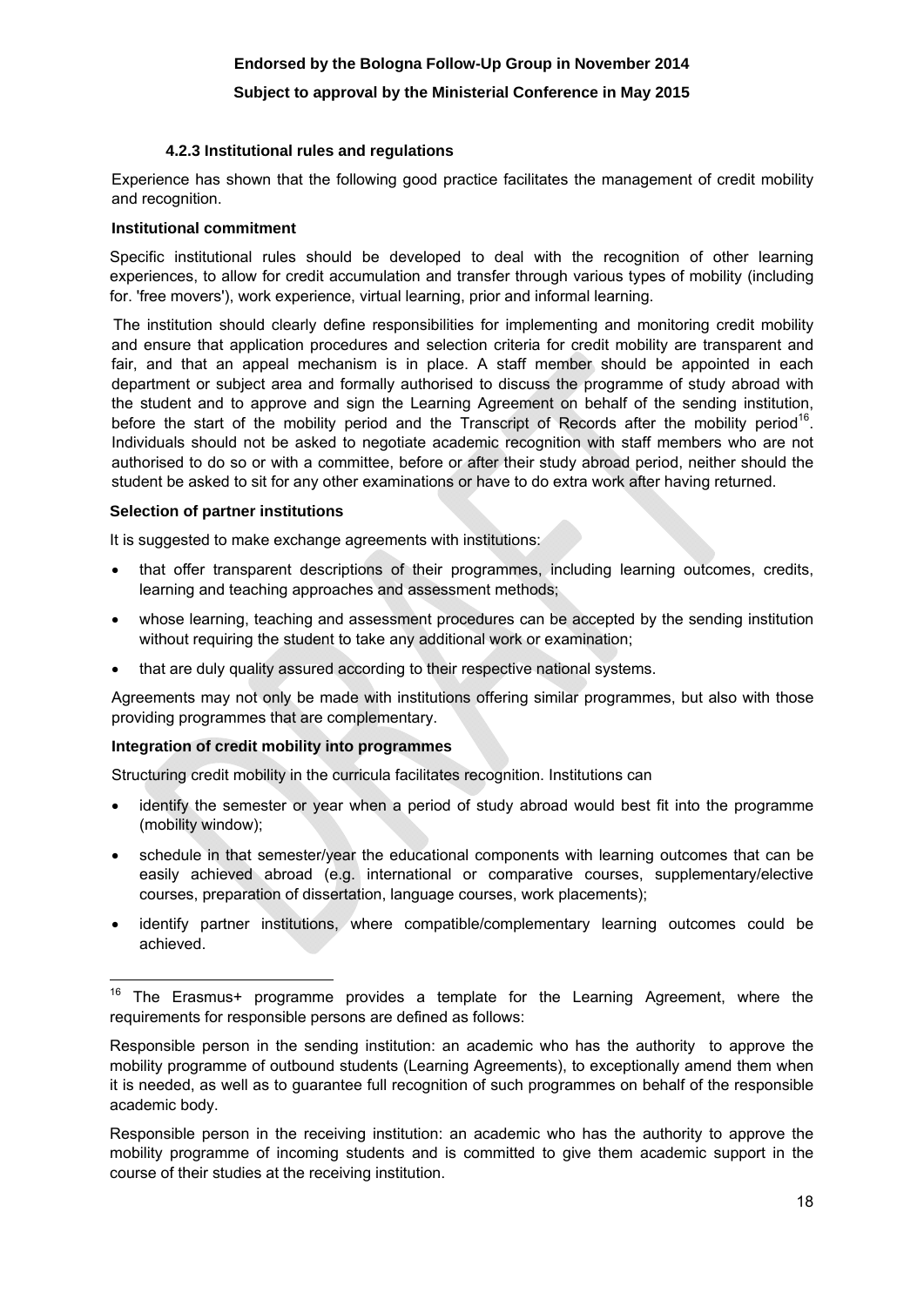#### 4.2.3 Institutional rules and regulations

Experience has shown that the following good practice facilitates the management of credit mobility and recognition.

**Institutional commitment**

Specific institutional rules should be developed to deal with the recognition of other learning experiences, to allow for credit accumulation and transfer through various types of mobility (including for. 'free movers'), work experience, virtual learning, prior and informal learning.

The institution should clearly define responsibilities for implementing and monitoring credit mobility and ensure that application procedures and selection criteria for credit mobility are transparent and fair, and that an appeal mechanism is in place. A staff member should be appointed in each department or subject area and formally authorised to discuss the programme of study abroad with the student and to approve and sign the Learning Agreement on behalf of the sending institution, before the start of the mobility period and the Transcript of Records after the mobility period[16]. Individuals should not be asked to negotiate academic recognition with staff members who are not authorised to do so or with a committee, before or after their study abroad period, neither should the student be asked to sit for any other examinations or have to do extra work after having returned.

**Selection of partner institutions**

It is suggested to make exchange agreements with institutions:

- that offer transparent descriptions of their programmes, including learning outcomes, credits, learning and teaching approaches and assessment methods;
- whose learning, teaching and assessment procedures can be accepted by the sending institution without requiring the student to take any additional work or examination;
- that are duly quality assured according to their respective national systems.

Agreements may not only be made with institutions offering similar programmes, but also with those providing programmes that are complementary.

**Integration of credit mobility into programmes**

Structuring credit mobility in the curricula facilitates recognition. Institutions can

- identify the semester or year when a period of study abroad would best fit into the programme (mobility window);
- schedule in that semester/year the educational components with learning outcomes that can be easily achieved abroad (e.g. international or comparative courses, supplementary/elective courses, preparation of dissertation, language courses, work placements);
- identify partner institutions, where compatible/complementary learning outcomes could be achieved.

---

[16] The Erasmus+ programme provides a template for the Learning Agreement, where the requirements for responsible persons are defined as follows:

Responsible person in the sending institution: an academic who has the authority to approve the mobility programme of outbound students (Learning Agreements), to exceptionally amend them when it is needed, as well as to guarantee full recognition of such programmes on behalf of the responsible academic body.

Responsible person in the receiving institution: an academic who has the authority to approve the mobility programme of incoming students and is committed to give them academic support in the course of their studies at the receiving institution.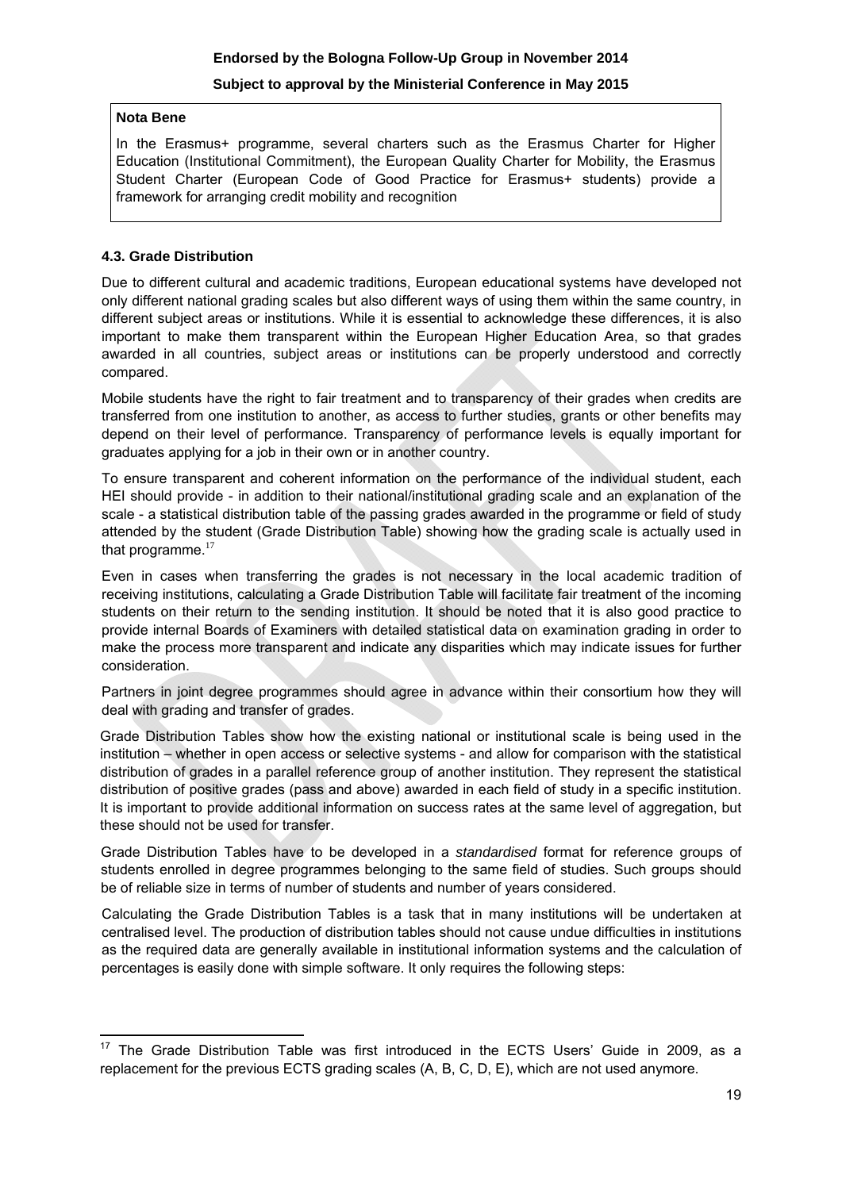**Nota Bene**

In the Erasmus+ programme, several charters such as the Erasmus Charter for Higher Education (Institutional Commitment), the European Quality Charter for Mobility, the Erasmus Student Charter (European Code of Good Practice for Erasmus+ students) provide a framework for arranging credit mobility and recognition

### 4.3. Grade Distribution

Due to different cultural and academic traditions, European educational systems have developed not only different national grading scales but also different ways of using them within the same country, in different subject areas or institutions. While it is essential to acknowledge these differences, it is also important to make them transparent within the European Higher Education Area, so that grades awarded in all countries, subject areas or institutions can be properly understood and correctly compared.

Mobile students have the right to fair treatment and to transparency of their grades when credits are transferred from one institution to another, as access to further studies, grants or other benefits may depend on their level of performance. Transparency of performance levels is equally important for graduates applying for a job in their own or in another country.

To ensure transparent and coherent information on the performance of the individual student, each HEI should provide - in addition to their national/institutional grading scale and an explanation of the scale - a statistical distribution table of the passing grades awarded in the programme or field of study attended by the student (Grade Distribution Table) showing how the grading scale is actually used in that programme.[17]

Even in cases when transferring the grades is not necessary in the local academic tradition of receiving institutions, calculating a Grade Distribution Table will facilitate fair treatment of the incoming students on their return to the sending institution. It should be noted that it is also good practice to provide internal Boards of Examiners with detailed statistical data on examination grading in order to make the process more transparent and indicate any disparities which may indicate issues for further consideration.

Partners in joint degree programmes should agree in advance within their consortium how they will deal with grading and transfer of grades.

Grade Distribution Tables show how the existing national or institutional scale is being used in the institution – whether in open access or selective systems - and allow for comparison with the statistical distribution of grades in a parallel reference group of another institution. They represent the statistical distribution of positive grades (pass and above) awarded in each field of study in a specific institution. It is important to provide additional information on success rates at the same level of aggregation, but these should not be used for transfer.

Grade Distribution Tables have to be developed in a *standardised* format for reference groups of students enrolled in degree programmes belonging to the same field of studies. Such groups should be of reliable size in terms of number of students and number of years considered.

Calculating the Grade Distribution Tables is a task that in many institutions will be undertaken at centralised level. The production of distribution tables should not cause undue difficulties in institutions as the required data are generally available in institutional information systems and the calculation of percentages is easily done with simple software. It only requires the following steps:

---

[17] The Grade Distribution Table was first introduced in the ECTS Users' Guide in 2009, as a replacement for the previous ECTS grading scales (A, B, C, D, E), which are not used anymore.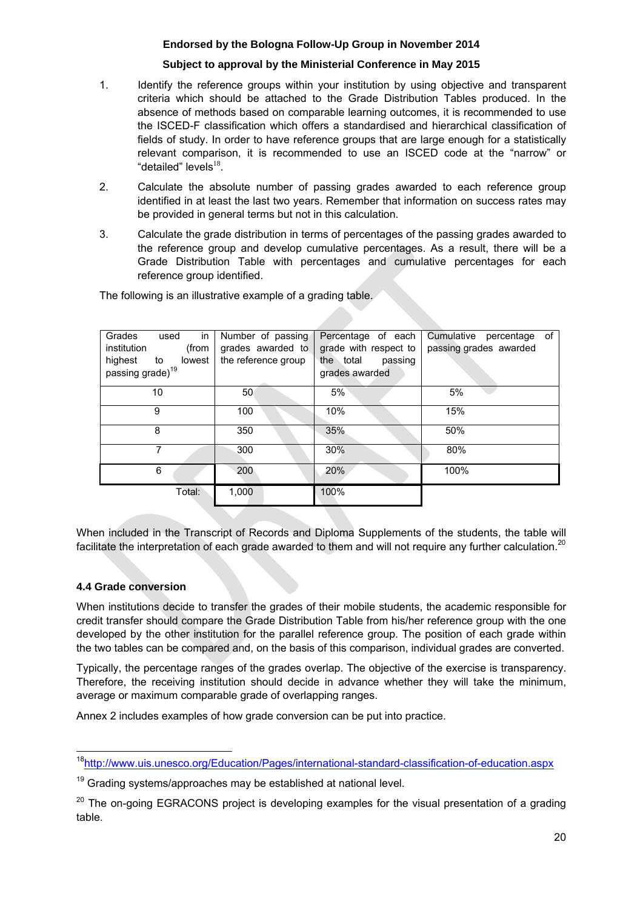1. Identify the reference groups within your institution by using objective and transparent criteria which should be attached to the Grade Distribution Tables produced. In the absence of methods based on comparable learning outcomes, it is recommended to use the ISCED-F classification which offers a standardised and hierarchical classification of fields of study. In order to have reference groups that are large enough for a statistically relevant comparison, it is recommended to use an ISCED code at the "narrow" or "detailed" levels[18].

2. Calculate the absolute number of passing grades awarded to each reference group identified in at least the last two years. Remember that information on success rates may be provided in general terms but not in this calculation.

3. Calculate the grade distribution in terms of percentages of the passing grades awarded to the reference group and develop cumulative percentages. As a result, there will be a Grade Distribution Table with percentages and cumulative percentages for each reference group identified.

The following is an illustrative example of a grading table.

| Grades used in institution (from highest to lowest passing grade)[19] | Number of passing grades awarded to the reference group | Percentage of each grade with respect to the total passing grades awarded | Cumulative percentage of passing grades awarded |
|---|---|---|---|
| 10 | 50 | 5% | 5% |
| 9 | 100 | 10% | 15% |
| 8 | 350 | 35% | 50% |
| 7 | 300 | 30% | 80% |
| 6 | 200 | 20% | 100% |
| Total: | 1,000 | 100% | |

When included in the Transcript of Records and Diploma Supplements of the students, the table will facilitate the interpretation of each grade awarded to them and will not require any further calculation.[20]

### 4.4 Grade conversion

When institutions decide to transfer the grades of their mobile students, the academic responsible for credit transfer should compare the Grade Distribution Table from his/her reference group with the one developed by the other institution for the parallel reference group. The position of each grade within the two tables can be compared and, on the basis of this comparison, individual grades are converted.

Typically, the percentage ranges of the grades overlap. The objective of the exercise is transparency. Therefore, the receiving institution should decide in advance whether they will take the minimum, average or maximum comparable grade of overlapping ranges.

Annex 2 includes examples of how grade conversion can be put into practice.

---

[18] http://www.uis.unesco.org/Education/Pages/international-standard-classification-of-education.aspx

[19] Grading systems/approaches may be established at national level.

[20] The on-going EGRACONS project is developing examples for the visual presentation of a grading table.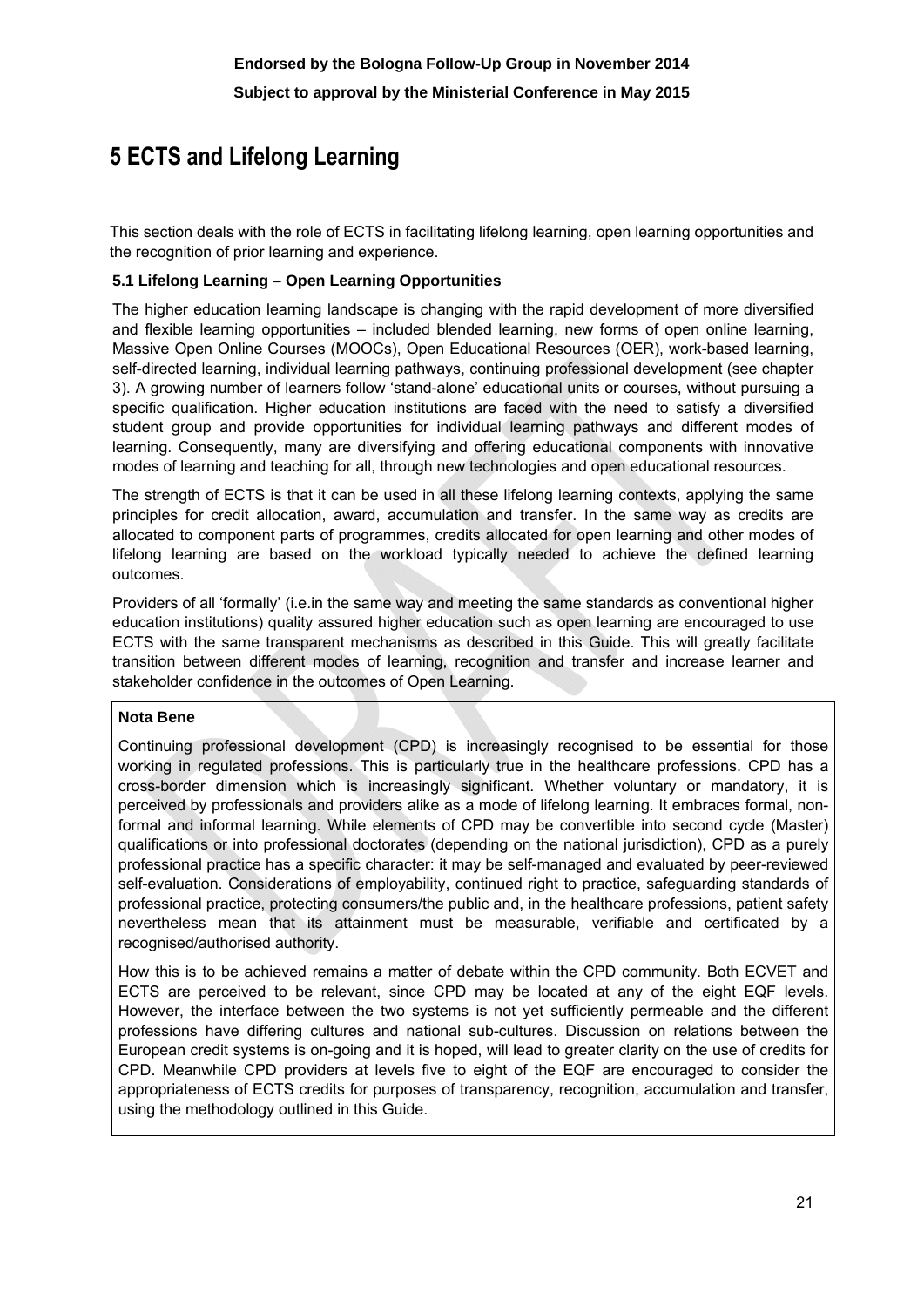# 5 ECTS and Lifelong Learning

This section deals with the role of ECTS in facilitating lifelong learning, open learning opportunities and the recognition of prior learning and experience.

### 5.1 Lifelong Learning – Open Learning Opportunities

The higher education learning landscape is changing with the rapid development of more diversified and flexible learning opportunities – included blended learning, new forms of open online learning, Massive Open Online Courses (MOOCs), Open Educational Resources (OER), work-based learning, self-directed learning, individual learning pathways, continuing professional development (see chapter 3). A growing number of learners follow 'stand-alone' educational units or courses, without pursuing a specific qualification. Higher education institutions are faced with the need to satisfy a diversified student group and provide opportunities for individual learning pathways and different modes of learning. Consequently, many are diversifying and offering educational components with innovative modes of learning and teaching for all, through new technologies and open educational resources.

The strength of ECTS is that it can be used in all these lifelong learning contexts, applying the same principles for credit allocation, award, accumulation and transfer. In the same way as credits are allocated to component parts of programmes, credits allocated for open learning and other modes of lifelong learning are based on the workload typically needed to achieve the defined learning outcomes.

Providers of all 'formally' (i.e.in the same way and meeting the same standards as conventional higher education institutions) quality assured higher education such as open learning are encouraged to use ECTS with the same transparent mechanisms as described in this Guide. This will greatly facilitate transition between different modes of learning, recognition and transfer and increase learner and stakeholder confidence in the outcomes of Open Learning.

**Nota Bene**

Continuing professional development (CPD) is increasingly recognised to be essential for those working in regulated professions. This is particularly true in the healthcare professions. CPD has a cross-border dimension which is increasingly significant. Whether voluntary or mandatory, it is perceived by professionals and providers alike as a mode of lifelong learning. It embraces formal, non-formal and informal learning. While elements of CPD may be convertible into second cycle (Master) qualifications or into professional doctorates (depending on the national jurisdiction), CPD as a purely professional practice has a specific character: it may be self-managed and evaluated by peer-reviewed self-evaluation. Considerations of employability, continued right to practice, safeguarding standards of professional practice, protecting consumers/the public and, in the healthcare professions, patient safety nevertheless mean that its attainment must be measurable, verifiable and certificated by a recognised/authorised authority.

How this is to be achieved remains a matter of debate within the CPD community. Both ECVET and ECTS are perceived to be relevant, since CPD may be located at any of the eight EQF levels. However, the interface between the two systems is not yet sufficiently permeable and the different professions have differing cultures and national sub-cultures. Discussion on relations between the European credit systems is on-going and it is hoped, will lead to greater clarity on the use of credits for CPD. Meanwhile CPD providers at levels five to eight of the EQF are encouraged to consider the appropriateness of ECTS credits for purposes of transparency, recognition, accumulation and transfer, using the methodology outlined in this Guide.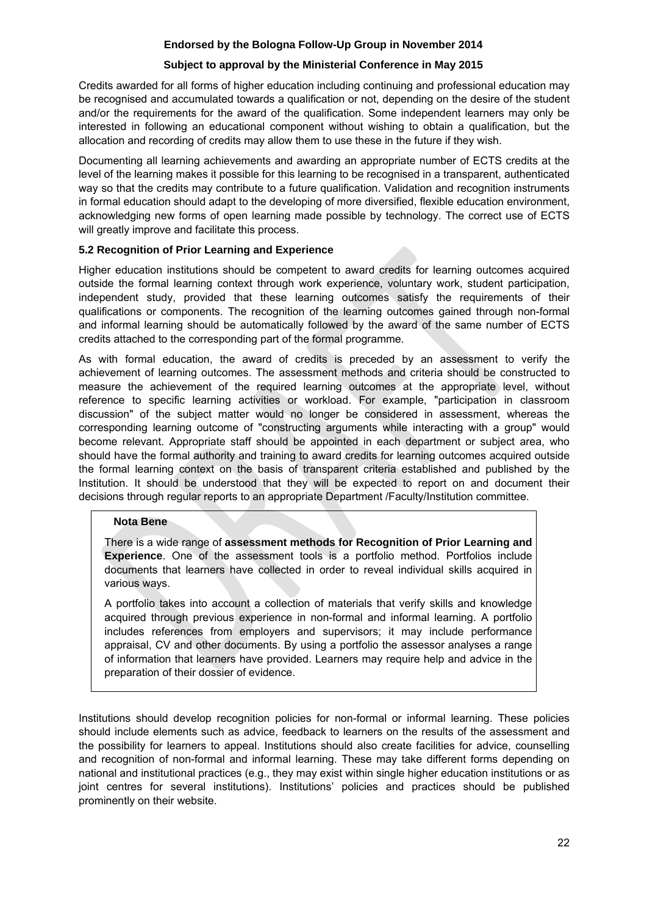Credits awarded for all forms of higher education including continuing and professional education may be recognised and accumulated towards a qualification or not, depending on the desire of the student and/or the requirements for the award of the qualification. Some independent learners may only be interested in following an educational component without wishing to obtain a qualification, but the allocation and recording of credits may allow them to use these in the future if they wish.

Documenting all learning achievements and awarding an appropriate number of ECTS credits at the level of the learning makes it possible for this learning to be recognised in a transparent, authenticated way so that the credits may contribute to a future qualification. Validation and recognition instruments in formal education should adapt to the developing of more diversified, flexible education environment, acknowledging new forms of open learning made possible by technology. The correct use of ECTS will greatly improve and facilitate this process.

### 5.2 Recognition of Prior Learning and Experience

Higher education institutions should be competent to award credits for learning outcomes acquired outside the formal learning context through work experience, voluntary work, student participation, independent study, provided that these learning outcomes satisfy the requirements of their qualifications or components. The recognition of the learning outcomes gained through non-formal and informal learning should be automatically followed by the award of the same number of ECTS credits attached to the corresponding part of the formal programme.

As with formal education, the award of credits is preceded by an assessment to verify the achievement of learning outcomes. The assessment methods and criteria should be constructed to measure the achievement of the required learning outcomes at the appropriate level, without reference to specific learning activities or workload. For example, "participation in classroom discussion" of the subject matter would no longer be considered in assessment, whereas the corresponding learning outcome of "constructing arguments while interacting with a group" would become relevant. Appropriate staff should be appointed in each department or subject area, who should have the formal authority and training to award credits for learning outcomes acquired outside the formal learning context on the basis of transparent criteria established and published by the Institution. It should be understood that they will be expected to report on and document their decisions through regular reports to an appropriate Department /Faculty/Institution committee.

> **Nota Bene**
>
> There is a wide range of **assessment methods for Recognition of Prior Learning and Experience**. One of the assessment tools is a portfolio method. Portfolios include documents that learners have collected in order to reveal individual skills acquired in various ways.
>
> A portfolio takes into account a collection of materials that verify skills and knowledge acquired through previous experience in non-formal and informal learning. A portfolio includes references from employers and supervisors; it may include performance appraisal, CV and other documents. By using a portfolio the assessor analyses a range of information that learners have provided. Learners may require help and advice in the preparation of their dossier of evidence.

Institutions should develop recognition policies for non-formal or informal learning. These policies should include elements such as advice, feedback to learners on the results of the assessment and the possibility for learners to appeal. Institutions should also create facilities for advice, counselling and recognition of non-formal and informal learning. These may take different forms depending on national and institutional practices (e.g., they may exist within single higher education institutions or as joint centres for several institutions). Institutions' policies and practices should be published prominently on their website.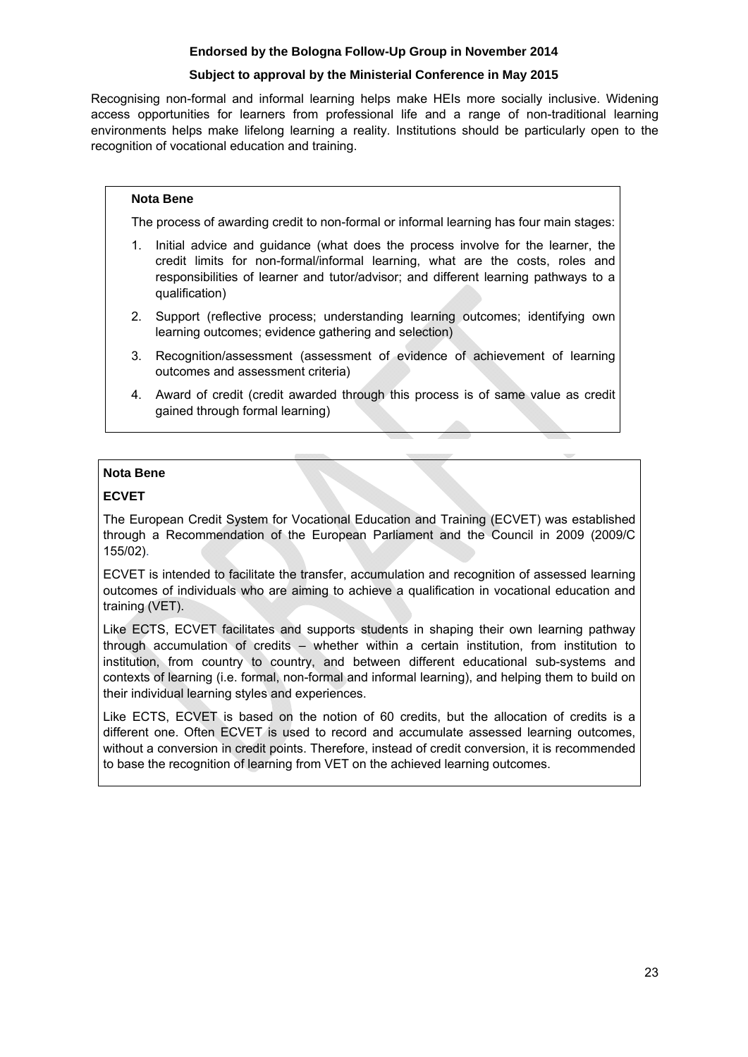Recognising non-formal and informal learning helps make HEIs more socially inclusive. Widening access opportunities for learners from professional life and a range of non-traditional learning environments helps make lifelong learning a reality. Institutions should be particularly open to the recognition of vocational education and training.

> **Nota Bene**
>
> The process of awarding credit to non-formal or informal learning has four main stages:
>
> 1. Initial advice and guidance (what does the process involve for the learner, the credit limits for non-formal/informal learning, what are the costs, roles and responsibilities of learner and tutor/advisor; and different learning pathways to a qualification)
> 2. Support (reflective process; understanding learning outcomes; identifying own learning outcomes; evidence gathering and selection)
> 3. Recognition/assessment (assessment of evidence of achievement of learning outcomes and assessment criteria)
> 4. Award of credit (credit awarded through this process is of same value as credit gained through formal learning)

> **Nota Bene**
>
> **ECVET**
>
> The European Credit System for Vocational Education and Training (ECVET) was established through a Recommendation of the European Parliament and the Council in 2009 (2009/C 155/02).
>
> ECVET is intended to facilitate the transfer, accumulation and recognition of assessed learning outcomes of individuals who are aiming to achieve a qualification in vocational education and training (VET).
>
> Like ECTS, ECVET facilitates and supports students in shaping their own learning pathway through accumulation of credits – whether within a certain institution, from institution to institution, from country to country, and between different educational sub-systems and contexts of learning (i.e. formal, non-formal and informal learning), and helping them to build on their individual learning styles and experiences.
>
> Like ECTS, ECVET is based on the notion of 60 credits, but the allocation of credits is a different one. Often ECVET is used to record and accumulate assessed learning outcomes, without a conversion in credit points. Therefore, instead of credit conversion, it is recommended to base the recognition of learning from VET on the achieved learning outcomes.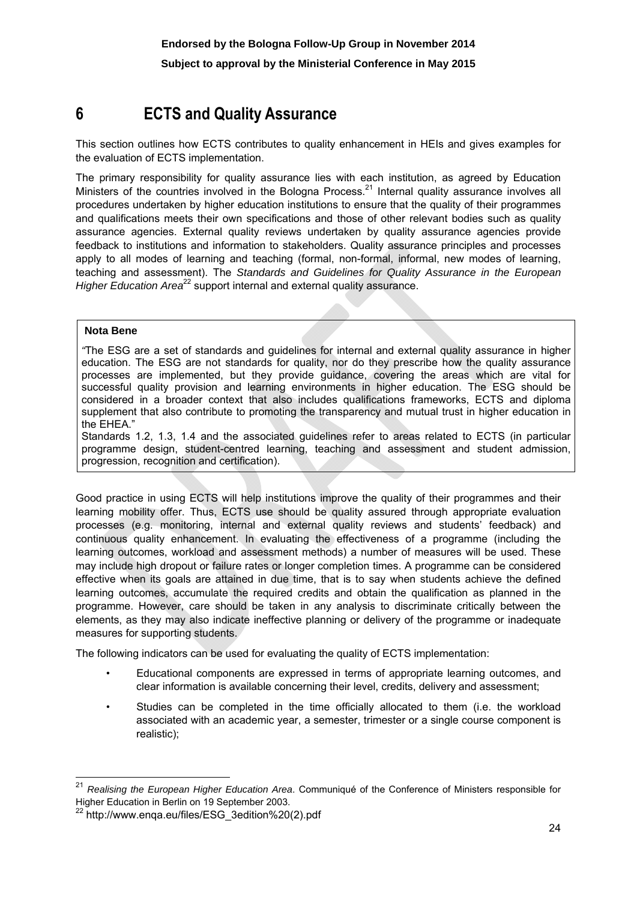# 6 ECTS and Quality Assurance

This section outlines how ECTS contributes to quality enhancement in HEIs and gives examples for the evaluation of ECTS implementation.

The primary responsibility for quality assurance lies with each institution, as agreed by Education Ministers of the countries involved in the Bologna Process.[21] Internal quality assurance involves all procedures undertaken by higher education institutions to ensure that the quality of their programmes and qualifications meets their own specifications and those of other relevant bodies such as quality assurance agencies. External quality reviews undertaken by quality assurance agencies provide feedback to institutions and information to stakeholders. Quality assurance principles and processes apply to all modes of learning and teaching (formal, non-formal, informal, new modes of learning, teaching and assessment). The *Standards and Guidelines for Quality Assurance in the European Higher Education Area*[22] support internal and external quality assurance.

> **Nota Bene**
>
> "The ESG are a set of standards and guidelines for internal and external quality assurance in higher education. The ESG are not standards for quality, nor do they prescribe how the quality assurance processes are implemented, but they provide guidance, covering the areas which are vital for successful quality provision and learning environments in higher education. The ESG should be considered in a broader context that also includes qualifications frameworks, ECTS and diploma supplement that also contribute to promoting the transparency and mutual trust in higher education in the EHEA."
>
> Standards 1.2, 1.3, 1.4 and the associated guidelines refer to areas related to ECTS (in particular programme design, student-centred learning, teaching and assessment and student admission, progression, recognition and certification).

Good practice in using ECTS will help institutions improve the quality of their programmes and their learning mobility offer. Thus, ECTS use should be quality assured through appropriate evaluation processes (e.g. monitoring, internal and external quality reviews and students' feedback) and continuous quality enhancement. In evaluating the effectiveness of a programme (including the learning outcomes, workload and assessment methods) a number of measures will be used. These may include high dropout or failure rates or longer completion times. A programme can be considered effective when its goals are attained in due time, that is to say when students achieve the defined learning outcomes, accumulate the required credits and obtain the qualification as planned in the programme. However, care should be taken in any analysis to discriminate critically between the elements, as they may also indicate ineffective planning or delivery of the programme or inadequate measures for supporting students.

The following indicators can be used for evaluating the quality of ECTS implementation:

- Educational components are expressed in terms of appropriate learning outcomes, and clear information is available concerning their level, credits, delivery and assessment;
- Studies can be completed in the time officially allocated to them (i.e. the workload associated with an academic year, a semester, trimester or a single course component is realistic);

---

[21] *Realising the European Higher Education Area*. Communiqué of the Conference of Ministers responsible for Higher Education in Berlin on 19 September 2003.

[22] http://www.enqa.eu/files/ESG_3edition%20(2).pdf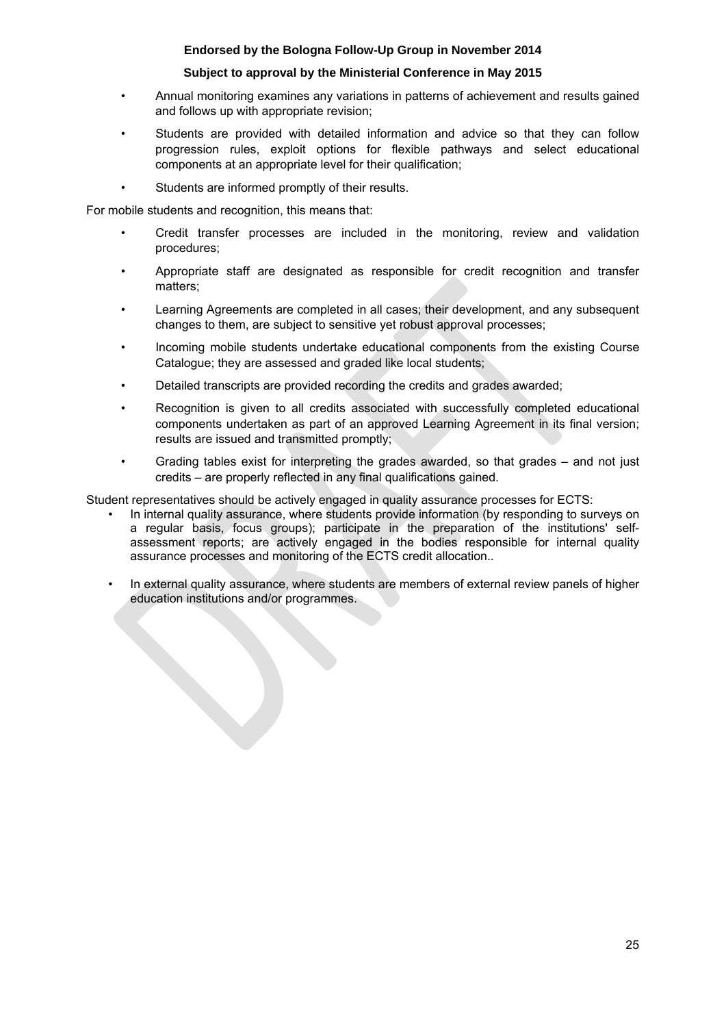- Annual monitoring examines any variations in patterns of achievement and results gained and follows up with appropriate revision;
- Students are provided with detailed information and advice so that they can follow progression rules, exploit options for flexible pathways and select educational components at an appropriate level for their qualification;
- Students are informed promptly of their results.

For mobile students and recognition, this means that:

- Credit transfer processes are included in the monitoring, review and validation procedures;
- Appropriate staff are designated as responsible for credit recognition and transfer matters;
- Learning Agreements are completed in all cases; their development, and any subsequent changes to them, are subject to sensitive yet robust approval processes;
- Incoming mobile students undertake educational components from the existing Course Catalogue; they are assessed and graded like local students;
- Detailed transcripts are provided recording the credits and grades awarded;
- Recognition is given to all credits associated with successfully completed educational components undertaken as part of an approved Learning Agreement in its final version; results are issued and transmitted promptly;
- Grading tables exist for interpreting the grades awarded, so that grades – and not just credits – are properly reflected in any final qualifications gained.

Student representatives should be actively engaged in quality assurance processes for ECTS:

- In internal quality assurance, where students provide information (by responding to surveys on a regular basis, focus groups); participate in the preparation of the institutions' self-assessment reports; are actively engaged in the bodies responsible for internal quality assurance processes and monitoring of the ECTS credit allocation..
- In external quality assurance, where students are members of external review panels of higher education institutions and/or programmes.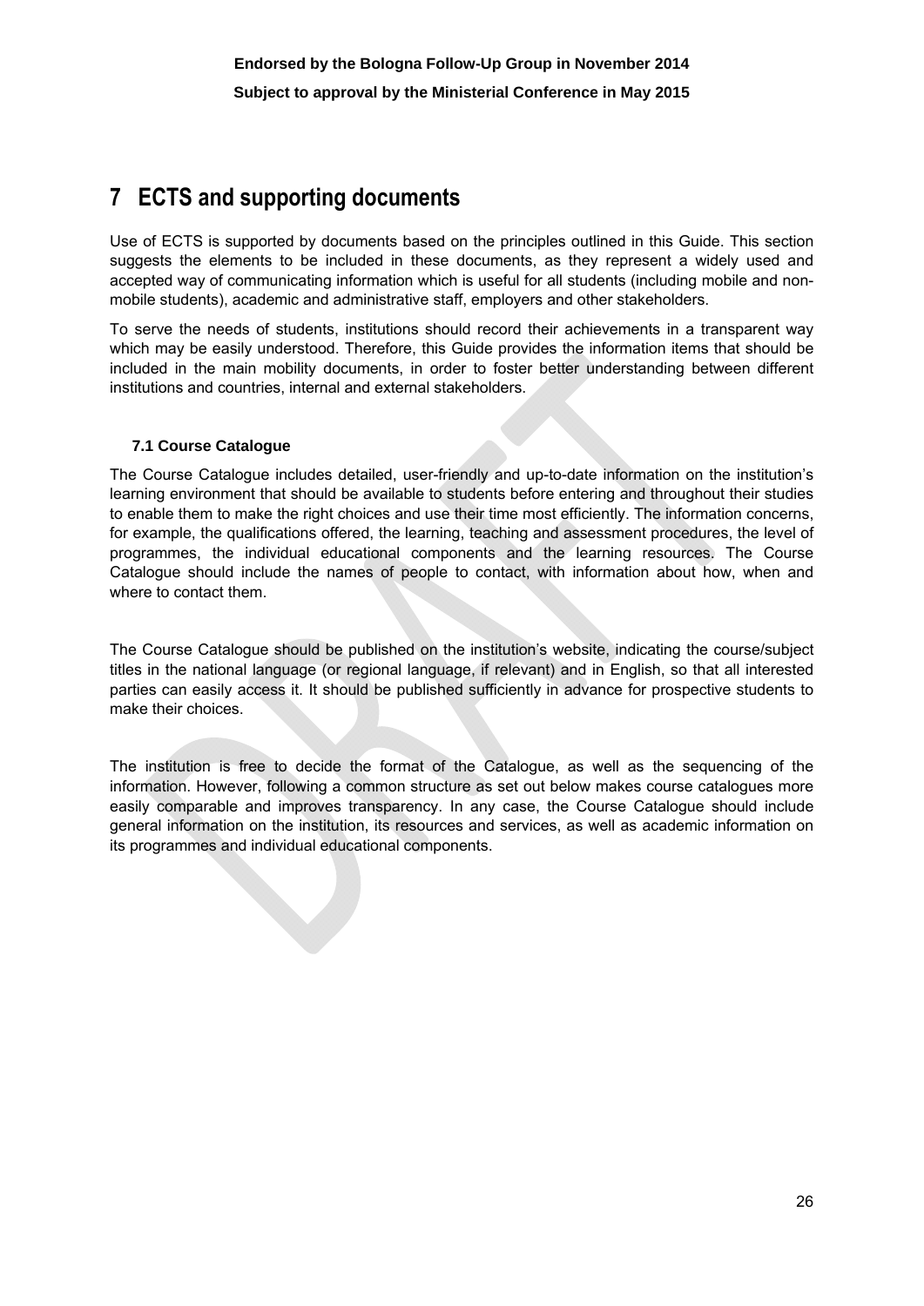# 7 ECTS and supporting documents

Use of ECTS is supported by documents based on the principles outlined in this Guide. This section suggests the elements to be included in these documents, as they represent a widely used and accepted way of communicating information which is useful for all students (including mobile and non-mobile students), academic and administrative staff, employers and other stakeholders.

To serve the needs of students, institutions should record their achievements in a transparent way which may be easily understood. Therefore, this Guide provides the information items that should be included in the main mobility documents, in order to foster better understanding between different institutions and countries, internal and external stakeholders.

## 7.1 Course Catalogue

The Course Catalogue includes detailed, user-friendly and up-to-date information on the institution's learning environment that should be available to students before entering and throughout their studies to enable them to make the right choices and use their time most efficiently. The information concerns, for example, the qualifications offered, the learning, teaching and assessment procedures, the level of programmes, the individual educational components and the learning resources. The Course Catalogue should include the names of people to contact, with information about how, when and where to contact them.

The Course Catalogue should be published on the institution's website, indicating the course/subject titles in the national language (or regional language, if relevant) and in English, so that all interested parties can easily access it. It should be published sufficiently in advance for prospective students to make their choices.

The institution is free to decide the format of the Catalogue, as well as the sequencing of the information. However, following a common structure as set out below makes course catalogues more easily comparable and improves transparency. In any case, the Course Catalogue should include general information on the institution, its resources and services, as well as academic information on its programmes and individual educational components.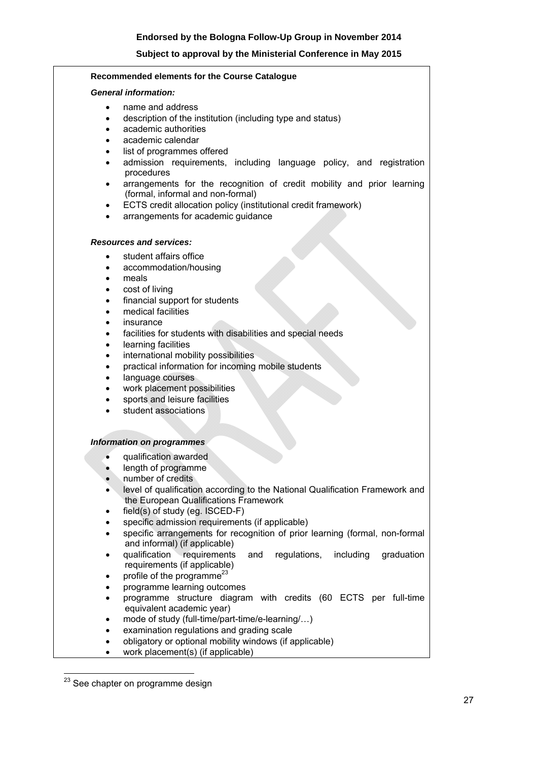**Recommended elements for the Course Catalogue**

***General information:***

- name and address
- description of the institution (including type and status)
- academic authorities
- academic calendar
- list of programmes offered
- admission requirements, including language policy, and registration procedures
- arrangements for the recognition of credit mobility and prior learning (formal, informal and non-formal)
- ECTS credit allocation policy (institutional credit framework)
- arrangements for academic guidance

***Resources and services:***

- student affairs office
- accommodation/housing
- meals
- cost of living
- financial support for students
- medical facilities
- insurance
- facilities for students with disabilities and special needs
- learning facilities
- international mobility possibilities
- practical information for incoming mobile students
- language courses
- work placement possibilities
- sports and leisure facilities
- student associations

***Information on programmes***

- qualification awarded
- length of programme
- number of credits
- level of qualification according to the National Qualification Framework and the European Qualifications Framework
- field(s) of study (eg. ISCED-F)
- specific admission requirements (if applicable)
- specific arrangements for recognition of prior learning (formal, non-formal and informal) (if applicable)
- qualification requirements and regulations, including graduation requirements (if applicable)
- profile of the programme[23]
- programme learning outcomes
- programme structure diagram with credits (60 ECTS per full-time equivalent academic year)
- mode of study (full-time/part-time/e-learning/…)
- examination regulations and grading scale
- obligatory or optional mobility windows (if applicable)
- work placement(s) (if applicable)

[23] See chapter on programme design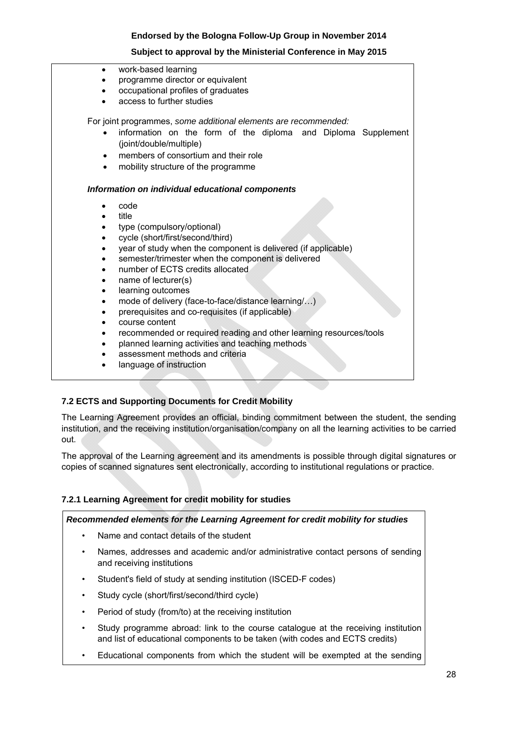- work-based learning
- programme director or equivalent
- occupational profiles of graduates
- access to further studies

For joint programmes, *some additional elements are recommended:*

- information on the form of the diploma and Diploma Supplement (joint/double/multiple)
- members of consortium and their role
- mobility structure of the programme

***Information on individual educational components***

- code
- title
- type (compulsory/optional)
- cycle (short/first/second/third)
- year of study when the component is delivered (if applicable)
- semester/trimester when the component is delivered
- number of ECTS credits allocated
- name of lecturer(s)
- learning outcomes
- mode of delivery (face-to-face/distance learning/…)
- prerequisites and co-requisites (if applicable)
- course content
- recommended or required reading and other learning resources/tools
- planned learning activities and teaching methods
- assessment methods and criteria
- language of instruction

### 7.2 ECTS and Supporting Documents for Credit Mobility

The Learning Agreement provides an official, binding commitment between the student, the sending institution, and the receiving institution/organisation/company on all the learning activities to be carried out.

The approval of the Learning agreement and its amendments is possible through digital signatures or copies of scanned signatures sent electronically, according to institutional regulations or practice.

#### 7.2.1 Learning Agreement for credit mobility for studies

***Recommended elements for the Learning Agreement for credit mobility for studies***

- Name and contact details of the student
- Names, addresses and academic and/or administrative contact persons of sending and receiving institutions
- Student's field of study at sending institution (ISCED-F codes)
- Study cycle (short/first/second/third cycle)
- Period of study (from/to) at the receiving institution
- Study programme abroad: link to the course catalogue at the receiving institution and list of educational components to be taken (with codes and ECTS credits)
- Educational components from which the student will be exempted at the sending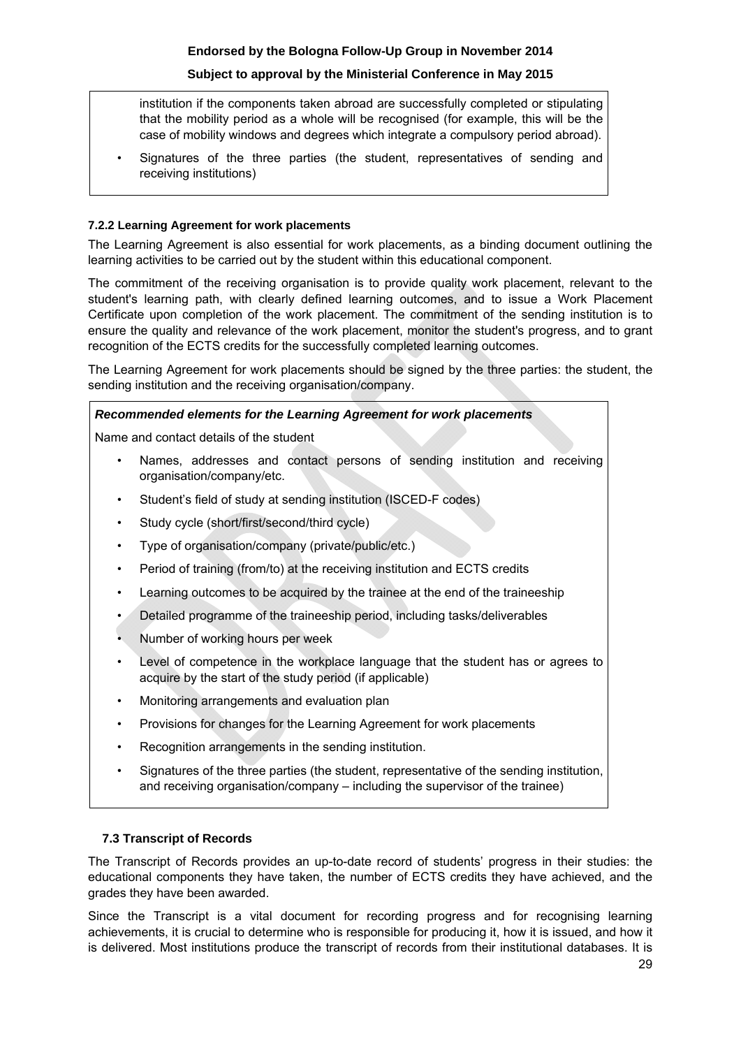institution if the components taken abroad are successfully completed or stipulating that the mobility period as a whole will be recognised (for example, this will be the case of mobility windows and degrees which integrate a compulsory period abroad).

- Signatures of the three parties (the student, representatives of sending and receiving institutions)

#### 7.2.2 Learning Agreement for work placements

The Learning Agreement is also essential for work placements, as a binding document outlining the learning activities to be carried out by the student within this educational component.

The commitment of the receiving organisation is to provide quality work placement, relevant to the student's learning path, with clearly defined learning outcomes, and to issue a Work Placement Certificate upon completion of the work placement. The commitment of the sending institution is to ensure the quality and relevance of the work placement, monitor the student's progress, and to grant recognition of the ECTS credits for the successfully completed learning outcomes.

The Learning Agreement for work placements should be signed by the three parties: the student, the sending institution and the receiving organisation/company.

***Recommended elements for the Learning Agreement for work placements***

Name and contact details of the student

- Names, addresses and contact persons of sending institution and receiving organisation/company/etc.
- Student's field of study at sending institution (ISCED-F codes)
- Study cycle (short/first/second/third cycle)
- Type of organisation/company (private/public/etc.)
- Period of training (from/to) at the receiving institution and ECTS credits
- Learning outcomes to be acquired by the trainee at the end of the traineeship
- Detailed programme of the traineeship period, including tasks/deliverables
- Number of working hours per week
- Level of competence in the workplace language that the student has or agrees to acquire by the start of the study period (if applicable)
- Monitoring arrangements and evaluation plan
- Provisions for changes for the Learning Agreement for work placements
- Recognition arrangements in the sending institution.
- Signatures of the three parties (the student, representative of the sending institution, and receiving organisation/company – including the supervisor of the trainee)

### 7.3 Transcript of Records

The Transcript of Records provides an up-to-date record of students' progress in their studies: the educational components they have taken, the number of ECTS credits they have achieved, and the grades they have been awarded.

Since the Transcript is a vital document for recording progress and for recognising learning achievements, it is crucial to determine who is responsible for producing it, how it is issued, and how it is delivered. Most institutions produce the transcript of records from their institutional databases. It is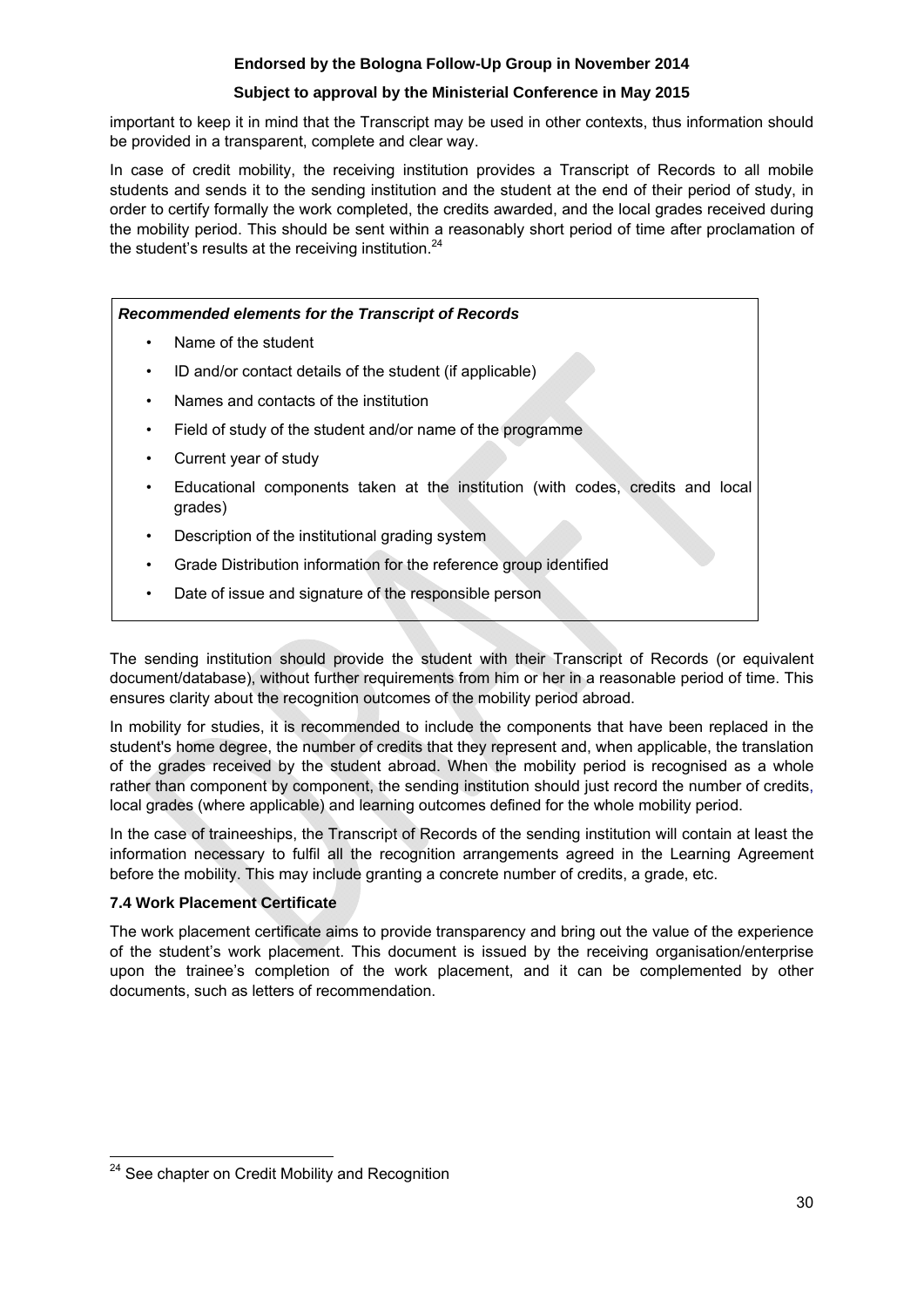important to keep it in mind that the Transcript may be used in other contexts, thus information should be provided in a transparent, complete and clear way.

In case of credit mobility, the receiving institution provides a Transcript of Records to all mobile students and sends it to the sending institution and the student at the end of their period of study, in order to certify formally the work completed, the credits awarded, and the local grades received during the mobility period. This should be sent within a reasonably short period of time after proclamation of the student's results at the receiving institution.[24]

***Recommended elements for the Transcript of Records***

- Name of the student
- ID and/or contact details of the student (if applicable)
- Names and contacts of the institution
- Field of study of the student and/or name of the programme
- Current year of study
- Educational components taken at the institution (with codes, credits and local grades)
- Description of the institutional grading system
- Grade Distribution information for the reference group identified
- Date of issue and signature of the responsible person

The sending institution should provide the student with their Transcript of Records (or equivalent document/database), without further requirements from him or her in a reasonable period of time. This ensures clarity about the recognition outcomes of the mobility period abroad.

In mobility for studies, it is recommended to include the components that have been replaced in the student's home degree, the number of credits that they represent and, when applicable, the translation of the grades received by the student abroad. When the mobility period is recognised as a whole rather than component by component, the sending institution should just record the number of credits, local grades (where applicable) and learning outcomes defined for the whole mobility period.

In the case of traineeships, the Transcript of Records of the sending institution will contain at least the information necessary to fulfil all the recognition arrangements agreed in the Learning Agreement before the mobility. This may include granting a concrete number of credits, a grade, etc.

### 7.4 Work Placement Certificate

The work placement certificate aims to provide transparency and bring out the value of the experience of the student's work placement. This document is issued by the receiving organisation/enterprise upon the trainee's completion of the work placement, and it can be complemented by other documents, such as letters of recommendation.

[24] See chapter on Credit Mobility and Recognition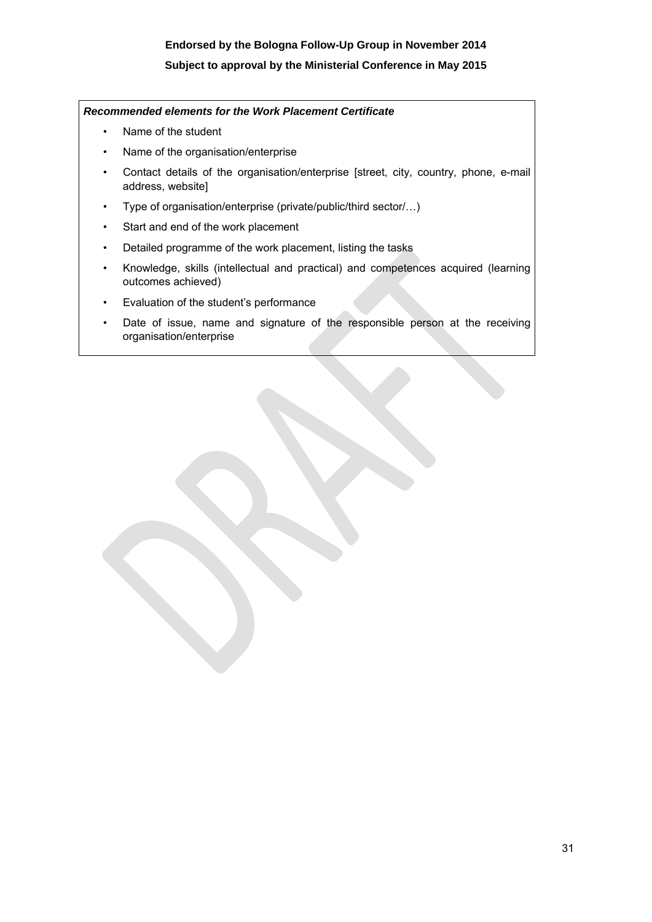***Recommended elements for the Work Placement Certificate***

- Name of the student
- Name of the organisation/enterprise
- Contact details of the organisation/enterprise [street, city, country, phone, e-mail address, website]
- Type of organisation/enterprise (private/public/third sector/…)
- Start and end of the work placement
- Detailed programme of the work placement, listing the tasks
- Knowledge, skills (intellectual and practical) and competences acquired (learning outcomes achieved)
- Evaluation of the student's performance
- Date of issue, name and signature of the responsible person at the receiving organisation/enterprise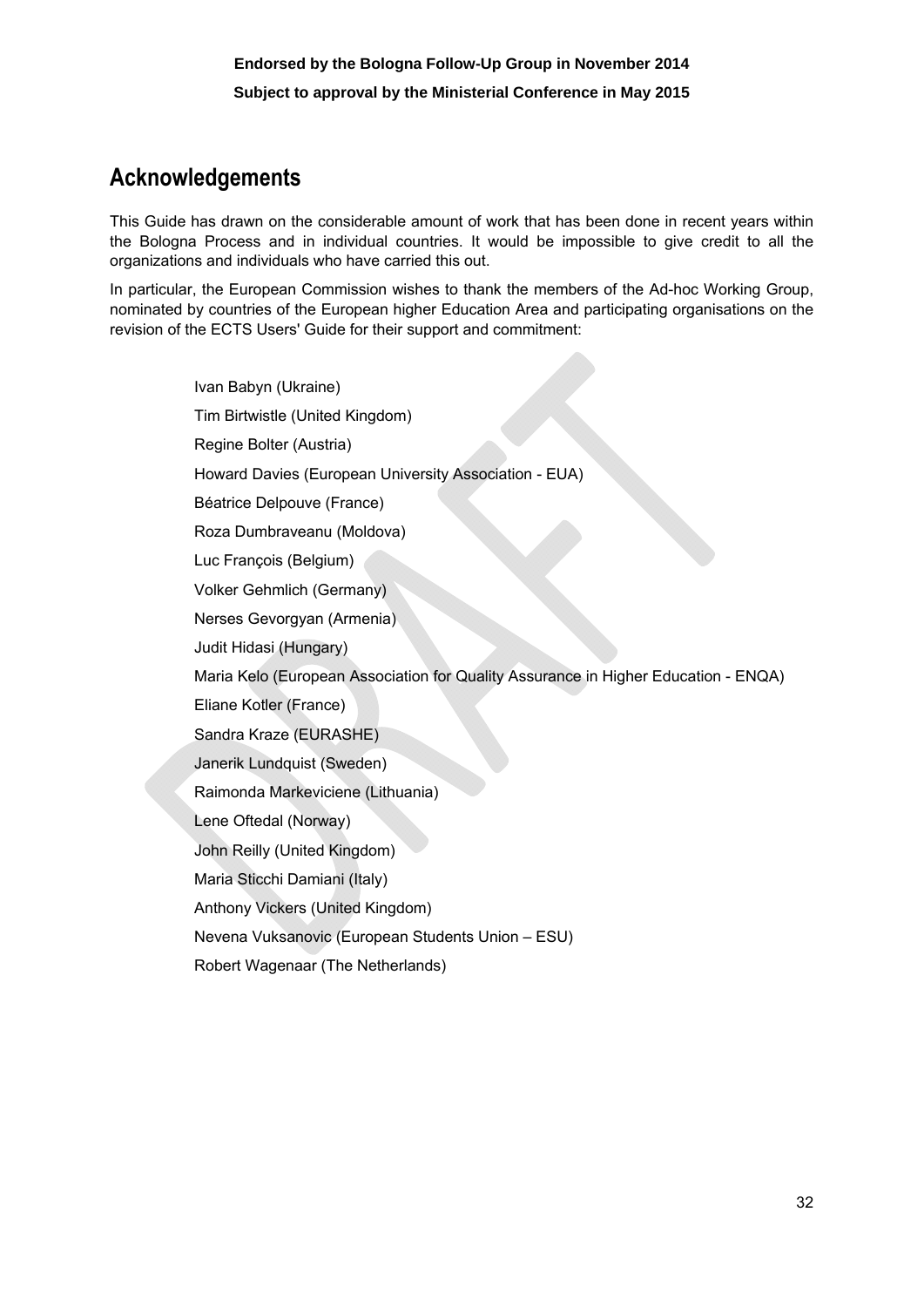## Acknowledgements

This Guide has drawn on the considerable amount of work that has been done in recent years within the Bologna Process and in individual countries. It would be impossible to give credit to all the organizations and individuals who have carried this out.

In particular, the European Commission wishes to thank the members of the Ad-hoc Working Group, nominated by countries of the European higher Education Area and participating organisations on the revision of the ECTS Users' Guide for their support and commitment:

Ivan Babyn (Ukraine)

Tim Birtwistle (United Kingdom)

Regine Bolter (Austria)

Howard Davies (European University Association - EUA)

Béatrice Delpouve (France)

Roza Dumbraveanu (Moldova)

Luc François (Belgium)

Volker Gehmlich (Germany)

Nerses Gevorgyan (Armenia)

Judit Hidasi (Hungary)

Maria Kelo (European Association for Quality Assurance in Higher Education - ENQA)

Eliane Kotler (France)

Sandra Kraze (EURASHE)

Janerik Lundquist (Sweden)

Raimonda Markeviciene (Lithuania)

Lene Oftedal (Norway)

John Reilly (United Kingdom)

Maria Sticchi Damiani (Italy)

Anthony Vickers (United Kingdom)

Nevena Vuksanovic (European Students Union – ESU)

Robert Wagenaar (The Netherlands)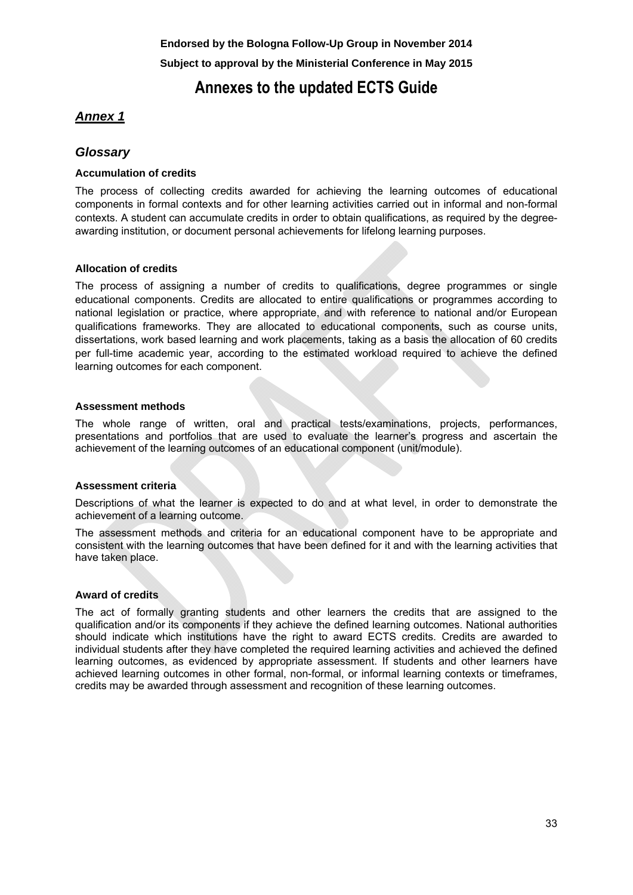**Endorsed by the Bologna Follow-Up Group in November 2014**

**Subject to approval by the Ministerial Conference in May 2015**

# Annexes to the updated ECTS Guide

## *Annex 1*

## *Glossary*

### Accumulation of credits

The process of collecting credits awarded for achieving the learning outcomes of educational components in formal contexts and for other learning activities carried out in informal and non-formal contexts. A student can accumulate credits in order to obtain qualifications, as required by the degree-awarding institution, or document personal achievements for lifelong learning purposes.

### Allocation of credits

The process of assigning a number of credits to qualifications, degree programmes or single educational components. Credits are allocated to entire qualifications or programmes according to national legislation or practice, where appropriate, and with reference to national and/or European qualifications frameworks. They are allocated to educational components, such as course units, dissertations, work based learning and work placements, taking as a basis the allocation of 60 credits per full-time academic year, according to the estimated workload required to achieve the defined learning outcomes for each component.

### Assessment methods

The whole range of written, oral and practical tests/examinations, projects, performances, presentations and portfolios that are used to evaluate the learner's progress and ascertain the achievement of the learning outcomes of an educational component (unit/module).

### Assessment criteria

Descriptions of what the learner is expected to do and at what level, in order to demonstrate the achievement of a learning outcome.

The assessment methods and criteria for an educational component have to be appropriate and consistent with the learning outcomes that have been defined for it and with the learning activities that have taken place.

### Award of credits

The act of formally granting students and other learners the credits that are assigned to the qualification and/or its components if they achieve the defined learning outcomes. National authorities should indicate which institutions have the right to award ECTS credits. Credits are awarded to individual students after they have completed the required learning activities and achieved the defined learning outcomes, as evidenced by appropriate assessment. If students and other learners have achieved learning outcomes in other formal, non-formal, or informal learning contexts or timeframes, credits may be awarded through assessment and recognition of these learning outcomes.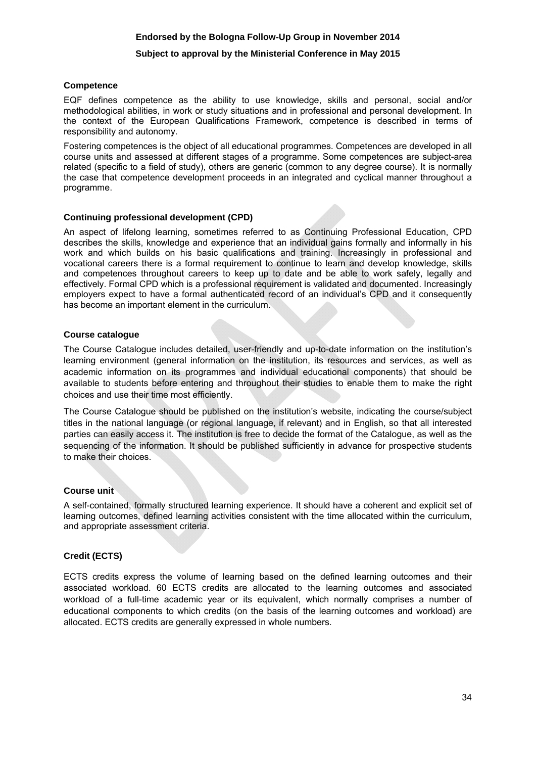#### Competence

EQF defines competence as the ability to use knowledge, skills and personal, social and/or methodological abilities, in work or study situations and in professional and personal development. In the context of the European Qualifications Framework, competence is described in terms of responsibility and autonomy.

Fostering competences is the object of all educational programmes. Competences are developed in all course units and assessed at different stages of a programme. Some competences are subject-area related (specific to a field of study), others are generic (common to any degree course). It is normally the case that competence development proceeds in an integrated and cyclical manner throughout a programme.

#### Continuing professional development (CPD)

An aspect of lifelong learning, sometimes referred to as Continuing Professional Education, CPD describes the skills, knowledge and experience that an individual gains formally and informally in his work and which builds on his basic qualifications and training. Increasingly in professional and vocational careers there is a formal requirement to continue to learn and develop knowledge, skills and competences throughout careers to keep up to date and be able to work safely, legally and effectively. Formal CPD which is a professional requirement is validated and documented. Increasingly employers expect to have a formal authenticated record of an individual's CPD and it consequently has become an important element in the curriculum.

#### Course catalogue

The Course Catalogue includes detailed, user-friendly and up-to-date information on the institution's learning environment (general information on the institution, its resources and services, as well as academic information on its programmes and individual educational components) that should be available to students before entering and throughout their studies to enable them to make the right choices and use their time most efficiently.

The Course Catalogue should be published on the institution's website, indicating the course/subject titles in the national language (or regional language, if relevant) and in English, so that all interested parties can easily access it. The institution is free to decide the format of the Catalogue, as well as the sequencing of the information. It should be published sufficiently in advance for prospective students to make their choices.

#### Course unit

A self-contained, formally structured learning experience. It should have a coherent and explicit set of learning outcomes, defined learning activities consistent with the time allocated within the curriculum, and appropriate assessment criteria.

#### Credit (ECTS)

ECTS credits express the volume of learning based on the defined learning outcomes and their associated workload. 60 ECTS credits are allocated to the learning outcomes and associated workload of a full-time academic year or its equivalent, which normally comprises a number of educational components to which credits (on the basis of the learning outcomes and workload) are allocated. ECTS credits are generally expressed in whole numbers.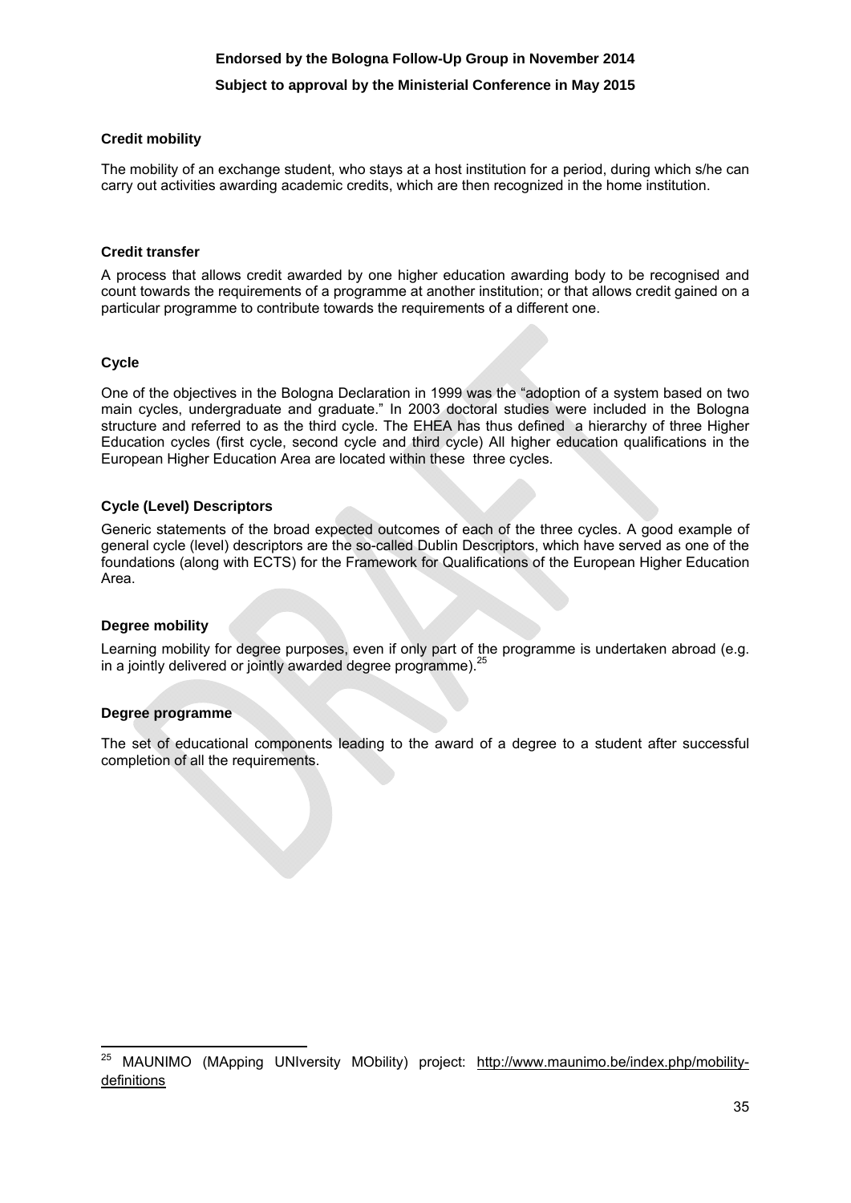**Credit mobility**

The mobility of an exchange student, who stays at a host institution for a period, during which s/he can carry out activities awarding academic credits, which are then recognized in the home institution.

**Credit transfer**

A process that allows credit awarded by one higher education awarding body to be recognised and count towards the requirements of a programme at another institution; or that allows credit gained on a particular programme to contribute towards the requirements of a different one.

**Cycle**

One of the objectives in the Bologna Declaration in 1999 was the "adoption of a system based on two main cycles, undergraduate and graduate." In 2003 doctoral studies were included in the Bologna structure and referred to as the third cycle. The EHEA has thus defined a hierarchy of three Higher Education cycles (first cycle, second cycle and third cycle) All higher education qualifications in the European Higher Education Area are located within these three cycles.

**Cycle (Level) Descriptors**

Generic statements of the broad expected outcomes of each of the three cycles. A good example of general cycle (level) descriptors are the so-called Dublin Descriptors, which have served as one of the foundations (along with ECTS) for the Framework for Qualifications of the European Higher Education Area.

**Degree mobility**

Learning mobility for degree purposes, even if only part of the programme is undertaken abroad (e.g. in a jointly delivered or jointly awarded degree programme).[25]

**Degree programme**

The set of educational components leading to the award of a degree to a student after successful completion of all the requirements.

---

[25] MAUNIMO (MApping UNIversity MObility) project: http://www.maunimo.be/index.php/mobility-definitions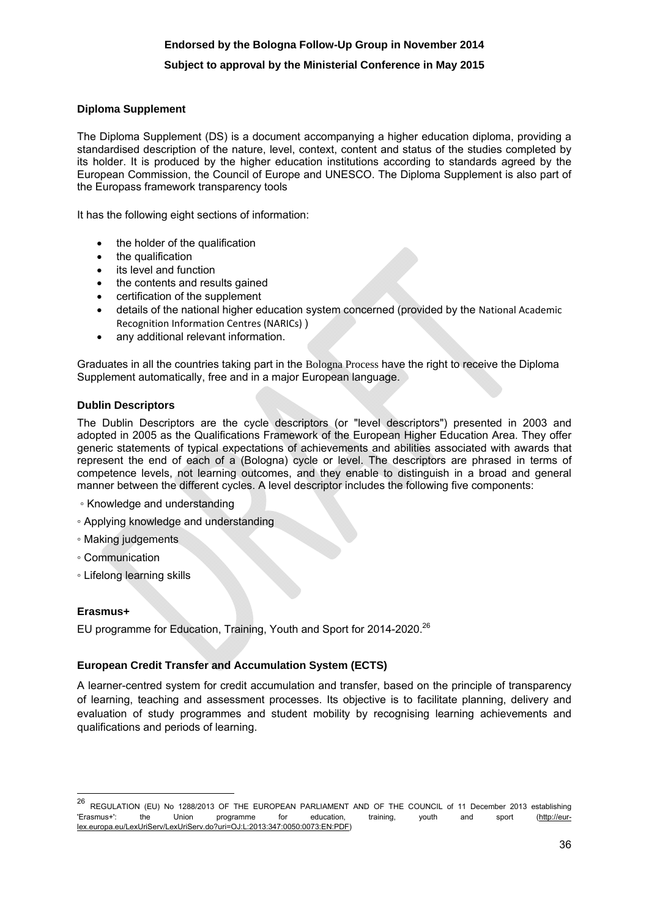**Diploma Supplement**

The Diploma Supplement (DS) is a document accompanying a higher education diploma, providing a standardised description of the nature, level, context, content and status of the studies completed by its holder. It is produced by the higher education institutions according to standards agreed by the European Commission, the Council of Europe and UNESCO. The Diploma Supplement is also part of the Europass framework transparency tools

It has the following eight sections of information:

- the holder of the qualification
- the qualification
- its level and function
- the contents and results gained
- certification of the supplement
- details of the national higher education system concerned (provided by the National Academic Recognition Information Centres (NARICs) )
- any additional relevant information.

Graduates in all the countries taking part in the Bologna Process have the right to receive the Diploma Supplement automatically, free and in a major European language.

**Dublin Descriptors**

The Dublin Descriptors are the cycle descriptors (or "level descriptors") presented in 2003 and adopted in 2005 as the Qualifications Framework of the European Higher Education Area. They offer generic statements of typical expectations of achievements and abilities associated with awards that represent the end of each of a (Bologna) cycle or level. The descriptors are phrased in terms of competence levels, not learning outcomes, and they enable to distinguish in a broad and general manner between the different cycles. A level descriptor includes the following five components:

◦ Knowledge and understanding

◦ Applying knowledge and understanding

◦ Making judgements

◦ Communication

◦ Lifelong learning skills

**Erasmus+**

EU programme for Education, Training, Youth and Sport for 2014-2020.[26]

**European Credit Transfer and Accumulation System (ECTS)**

A learner-centred system for credit accumulation and transfer, based on the principle of transparency of learning, teaching and assessment processes. Its objective is to facilitate planning, delivery and evaluation of study programmes and student mobility by recognising learning achievements and qualifications and periods of learning.

---

[26] REGULATION (EU) No 1288/2013 OF THE EUROPEAN PARLIAMENT AND OF THE COUNCIL of 11 December 2013 establishing 'Erasmus+': the Union programme for education, training, youth and sport (http://eur-lex.europa.eu/LexUriServ/LexUriServ.do?uri=OJ:L:2013:347:0050:0073:EN:PDF)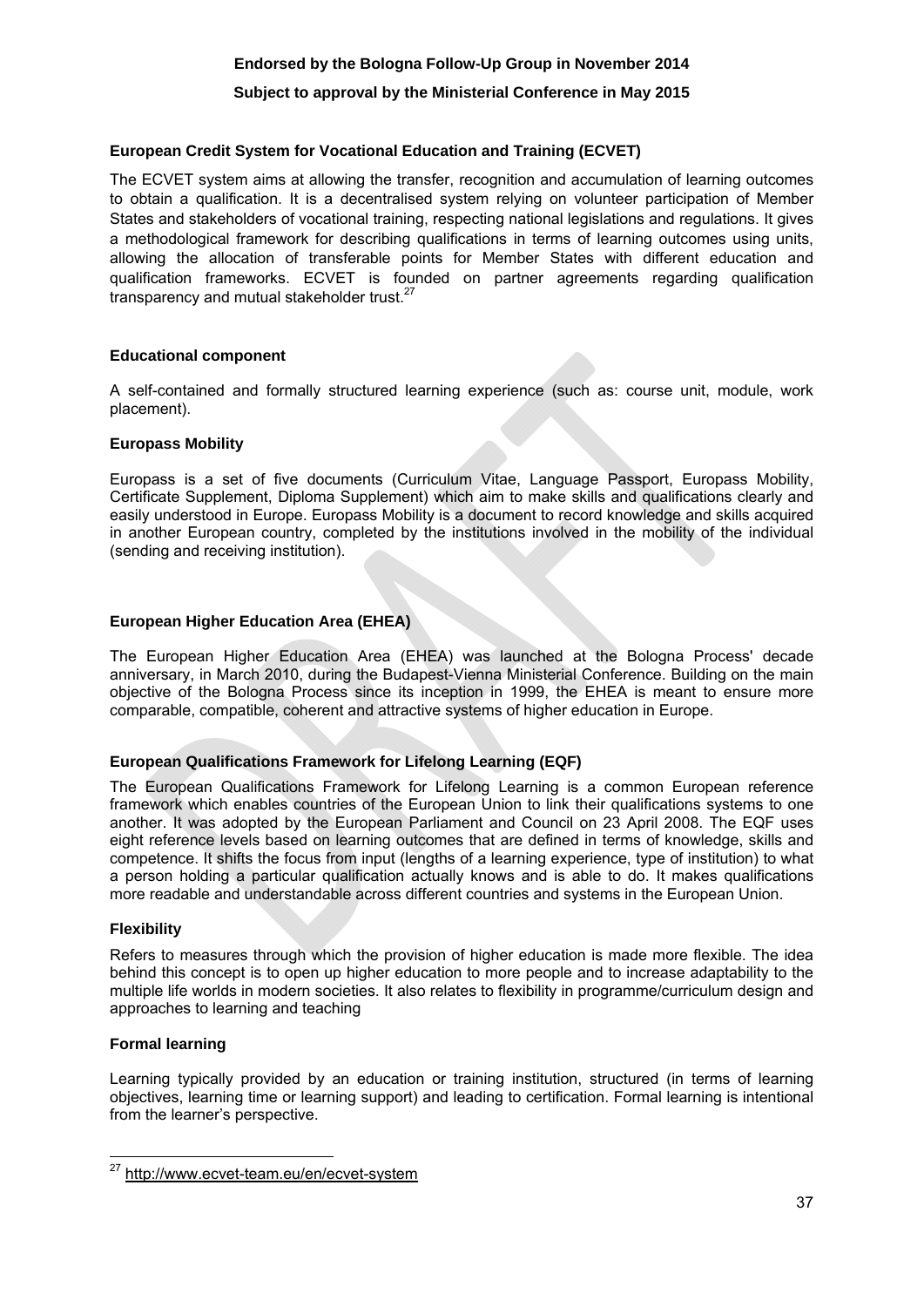**European Credit System for Vocational Education and Training (ECVET)**

The ECVET system aims at allowing the transfer, recognition and accumulation of learning outcomes to obtain a qualification. It is a decentralised system relying on volunteer participation of Member States and stakeholders of vocational training, respecting national legislations and regulations. It gives a methodological framework for describing qualifications in terms of learning outcomes using units, allowing the allocation of transferable points for Member States with different education and qualification frameworks. ECVET is founded on partner agreements regarding qualification transparency and mutual stakeholder trust.[27]

**Educational component**

A self-contained and formally structured learning experience (such as: course unit, module, work placement).

**Europass Mobility**

Europass is a set of five documents (Curriculum Vitae, Language Passport, Europass Mobility, Certificate Supplement, Diploma Supplement) which aim to make skills and qualifications clearly and easily understood in Europe. Europass Mobility is a document to record knowledge and skills acquired in another European country, completed by the institutions involved in the mobility of the individual (sending and receiving institution).

**European Higher Education Area (EHEA)**

The European Higher Education Area (EHEA) was launched at the Bologna Process' decade anniversary, in March 2010, during the Budapest-Vienna Ministerial Conference. Building on the main objective of the Bologna Process since its inception in 1999, the EHEA is meant to ensure more comparable, compatible, coherent and attractive systems of higher education in Europe.

**European Qualifications Framework for Lifelong Learning (EQF)**

The European Qualifications Framework for Lifelong Learning is a common European reference framework which enables countries of the European Union to link their qualifications systems to one another. It was adopted by the European Parliament and Council on 23 April 2008. The EQF uses eight reference levels based on learning outcomes that are defined in terms of knowledge, skills and competence. It shifts the focus from input (lengths of a learning experience, type of institution) to what a person holding a particular qualification actually knows and is able to do. It makes qualifications more readable and understandable across different countries and systems in the European Union.

**Flexibility**

Refers to measures through which the provision of higher education is made more flexible. The idea behind this concept is to open up higher education to more people and to increase adaptability to the multiple life worlds in modern societies. It also relates to flexibility in programme/curriculum design and approaches to learning and teaching

**Formal learning**

Learning typically provided by an education or training institution, structured (in terms of learning objectives, learning time or learning support) and leading to certification. Formal learning is intentional from the learner's perspective.

---

[27] http://www.ecvet-team.eu/en/ecvet-system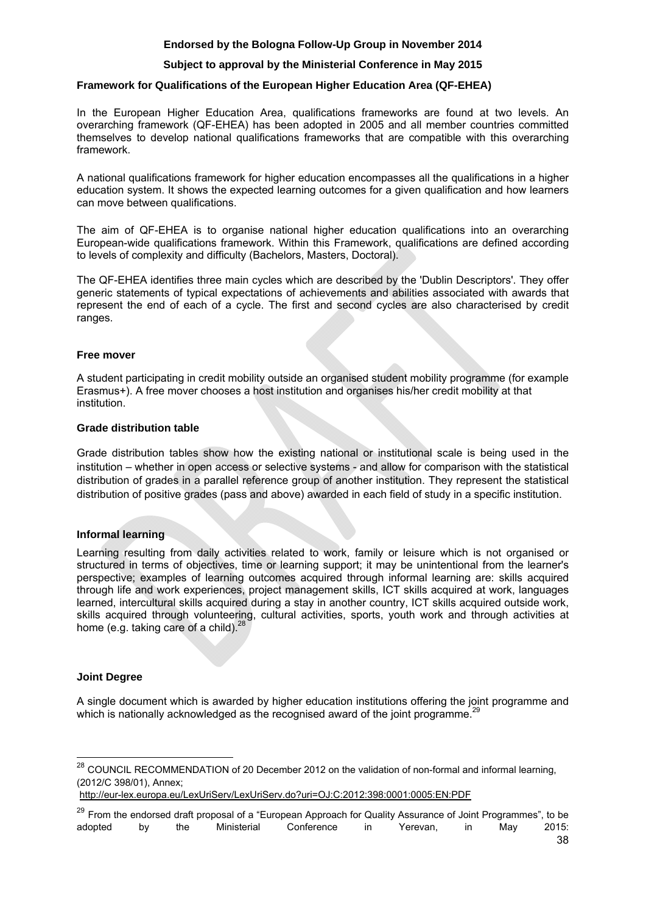**Endorsed by the Bologna Follow-Up Group in November 2014**

**Subject to approval by the Ministerial Conference in May 2015**

**Framework for Qualifications of the European Higher Education Area (QF-EHEA)**

In the European Higher Education Area, qualifications frameworks are found at two levels. An overarching framework (QF-EHEA) has been adopted in 2005 and all member countries committed themselves to develop national qualifications frameworks that are compatible with this overarching framework.

A national qualifications framework for higher education encompasses all the qualifications in a higher education system. It shows the expected learning outcomes for a given qualification and how learners can move between qualifications.

The aim of QF-EHEA is to organise national higher education qualifications into an overarching European-wide qualifications framework. Within this Framework, qualifications are defined according to levels of complexity and difficulty (Bachelors, Masters, Doctoral).

The QF-EHEA identifies three main cycles which are described by the 'Dublin Descriptors'. They offer generic statements of typical expectations of achievements and abilities associated with awards that represent the end of each of a cycle. The first and second cycles are also characterised by credit ranges.

**Free mover**

A student participating in credit mobility outside an organised student mobility programme (for example Erasmus+). A free mover chooses a host institution and organises his/her credit mobility at that institution.

**Grade distribution table**

Grade distribution tables show how the existing national or institutional scale is being used in the institution – whether in open access or selective systems - and allow for comparison with the statistical distribution of grades in a parallel reference group of another institution. They represent the statistical distribution of positive grades (pass and above) awarded in each field of study in a specific institution.

**Informal learning**

Learning resulting from daily activities related to work, family or leisure which is not organised or structured in terms of objectives, time or learning support; it may be unintentional from the learner's perspective; examples of learning outcomes acquired through informal learning are: skills acquired through life and work experiences, project management skills, ICT skills acquired at work, languages learned, intercultural skills acquired during a stay in another country, ICT skills acquired outside work, skills acquired through volunteering, cultural activities, sports, youth work and through activities at home (e.g. taking care of a child).[28]

**Joint Degree**

A single document which is awarded by higher education institutions offering the joint programme and which is nationally acknowledged as the recognised award of the joint programme.[29]

---

[28] COUNCIL RECOMMENDATION of 20 December 2012 on the validation of non-formal and informal learning, (2012/C 398/01), Annex; http://eur-lex.europa.eu/LexUriServ/LexUriServ.do?uri=OJ:C:2012:398:0001:0005:EN:PDF

[29] From the endorsed draft proposal of a "European Approach for Quality Assurance of Joint Programmes", to be adopted by the Ministerial Conference in Yerevan, in May 2015: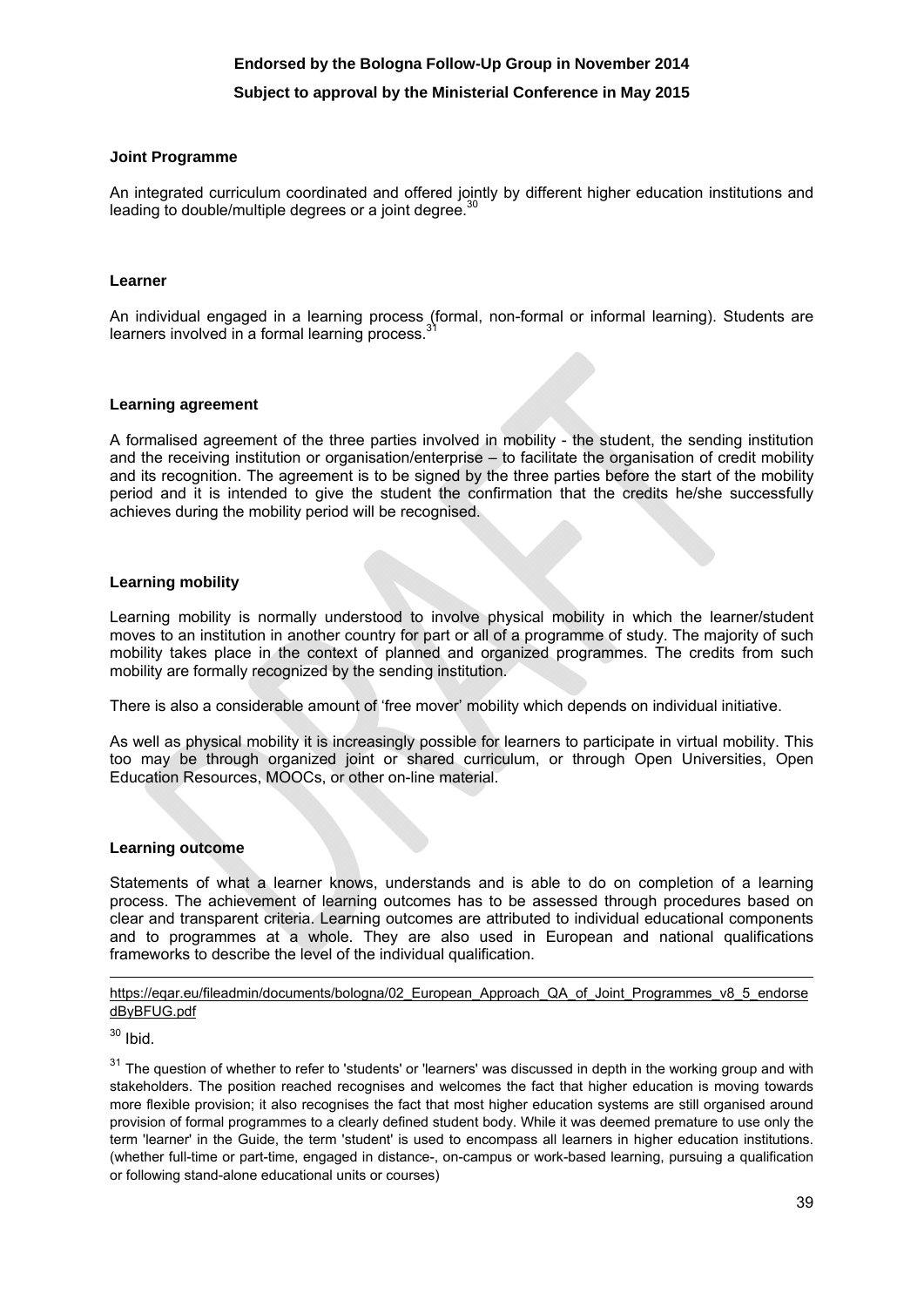**Joint Programme**

An integrated curriculum coordinated and offered jointly by different higher education institutions and leading to double/multiple degrees or a joint degree.[30]

**Learner**

An individual engaged in a learning process (formal, non-formal or informal learning). Students are learners involved in a formal learning process.[31]

**Learning agreement**

A formalised agreement of the three parties involved in mobility - the student, the sending institution and the receiving institution or organisation/enterprise – to facilitate the organisation of credit mobility and its recognition. The agreement is to be signed by the three parties before the start of the mobility period and it is intended to give the student the confirmation that the credits he/she successfully achieves during the mobility period will be recognised.

**Learning mobility**

Learning mobility is normally understood to involve physical mobility in which the learner/student moves to an institution in another country for part or all of a programme of study. The majority of such mobility takes place in the context of planned and organized programmes. The credits from such mobility are formally recognized by the sending institution.

There is also a considerable amount of 'free mover' mobility which depends on individual initiative.

As well as physical mobility it is increasingly possible for learners to participate in virtual mobility. This too may be through organized joint or shared curriculum, or through Open Universities, Open Education Resources, MOOCs, or other on-line material.

**Learning outcome**

Statements of what a learner knows, understands and is able to do on completion of a learning process. The achievement of learning outcomes has to be assessed through procedures based on clear and transparent criteria. Learning outcomes are attributed to individual educational components and to programmes at a whole. They are also used in European and national qualifications frameworks to describe the level of the individual qualification.

---

https://eqar.eu/fileadmin/documents/bologna/02_European_Approach_QA_of_Joint_Programmes_v8_5_endorsedByBFUG.pdf

[30] Ibid.

[31] The question of whether to refer to 'students' or 'learners' was discussed in depth in the working group and with stakeholders. The position reached recognises and welcomes the fact that higher education is moving towards more flexible provision; it also recognises the fact that most higher education systems are still organised around provision of formal programmes to a clearly defined student body. While it was deemed premature to use only the term 'learner' in the Guide, the term 'student' is used to encompass all learners in higher education institutions. (whether full-time or part-time, engaged in distance-, on-campus or work-based learning, pursuing a qualification or following stand-alone educational units or courses)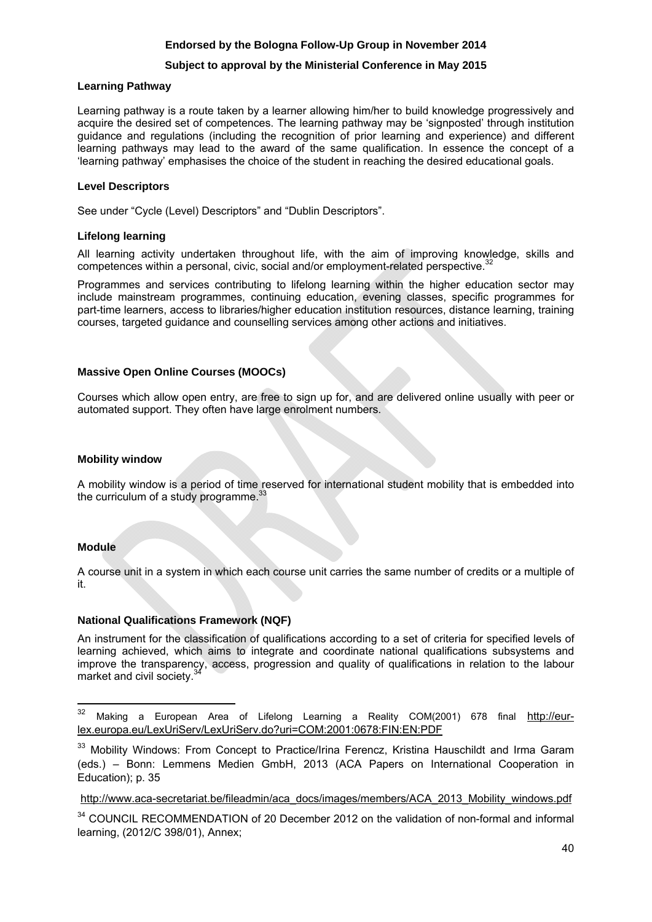**Learning Pathway**

Learning pathway is a route taken by a learner allowing him/her to build knowledge progressively and acquire the desired set of competences. The learning pathway may be 'signposted' through institution guidance and regulations (including the recognition of prior learning and experience) and different learning pathways may lead to the award of the same qualification. In essence the concept of a 'learning pathway' emphasises the choice of the student in reaching the desired educational goals.

**Level Descriptors**

See under "Cycle (Level) Descriptors" and "Dublin Descriptors".

**Lifelong learning**

All learning activity undertaken throughout life, with the aim of improving knowledge, skills and competences within a personal, civic, social and/or employment-related perspective.[32]

Programmes and services contributing to lifelong learning within the higher education sector may include mainstream programmes, continuing education, evening classes, specific programmes for part-time learners, access to libraries/higher education institution resources, distance learning, training courses, targeted guidance and counselling services among other actions and initiatives.

**Massive Open Online Courses (MOOCs)**

Courses which allow open entry, are free to sign up for, and are delivered online usually with peer or automated support. They often have large enrolment numbers.

**Mobility window**

A mobility window is a period of time reserved for international student mobility that is embedded into the curriculum of a study programme.[33]

**Module**

A course unit in a system in which each course unit carries the same number of credits or a multiple of it.

**National Qualifications Framework (NQF)**

An instrument for the classification of qualifications according to a set of criteria for specified levels of learning achieved, which aims to integrate and coordinate national qualifications subsystems and improve the transparency, access, progression and quality of qualifications in relation to the labour market and civil society.[34]

---

[32] Making a European Area of Lifelong Learning a Reality COM(2001) 678 final http://eur-lex.europa.eu/LexUriServ/LexUriServ.do?uri=COM:2001:0678:FIN:EN:PDF

[33] Mobility Windows: From Concept to Practice/Irina Ferencz, Kristina Hauschildt and Irma Garam (eds.) – Bonn: Lemmens Medien GmbH, 2013 (ACA Papers on International Cooperation in Education); p. 35

http://www.aca-secretariat.be/fileadmin/aca_docs/images/members/ACA_2013_Mobility_windows.pdf

[34] COUNCIL RECOMMENDATION of 20 December 2012 on the validation of non-formal and informal learning, (2012/C 398/01), Annex;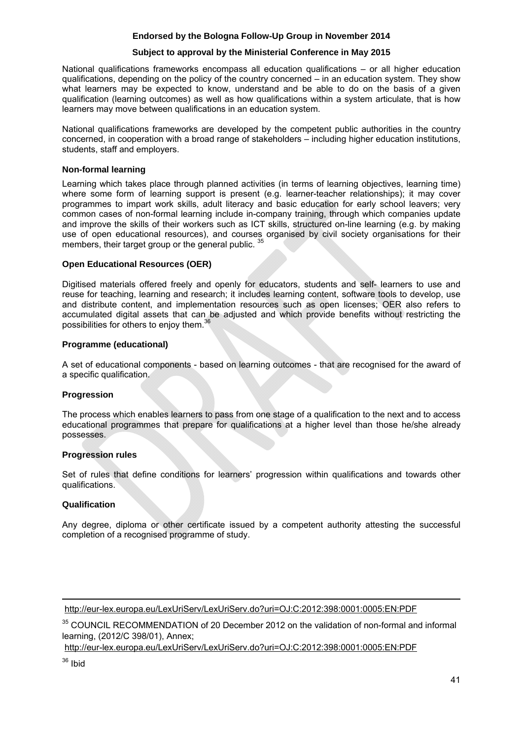National qualifications frameworks encompass all education qualifications – or all higher education qualifications, depending on the policy of the country concerned – in an education system. They show what learners may be expected to know, understand and be able to do on the basis of a given qualification (learning outcomes) as well as how qualifications within a system articulate, that is how learners may move between qualifications in an education system.

National qualifications frameworks are developed by the competent public authorities in the country concerned, in cooperation with a broad range of stakeholders – including higher education institutions, students, staff and employers.

**Non-formal learning**

Learning which takes place through planned activities (in terms of learning objectives, learning time) where some form of learning support is present (e.g. learner-teacher relationships); it may cover programmes to impart work skills, adult literacy and basic education for early school leavers; very common cases of non-formal learning include in-company training, through which companies update and improve the skills of their workers such as ICT skills, structured on-line learning (e.g. by making use of open educational resources), and courses organised by civil society organisations for their members, their target group or the general public. [35]

**Open Educational Resources (OER)**

Digitised materials offered freely and openly for educators, students and self- learners to use and reuse for teaching, learning and research; it includes learning content, software tools to develop, use and distribute content, and implementation resources such as open licenses; OER also refers to accumulated digital assets that can be adjusted and which provide benefits without restricting the possibilities for others to enjoy them.[36]

**Programme (educational)**

A set of educational components - based on learning outcomes - that are recognised for the award of a specific qualification.

**Progression**

The process which enables learners to pass from one stage of a qualification to the next and to access educational programmes that prepare for qualifications at a higher level than those he/she already possesses.

**Progression rules**

Set of rules that define conditions for learners' progression within qualifications and towards other qualifications.

**Qualification**

Any degree, diploma or other certificate issued by a competent authority attesting the successful completion of a recognised programme of study.

---

http://eur-lex.europa.eu/LexUriServ/LexUriServ.do?uri=OJ:C:2012:398:0001:0005:EN:PDF

[35] COUNCIL RECOMMENDATION of 20 December 2012 on the validation of non-formal and informal learning, (2012/C 398/01), Annex;
http://eur-lex.europa.eu/LexUriServ/LexUriServ.do?uri=OJ:C:2012:398:0001:0005:EN:PDF

[36] Ibid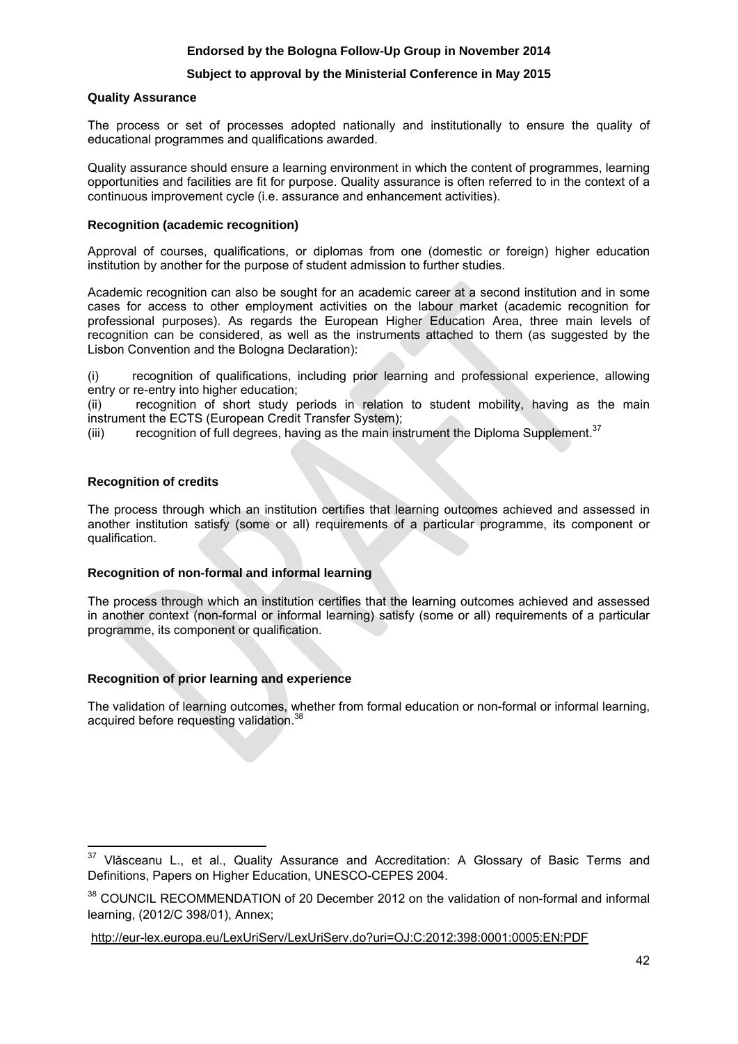**Quality Assurance**

The process or set of processes adopted nationally and institutionally to ensure the quality of educational programmes and qualifications awarded.

Quality assurance should ensure a learning environment in which the content of programmes, learning opportunities and facilities are fit for purpose. Quality assurance is often referred to in the context of a continuous improvement cycle (i.e. assurance and enhancement activities).

**Recognition (academic recognition)**

Approval of courses, qualifications, or diplomas from one (domestic or foreign) higher education institution by another for the purpose of student admission to further studies.

Academic recognition can also be sought for an academic career at a second institution and in some cases for access to other employment activities on the labour market (academic recognition for professional purposes). As regards the European Higher Education Area, three main levels of recognition can be considered, as well as the instruments attached to them (as suggested by the Lisbon Convention and the Bologna Declaration):

(i) recognition of qualifications, including prior learning and professional experience, allowing entry or re-entry into higher education;
(ii) recognition of short study periods in relation to student mobility, having as the main instrument the ECTS (European Credit Transfer System);
(iii) recognition of full degrees, having as the main instrument the Diploma Supplement.[37]

**Recognition of credits**

The process through which an institution certifies that learning outcomes achieved and assessed in another institution satisfy (some or all) requirements of a particular programme, its component or qualification.

**Recognition of non-formal and informal learning**

The process through which an institution certifies that the learning outcomes achieved and assessed in another context (non-formal or informal learning) satisfy (some or all) requirements of a particular programme, its component or qualification.

**Recognition of prior learning and experience**

The validation of learning outcomes, whether from formal education or non-formal or informal learning, acquired before requesting validation.[38]

---

[37] Vlăsceanu L., et al., Quality Assurance and Accreditation: A Glossary of Basic Terms and Definitions, Papers on Higher Education, UNESCO-CEPES 2004.

[38] COUNCIL RECOMMENDATION of 20 December 2012 on the validation of non-formal and informal learning, (2012/C 398/01), Annex;

http://eur-lex.europa.eu/LexUriServ/LexUriServ.do?uri=OJ:C:2012:398:0001:0005:EN:PDF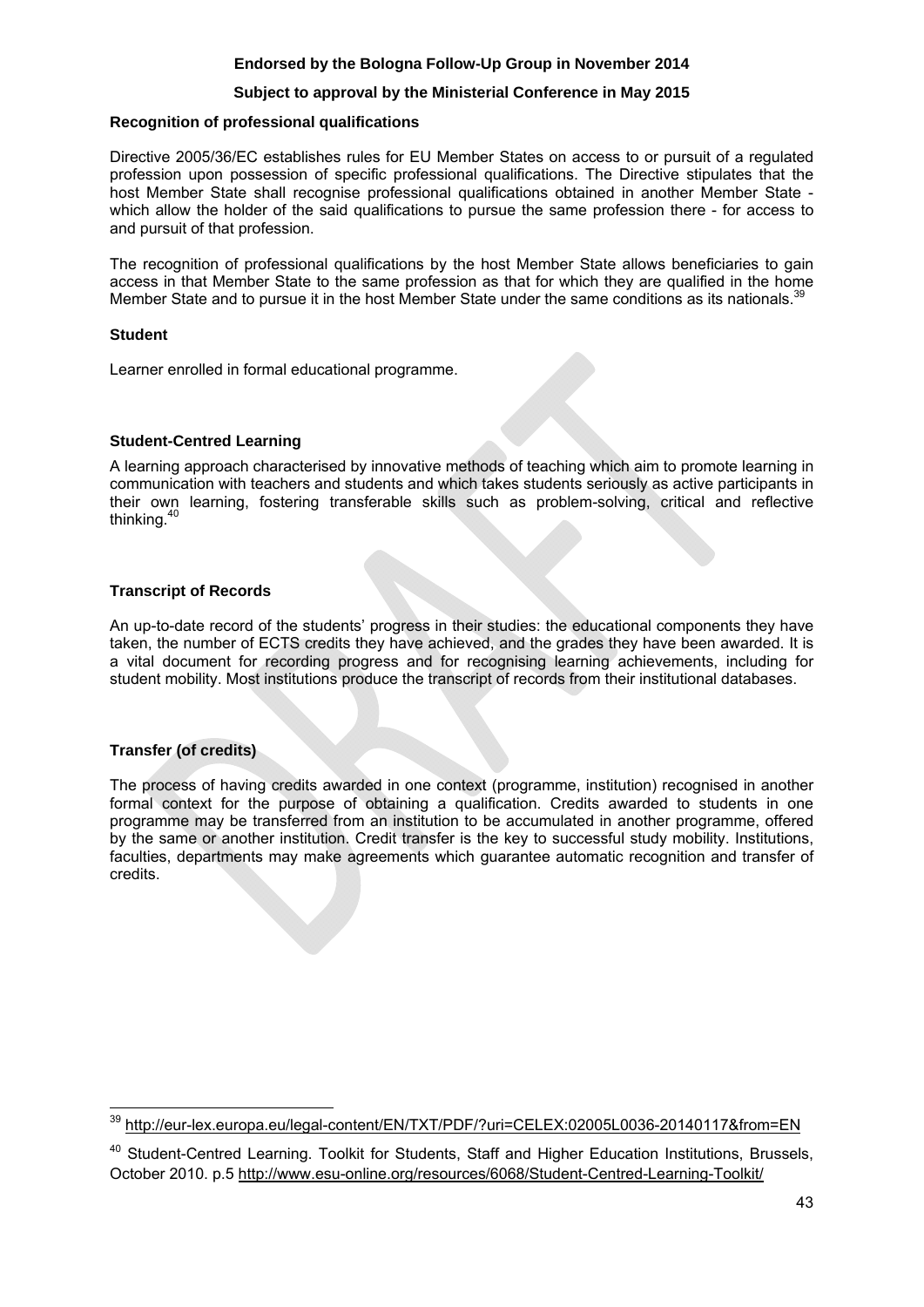**Recognition of professional qualifications**

Directive 2005/36/EC establishes rules for EU Member States on access to or pursuit of a regulated profession upon possession of specific professional qualifications. The Directive stipulates that the host Member State shall recognise professional qualifications obtained in another Member State - which allow the holder of the said qualifications to pursue the same profession there - for access to and pursuit of that profession.

The recognition of professional qualifications by the host Member State allows beneficiaries to gain access in that Member State to the same profession as that for which they are qualified in the home Member State and to pursue it in the host Member State under the same conditions as its nationals.[39]

**Student**

Learner enrolled in formal educational programme.

**Student-Centred Learning**

A learning approach characterised by innovative methods of teaching which aim to promote learning in communication with teachers and students and which takes students seriously as active participants in their own learning, fostering transferable skills such as problem-solving, critical and reflective thinking.[40]

**Transcript of Records**

An up-to-date record of the students' progress in their studies: the educational components they have taken, the number of ECTS credits they have achieved, and the grades they have been awarded. It is a vital document for recording progress and for recognising learning achievements, including for student mobility. Most institutions produce the transcript of records from their institutional databases.

**Transfer (of credits)**

The process of having credits awarded in one context (programme, institution) recognised in another formal context for the purpose of obtaining a qualification. Credits awarded to students in one programme may be transferred from an institution to be accumulated in another programme, offered by the same or another institution. Credit transfer is the key to successful study mobility. Institutions, faculties, departments may make agreements which guarantee automatic recognition and transfer of credits.

---

[39] http://eur-lex.europa.eu/legal-content/EN/TXT/PDF/?uri=CELEX:02005L0036-20140117&from=EN

[40] Student-Centred Learning. Toolkit for Students, Staff and Higher Education Institutions, Brussels, October 2010. p.5 http://www.esu-online.org/resources/6068/Student-Centred-Learning-Toolkit/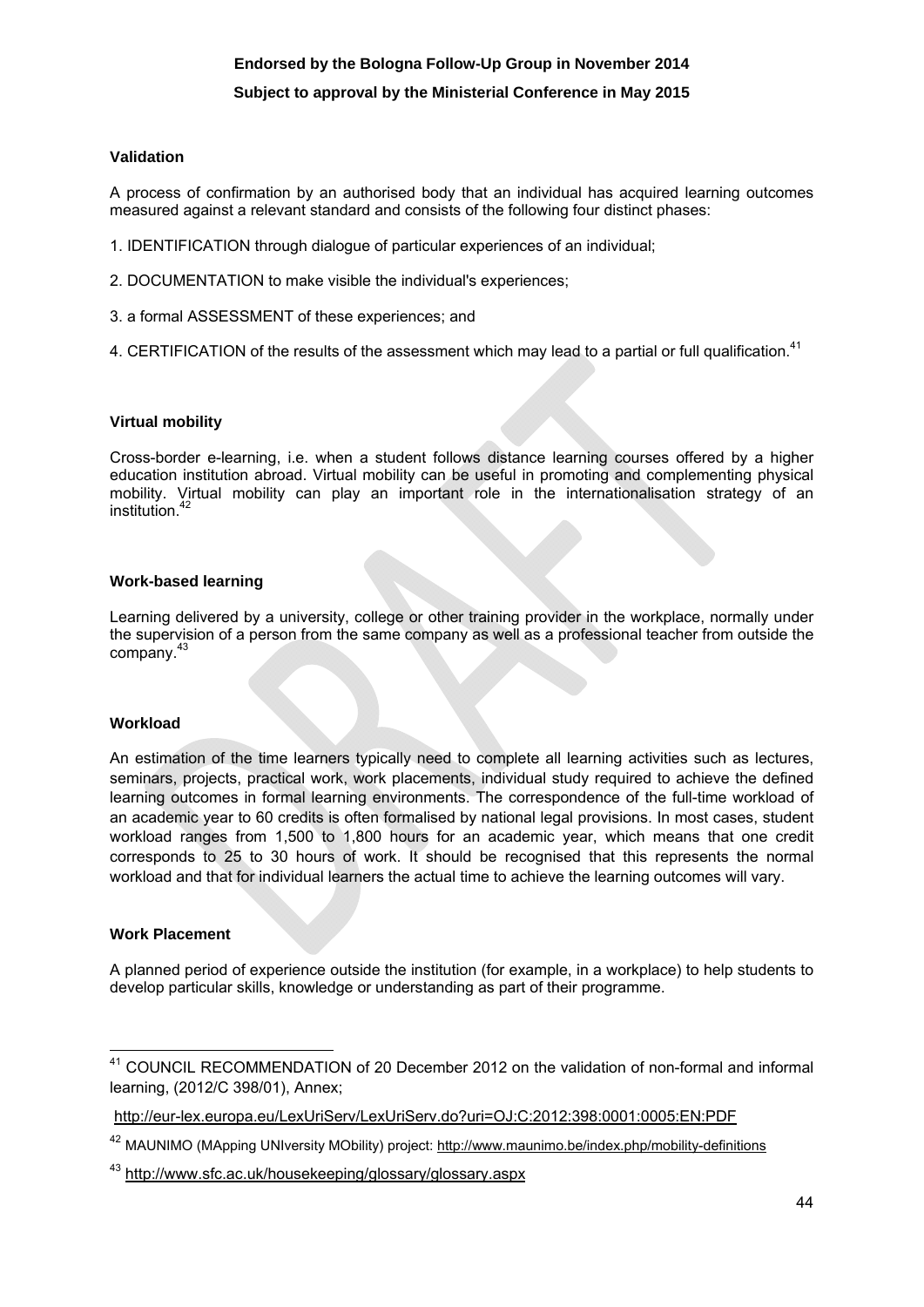**Validation**

A process of confirmation by an authorised body that an individual has acquired learning outcomes measured against a relevant standard and consists of the following four distinct phases:

1. IDENTIFICATION through dialogue of particular experiences of an individual;

2. DOCUMENTATION to make visible the individual's experiences;

3. a formal ASSESSMENT of these experiences; and

4. CERTIFICATION of the results of the assessment which may lead to a partial or full qualification.[41]

**Virtual mobility**

Cross-border e-learning, i.e. when a student follows distance learning courses offered by a higher education institution abroad. Virtual mobility can be useful in promoting and complementing physical mobility. Virtual mobility can play an important role in the internationalisation strategy of an institution.[42]

**Work-based learning**

Learning delivered by a university, college or other training provider in the workplace, normally under the supervision of a person from the same company as well as a professional teacher from outside the company.[43]

**Workload**

An estimation of the time learners typically need to complete all learning activities such as lectures, seminars, projects, practical work, work placements, individual study required to achieve the defined learning outcomes in formal learning environments. The correspondence of the full-time workload of an academic year to 60 credits is often formalised by national legal provisions. In most cases, student workload ranges from 1,500 to 1,800 hours for an academic year, which means that one credit corresponds to 25 to 30 hours of work. It should be recognised that this represents the normal workload and that for individual learners the actual time to achieve the learning outcomes will vary.

**Work Placement**

A planned period of experience outside the institution (for example, in a workplace) to help students to develop particular skills, knowledge or understanding as part of their programme.

---

[41] COUNCIL RECOMMENDATION of 20 December 2012 on the validation of non-formal and informal learning, (2012/C 398/01), Annex;

http://eur-lex.europa.eu/LexUriServ/LexUriServ.do?uri=OJ:C:2012:398:0001:0005:EN:PDF

[42] MAUNIMO (MApping UNIversity MObility) project: http://www.maunimo.be/index.php/mobility-definitions

[43] http://www.sfc.ac.uk/housekeeping/glossary/glossary.aspx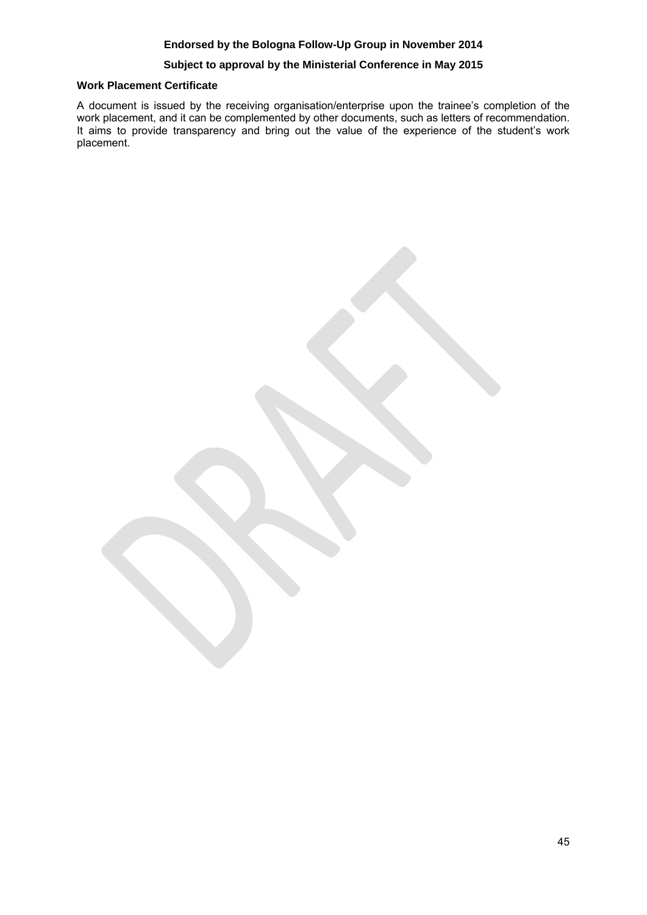**Work Placement Certificate**

A document is issued by the receiving organisation/enterprise upon the trainee's completion of the work placement, and it can be complemented by other documents, such as letters of recommendation. It aims to provide transparency and bring out the value of the experience of the student's work placement.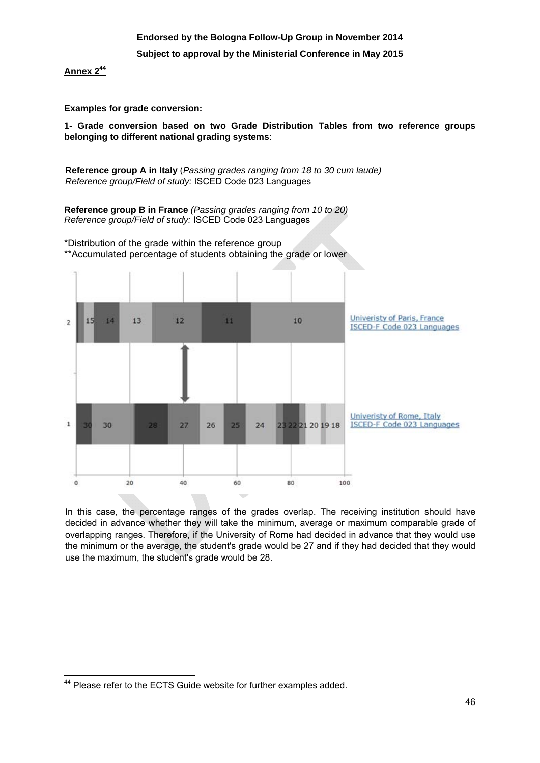**Endorsed by the Bologna Follow-Up Group in November 2014**

**Subject to approval by the Ministerial Conference in May 2015**

**Annex 2**[44]

**Examples for grade conversion:**

**1- Grade conversion based on two Grade Distribution Tables from two reference groups belonging to different national grading systems**:

**Reference group A in Italy** (*Passing grades ranging from 18 to 30 cum laude)*
*Reference group/Field of study:* ISCED Code 023 Languages

**Reference group B in France** *(Passing grades ranging from 10 to 20)*
*Reference group/Field of study:* ISCED Code 023 Languages

*Distribution of the grade within the reference group
**Accumulated percentage of students obtaining the grade or lower

In this case, the percentage ranges of the grades overlap. The receiving institution should have decided in advance whether they will take the minimum, average or maximum comparable grade of overlapping ranges. Therefore, if the University of Rome had decided in advance that they would use the minimum or the average, the student's grade would be 27 and if they had decided that they would use the maximum, the student's grade would be 28.

[44] Please refer to the ECTS Guide website for further examples added.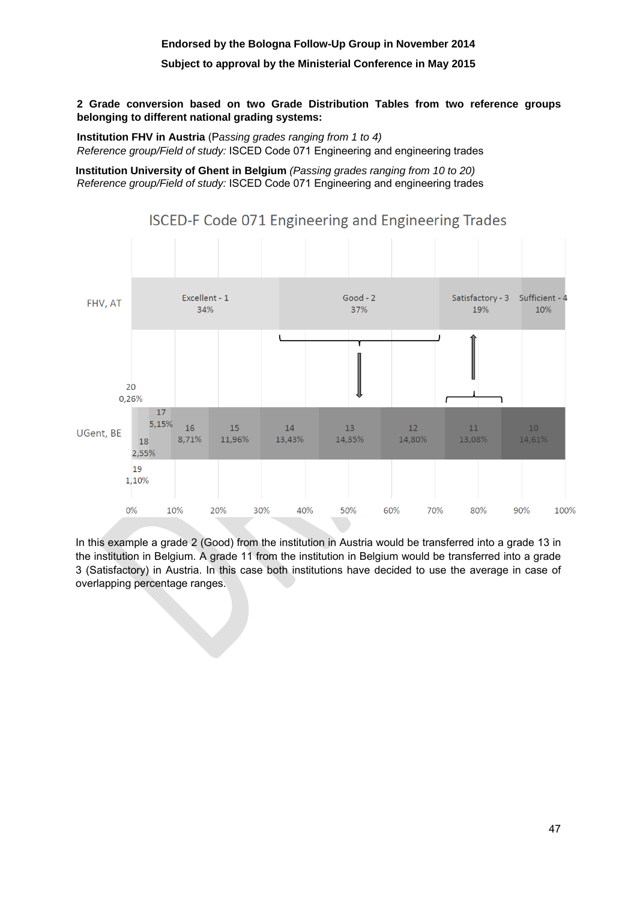**2 Grade conversion based on two Grade Distribution Tables from two reference groups belonging to different national grading systems:**

**Institution FHV in Austria** (*Passing grades ranging from 1 to 4)*
*Reference group/Field of study:* ISCED Code 071 Engineering and engineering trades

**Institution University of Ghent in Belgium** *(Passing grades ranging from 10 to 20)*
*Reference group/Field of study:* ISCED Code 071 Engineering and engineering trades

ISCED-F Code 071 Engineering and Engineering Trades

| FHV, AT | Excellent - 1 | Good - 2 | Satisfactory - 3 | Sufficient - 4 |
|---|---|---|---|---|
| | 34% | 37% | 19% | 10% |

| UGent, BE | 20 | 19 | 18 | 17 | 16 | 15 | 14 | 13 | 12 | 11 | 10 |
|---|---|---|---|---|---|---|---|---|---|---|---|
| | 0,26% | 1,10% | 2,55% | 5,15% | 8,71% | 11,96% | 13,43% | 14,35% | 14,80% | 13,08% | 14,61% |

In this example a grade 2 (Good) from the institution in Austria would be transferred into a grade 13 in the institution in Belgium. A grade 11 from the institution in Belgium would be transferred into a grade 3 (Satisfactory) in Austria. In this case both institutions have decided to use the average in case of overlapping percentage ranges.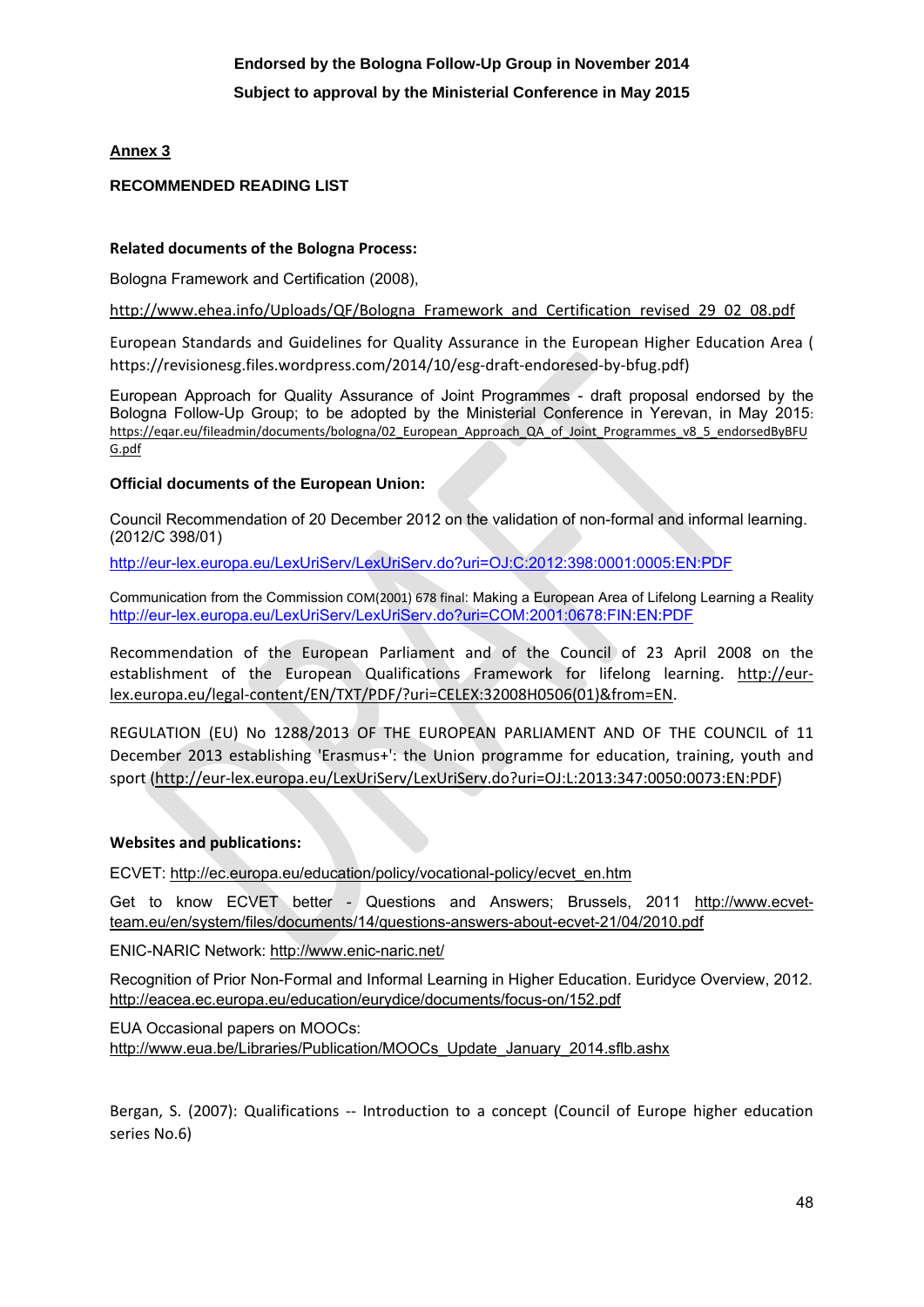**Endorsed by the Bologna Follow-Up Group in November 2014**

**Subject to approval by the Ministerial Conference in May 2015**

## Annex 3

### RECOMMENDED READING LIST

**Related documents of the Bologna Process:**

Bologna Framework and Certification (2008),

http://www.ehea.info/Uploads/QF/Bologna_Framework_and_Certification_revised_29_02_08.pdf

European Standards and Guidelines for Quality Assurance in the European Higher Education Area ( https://revisionesg.files.wordpress.com/2014/10/esg-draft-endoresed-by-bfug.pdf)

European Approach for Quality Assurance of Joint Programmes - draft proposal endorsed by the Bologna Follow-Up Group; to be adopted by the Ministerial Conference in Yerevan, in May 2015: https://eqar.eu/fileadmin/documents/bologna/02_European_Approach_QA_of_Joint_Programmes_v8_5_endorsedByBFUG.pdf

**Official documents of the European Union:**

Council Recommendation of 20 December 2012 on the validation of non-formal and informal learning. (2012/C 398/01)

http://eur-lex.europa.eu/LexUriServ/LexUriServ.do?uri=OJ:C:2012:398:0001:0005:EN:PDF

Communication from the Commission COM(2001) 678 final: Making a European Area of Lifelong Learning a Reality http://eur-lex.europa.eu/LexUriServ/LexUriServ.do?uri=COM:2001:0678:FIN:EN:PDF

Recommendation of the European Parliament and of the Council of 23 April 2008 on the establishment of the European Qualifications Framework for lifelong learning. http://eur-lex.europa.eu/legal-content/EN/TXT/PDF/?uri=CELEX:32008H0506(01)&from=EN.

REGULATION (EU) No 1288/2013 OF THE EUROPEAN PARLIAMENT AND OF THE COUNCIL of 11 December 2013 establishing 'Erasmus+': the Union programme for education, training, youth and sport (http://eur-lex.europa.eu/LexUriServ/LexUriServ.do?uri=OJ:L:2013:347:0050:0073:EN:PDF)

**Websites and publications:**

ECVET: http://ec.europa.eu/education/policy/vocational-policy/ecvet_en.htm

Get to know ECVET better - Questions and Answers; Brussels, 2011 http://www.ecvet-team.eu/en/system/files/documents/14/questions-answers-about-ecvet-21/04/2010.pdf

ENIC-NARIC Network: http://www.enic-naric.net/

Recognition of Prior Non-Formal and Informal Learning in Higher Education. Euridyce Overview, 2012. http://eacea.ec.europa.eu/education/eurydice/documents/focus-on/152.pdf

EUA Occasional papers on MOOCs:
http://www.eua.be/Libraries/Publication/MOOCs_Update_January_2014.sflb.ashx

Bergan, S. (2007): Qualifications -- Introduction to a concept (Council of Europe higher education series No.6)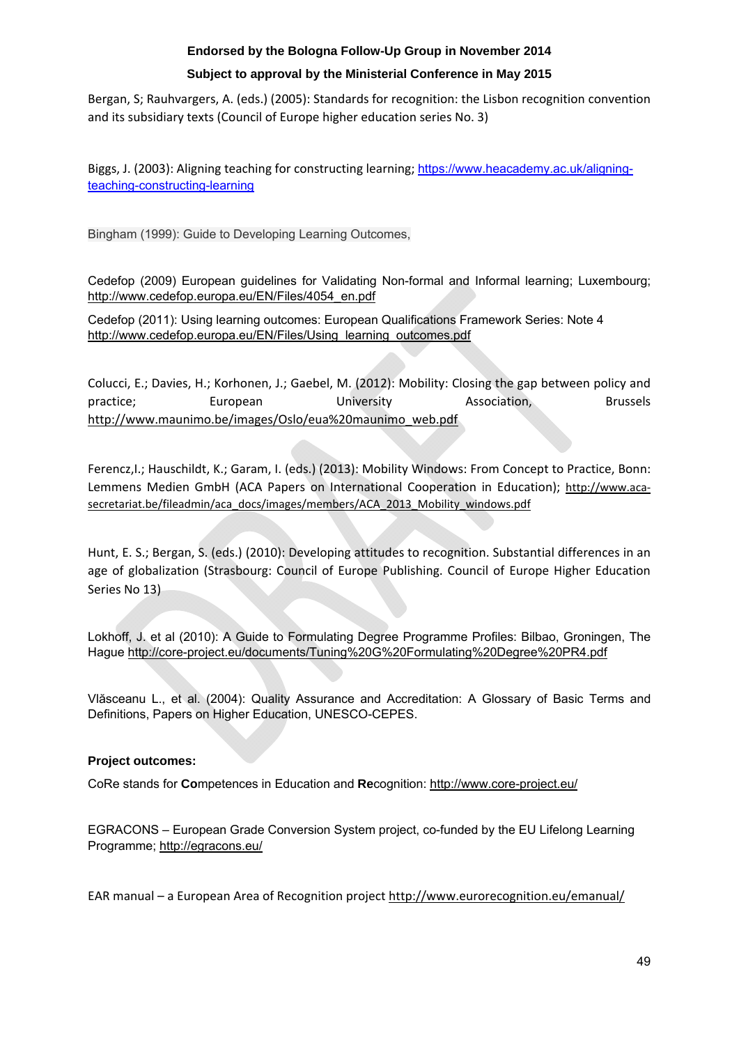Bergan, S; Rauhvargers, A. (eds.) (2005): Standards for recognition: the Lisbon recognition convention and its subsidiary texts (Council of Europe higher education series No. 3)

Biggs, J. (2003): Aligning teaching for constructing learning; https://www.heacademy.ac.uk/aligning-teaching-constructing-learning

Bingham (1999): Guide to Developing Learning Outcomes,

Cedefop (2009) European guidelines for Validating Non-formal and Informal learning; Luxembourg; http://www.cedefop.europa.eu/EN/Files/4054_en.pdf

Cedefop (2011): Using learning outcomes: European Qualifications Framework Series: Note 4 http://www.cedefop.europa.eu/EN/Files/Using_learning_outcomes.pdf

Colucci, E.; Davies, H.; Korhonen, J.; Gaebel, M. (2012): Mobility: Closing the gap between policy and practice; European University Association, Brussels http://www.maunimo.be/images/Oslo/eua%20maunimo_web.pdf

Ferencz,I.; Hauschildt, K.; Garam, I. (eds.) (2013): Mobility Windows: From Concept to Practice, Bonn: Lemmens Medien GmbH (ACA Papers on International Cooperation in Education); http://www.aca-secretariat.be/fileadmin/aca_docs/images/members/ACA_2013_Mobility_windows.pdf

Hunt, E. S.; Bergan, S. (eds.) (2010): Developing attitudes to recognition. Substantial differences in an age of globalization (Strasbourg: Council of Europe Publishing. Council of Europe Higher Education Series No 13)

Lokhoff, J. et al (2010): A Guide to Formulating Degree Programme Profiles: Bilbao, Groningen, The Hague http://core-project.eu/documents/Tuning%20G%20Formulating%20Degree%20PR4.pdf

Vlăsceanu L., et al. (2004): Quality Assurance and Accreditation: A Glossary of Basic Terms and Definitions, Papers on Higher Education, UNESCO-CEPES.

**Project outcomes:**

CoRe stands for **Co**mpetences in Education and **Re**cognition: http://www.core-project.eu/

EGRACONS – European Grade Conversion System project, co-funded by the EU Lifelong Learning Programme; http://egracons.eu/

EAR manual – a European Area of Recognition project http://www.eurorecognition.eu/emanual/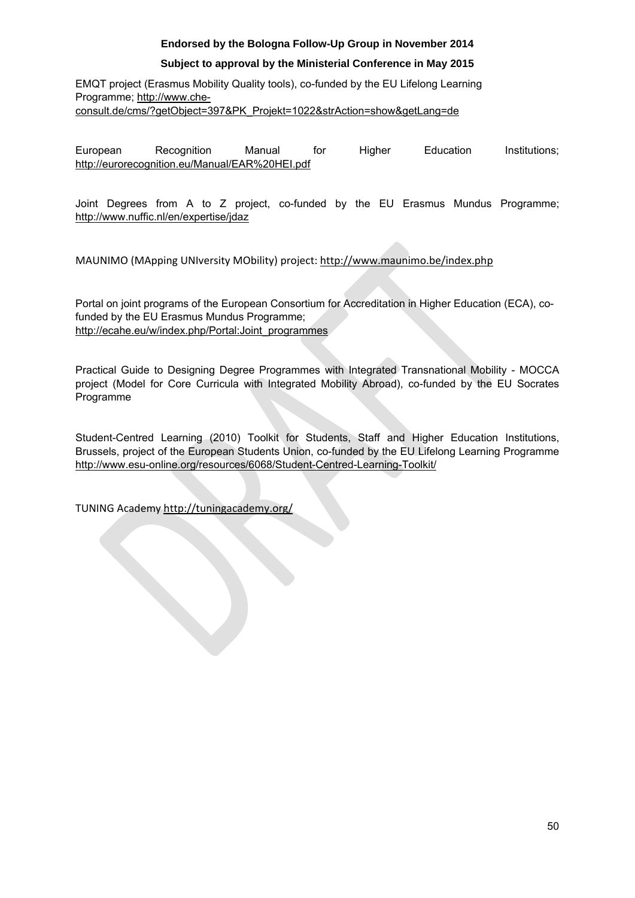EMQT project (Erasmus Mobility Quality tools), co-funded by the EU Lifelong Learning Programme; http://www.che-consult.de/cms/?getObject=397&PK_Projekt=1022&strAction=show&getLang=de

European Recognition Manual for Higher Education Institutions; http://eurorecognition.eu/Manual/EAR%20HEI.pdf

Joint Degrees from A to Z project, co-funded by the EU Erasmus Mundus Programme; http://www.nuffic.nl/en/expertise/jdaz

MAUNIMO (MApping UNIversity MObility) project: http://www.maunimo.be/index.php

Portal on joint programs of the European Consortium for Accreditation in Higher Education (ECA), co-funded by the EU Erasmus Mundus Programme; http://ecahe.eu/w/index.php/Portal:Joint_programmes

Practical Guide to Designing Degree Programmes with Integrated Transnational Mobility - MOCCA project (Model for Core Curricula with Integrated Mobility Abroad), co-funded by the EU Socrates Programme

Student-Centred Learning (2010) Toolkit for Students, Staff and Higher Education Institutions, Brussels, project of the European Students Union, co-funded by the EU Lifelong Learning Programme http://www.esu-online.org/resources/6068/Student-Centred-Learning-Toolkit/

TUNING Academy http://tuningacademy.org/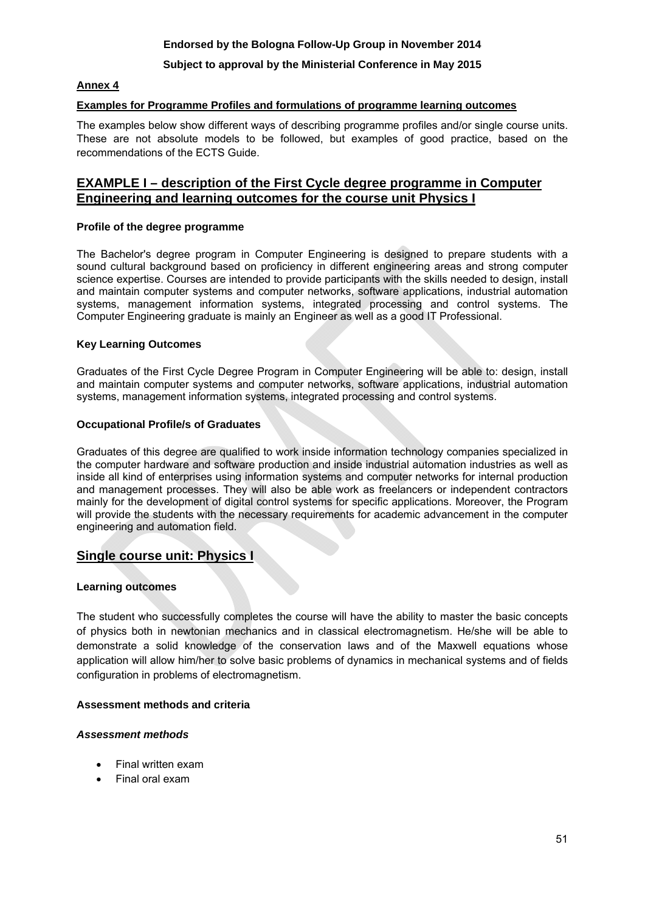**Endorsed by the Bologna Follow-Up Group in November 2014**

**Subject to approval by the Ministerial Conference in May 2015**

**Annex 4**

**Examples for Programme Profiles and formulations of programme learning outcomes**

The examples below show different ways of describing programme profiles and/or single course units. These are not absolute models to be followed, but examples of good practice, based on the recommendations of the ECTS Guide.

## EXAMPLE I – description of the First Cycle degree programme in Computer Engineering and learning outcomes for the course unit Physics I

#### Profile of the degree programme

The Bachelor's degree program in Computer Engineering is designed to prepare students with a sound cultural background based on proficiency in different engineering areas and strong computer science expertise. Courses are intended to provide participants with the skills needed to design, install and maintain computer systems and computer networks, software applications, industrial automation systems, management information systems, integrated processing and control systems. The Computer Engineering graduate is mainly an Engineer as well as a good IT Professional.

#### Key Learning Outcomes

Graduates of the First Cycle Degree Program in Computer Engineering will be able to: design, install and maintain computer systems and computer networks, software applications, industrial automation systems, management information systems, integrated processing and control systems.

#### Occupational Profile/s of Graduates

Graduates of this degree are qualified to work inside information technology companies specialized in the computer hardware and software production and inside industrial automation industries as well as inside all kind of enterprises using information systems and computer networks for internal production and management processes. They will also be able work as freelancers or independent contractors mainly for the development of digital control systems for specific applications. Moreover, the Program will provide the students with the necessary requirements for academic advancement in the computer engineering and automation field.

## Single course unit: Physics I

#### Learning outcomes

The student who successfully completes the course will have the ability to master the basic concepts of physics both in newtonian mechanics and in classical electromagnetism. He/she will be able to demonstrate a solid knowledge of the conservation laws and of the Maxwell equations whose application will allow him/her to solve basic problems of dynamics in mechanical systems and of fields configuration in problems of electromagnetism.

#### Assessment methods and criteria

##### *Assessment methods*

- Final written exam
- Final oral exam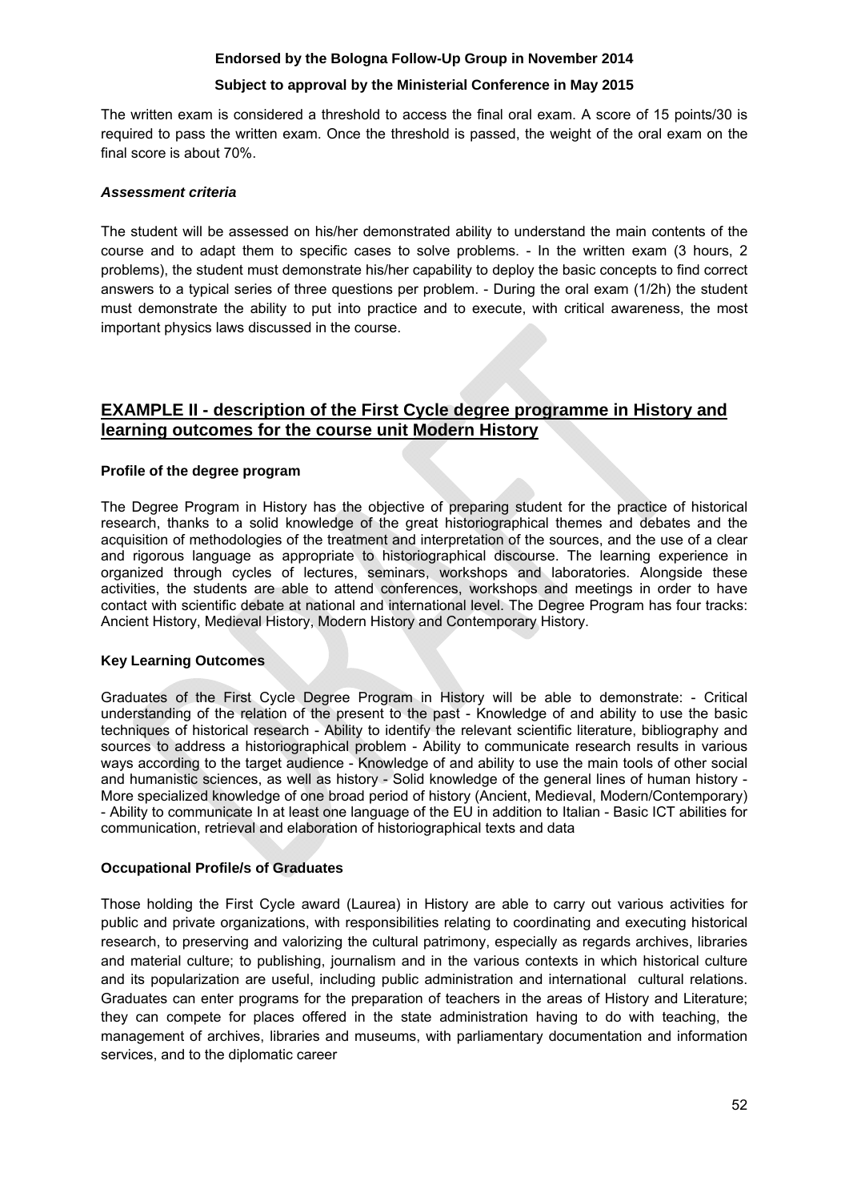The written exam is considered a threshold to access the final oral exam. A score of 15 points/30 is required to pass the written exam. Once the threshold is passed, the weight of the oral exam on the final score is about 70%.

***Assessment criteria***

The student will be assessed on his/her demonstrated ability to understand the main contents of the course and to adapt them to specific cases to solve problems. - In the written exam (3 hours, 2 problems), the student must demonstrate his/her capability to deploy the basic concepts to find correct answers to a typical series of three questions per problem. - During the oral exam (1/2h) the student must demonstrate the ability to put into practice and to execute, with critical awareness, the most important physics laws discussed in the course.

## EXAMPLE II - description of the First Cycle degree programme in History and learning outcomes for the course unit Modern History

**Profile of the degree program**

The Degree Program in History has the objective of preparing student for the practice of historical research, thanks to a solid knowledge of the great historiographical themes and debates and the acquisition of methodologies of the treatment and interpretation of the sources, and the use of a clear and rigorous language as appropriate to historiographical discourse. The learning experience in organized through cycles of lectures, seminars, workshops and laboratories. Alongside these activities, the students are able to attend conferences, workshops and meetings in order to have contact with scientific debate at national and international level. The Degree Program has four tracks: Ancient History, Medieval History, Modern History and Contemporary History.

**Key Learning Outcomes**

Graduates of the First Cycle Degree Program in History will be able to demonstrate: - Critical understanding of the relation of the present to the past - Knowledge of and ability to use the basic techniques of historical research - Ability to identify the relevant scientific literature, bibliography and sources to address a historiographical problem - Ability to communicate research results in various ways according to the target audience - Knowledge of and ability to use the main tools of other social and humanistic sciences, as well as history - Solid knowledge of the general lines of human history - More specialized knowledge of one broad period of history (Ancient, Medieval, Modern/Contemporary) - Ability to communicate In at least one language of the EU in addition to Italian - Basic ICT abilities for communication, retrieval and elaboration of historiographical texts and data

**Occupational Profile/s of Graduates**

Those holding the First Cycle award (Laurea) in History are able to carry out various activities for public and private organizations, with responsibilities relating to coordinating and executing historical research, to preserving and valorizing the cultural patrimony, especially as regards archives, libraries and material culture; to publishing, journalism and in the various contexts in which historical culture and its popularization are useful, including public administration and international cultural relations. Graduates can enter programs for the preparation of teachers in the areas of History and Literature; they can compete for places offered in the state administration having to do with teaching, the management of archives, libraries and museums, with parliamentary documentation and information services, and to the diplomatic career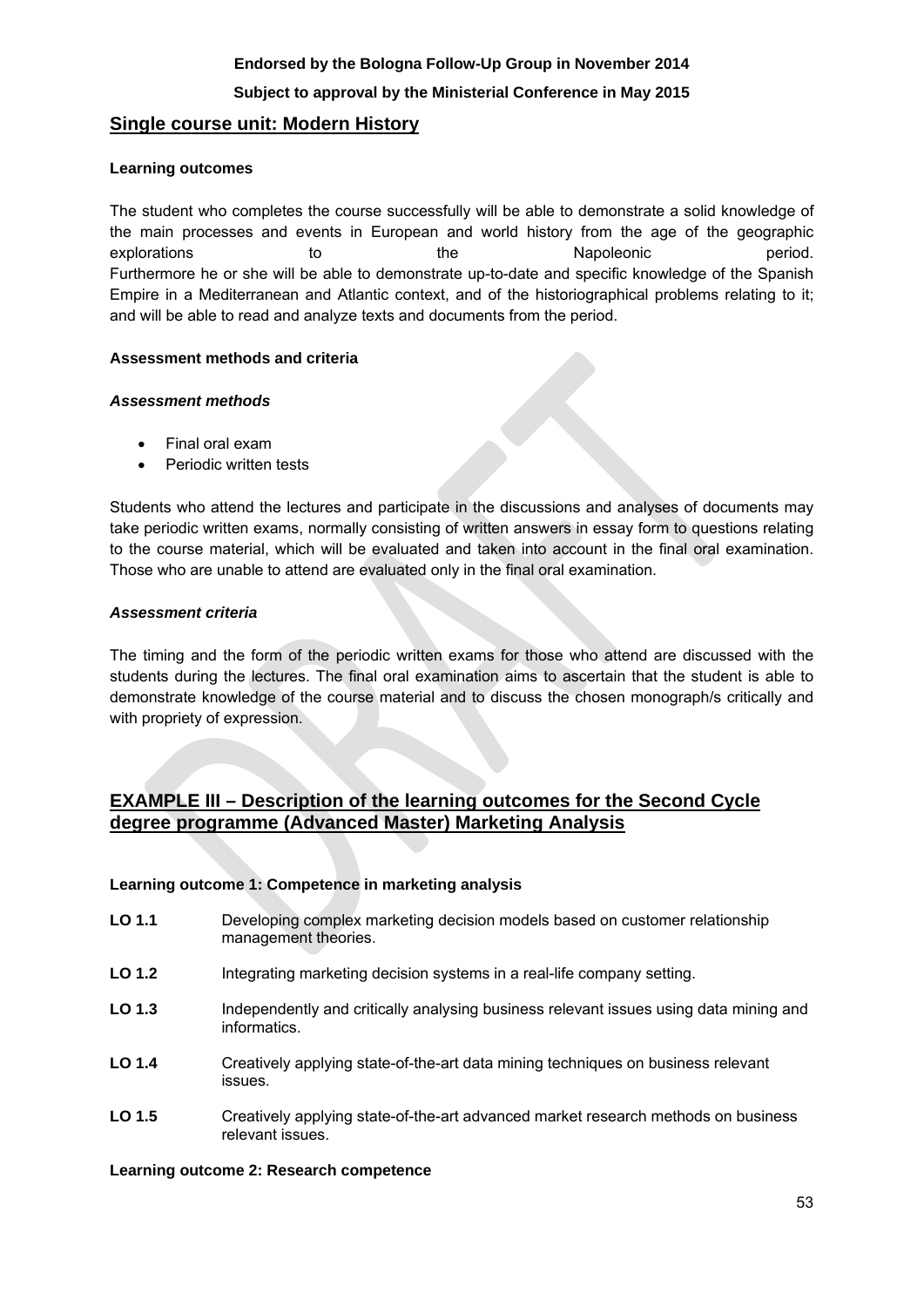## Single course unit: Modern History

**Learning outcomes**

The student who completes the course successfully will be able to demonstrate a solid knowledge of the main processes and events in European and world history from the age of the geographic explorations to the Napoleonic period.
Furthermore he or she will be able to demonstrate up-to-date and specific knowledge of the Spanish Empire in a Mediterranean and Atlantic context, and of the historiographical problems relating to it; and will be able to read and analyze texts and documents from the period.

**Assessment methods and criteria**

***Assessment methods***

- Final oral exam
- Periodic written tests

Students who attend the lectures and participate in the discussions and analyses of documents may take periodic written exams, normally consisting of written answers in essay form to questions relating to the course material, which will be evaluated and taken into account in the final oral examination. Those who are unable to attend are evaluated only in the final oral examination.

***Assessment criteria***

The timing and the form of the periodic written exams for those who attend are discussed with the students during the lectures. The final oral examination aims to ascertain that the student is able to demonstrate knowledge of the course material and to discuss the chosen monograph/s critically and with propriety of expression.

## EXAMPLE III – Description of the learning outcomes for the Second Cycle degree programme (Advanced Master) Marketing Analysis

**Learning outcome 1: Competence in marketing analysis**

**LO 1.1** Developing complex marketing decision models based on customer relationship management theories.

**LO 1.2** Integrating marketing decision systems in a real-life company setting.

**LO 1.3** Independently and critically analysing business relevant issues using data mining and informatics.

**LO 1.4** Creatively applying state-of-the-art data mining techniques on business relevant issues.

**LO 1.5** Creatively applying state-of-the-art advanced market research methods on business relevant issues.

**Learning outcome 2: Research competence**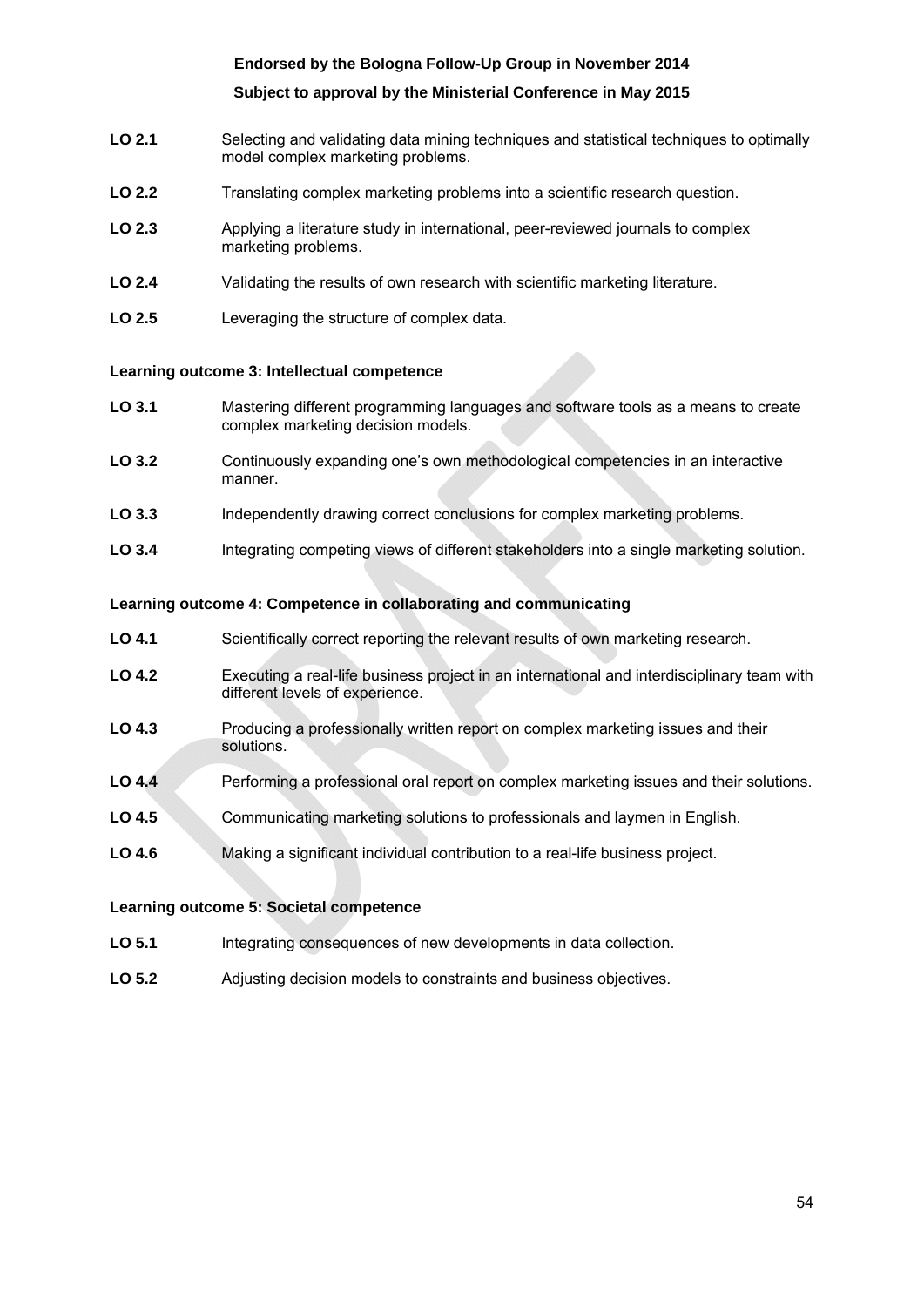| | |
|---|---|
| **LO 2.1** | Selecting and validating data mining techniques and statistical techniques to optimally model complex marketing problems. |
| **LO 2.2** | Translating complex marketing problems into a scientific research question. |
| **LO 2.3** | Applying a literature study in international, peer-reviewed journals to complex marketing problems. |
| **LO 2.4** | Validating the results of own research with scientific marketing literature. |
| **LO 2.5** | Leveraging the structure of complex data. |

**Learning outcome 3: Intellectual competence**

| | |
|---|---|
| **LO 3.1** | Mastering different programming languages and software tools as a means to create complex marketing decision models. |
| **LO 3.2** | Continuously expanding one's own methodological competencies in an interactive manner. |
| **LO 3.3** | Independently drawing correct conclusions for complex marketing problems. |
| **LO 3.4** | Integrating competing views of different stakeholders into a single marketing solution. |

**Learning outcome 4: Competence in collaborating and communicating**

| | |
|---|---|
| **LO 4.1** | Scientifically correct reporting the relevant results of own marketing research. |
| **LO 4.2** | Executing a real-life business project in an international and interdisciplinary team with different levels of experience. |
| **LO 4.3** | Producing a professionally written report on complex marketing issues and their solutions. |
| **LO 4.4** | Performing a professional oral report on complex marketing issues and their solutions. |
| **LO 4.5** | Communicating marketing solutions to professionals and laymen in English. |
| **LO 4.6** | Making a significant individual contribution to a real-life business project. |

**Learning outcome 5: Societal competence**

| | |
|---|---|
| **LO 5.1** | Integrating consequences of new developments in data collection. |
| **LO 5.2** | Adjusting decision models to constraints and business objectives. |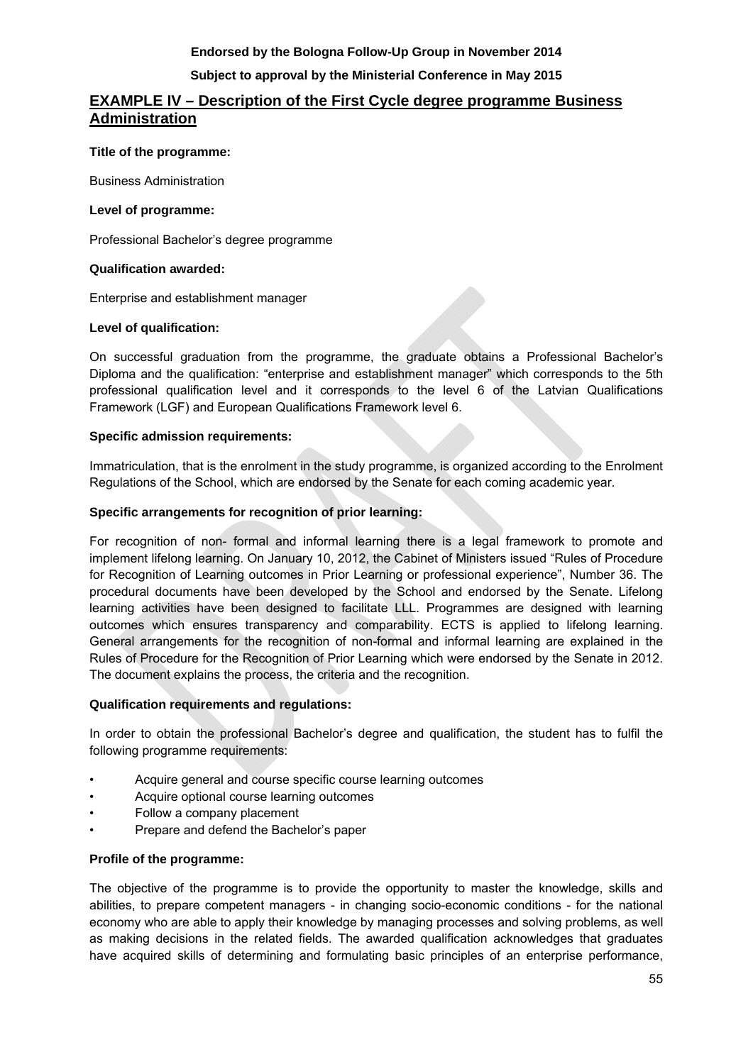## EXAMPLE IV – Description of the First Cycle degree programme Business Administration

**Title of the programme:**

Business Administration

**Level of programme:**

Professional Bachelor's degree programme

**Qualification awarded:**

Enterprise and establishment manager

**Level of qualification:**

On successful graduation from the programme, the graduate obtains a Professional Bachelor's Diploma and the qualification: "enterprise and establishment manager" which corresponds to the 5th professional qualification level and it corresponds to the level 6 of the Latvian Qualifications Framework (LGF) and European Qualifications Framework level 6.

**Specific admission requirements:**

Immatriculation, that is the enrolment in the study programme, is organized according to the Enrolment Regulations of the School, which are endorsed by the Senate for each coming academic year.

**Specific arrangements for recognition of prior learning:**

For recognition of non- formal and informal learning there is a legal framework to promote and implement lifelong learning. On January 10, 2012, the Cabinet of Ministers issued "Rules of Procedure for Recognition of Learning outcomes in Prior Learning or professional experience", Number 36. The procedural documents have been developed by the School and endorsed by the Senate. Lifelong learning activities have been designed to facilitate LLL. Programmes are designed with learning outcomes which ensures transparency and comparability. ECTS is applied to lifelong learning. General arrangements for the recognition of non-formal and informal learning are explained in the Rules of Procedure for the Recognition of Prior Learning which were endorsed by the Senate in 2012. The document explains the process, the criteria and the recognition.

**Qualification requirements and regulations:**

In order to obtain the professional Bachelor's degree and qualification, the student has to fulfil the following programme requirements:

- Acquire general and course specific course learning outcomes
- Acquire optional course learning outcomes
- Follow a company placement
- Prepare and defend the Bachelor's paper

**Profile of the programme:**

The objective of the programme is to provide the opportunity to master the knowledge, skills and abilities, to prepare competent managers - in changing socio-economic conditions - for the national economy who are able to apply their knowledge by managing processes and solving problems, as well as making decisions in the related fields. The awarded qualification acknowledges that graduates have acquired skills of determining and formulating basic principles of an enterprise performance,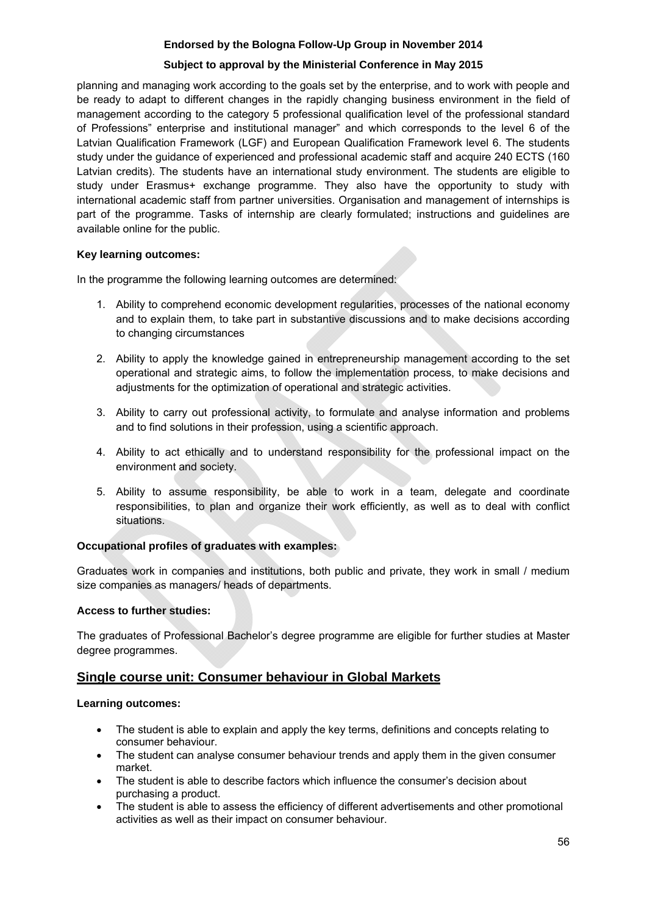planning and managing work according to the goals set by the enterprise, and to work with people and be ready to adapt to different changes in the rapidly changing business environment in the field of management according to the category 5 professional qualification level of the professional standard of Professions" enterprise and institutional manager" and which corresponds to the level 6 of the Latvian Qualification Framework (LGF) and European Qualification Framework level 6. The students study under the guidance of experienced and professional academic staff and acquire 240 ECTS (160 Latvian credits). The students have an international study environment. The students are eligible to study under Erasmus+ exchange programme. They also have the opportunity to study with international academic staff from partner universities. Organisation and management of internships is part of the programme. Tasks of internship are clearly formulated; instructions and guidelines are available online for the public.

**Key learning outcomes:**

In the programme the following learning outcomes are determined:

1. Ability to comprehend economic development regularities, processes of the national economy and to explain them, to take part in substantive discussions and to make decisions according to changing circumstances
2. Ability to apply the knowledge gained in entrepreneurship management according to the set operational and strategic aims, to follow the implementation process, to make decisions and adjustments for the optimization of operational and strategic activities.
3. Ability to carry out professional activity, to formulate and analyse information and problems and to find solutions in their profession, using a scientific approach.
4. Ability to act ethically and to understand responsibility for the professional impact on the environment and society.
5. Ability to assume responsibility, be able to work in a team, delegate and coordinate responsibilities, to plan and organize their work efficiently, as well as to deal with conflict situations.

**Occupational profiles of graduates with examples:**

Graduates work in companies and institutions, both public and private, they work in small / medium size companies as managers/ heads of departments.

**Access to further studies:**

The graduates of Professional Bachelor's degree programme are eligible for further studies at Master degree programmes.

## Single course unit: Consumer behaviour in Global Markets

**Learning outcomes:**

- The student is able to explain and apply the key terms, definitions and concepts relating to consumer behaviour.
- The student can analyse consumer behaviour trends and apply them in the given consumer market.
- The student is able to describe factors which influence the consumer's decision about purchasing a product.
- The student is able to assess the efficiency of different advertisements and other promotional activities as well as their impact on consumer behaviour.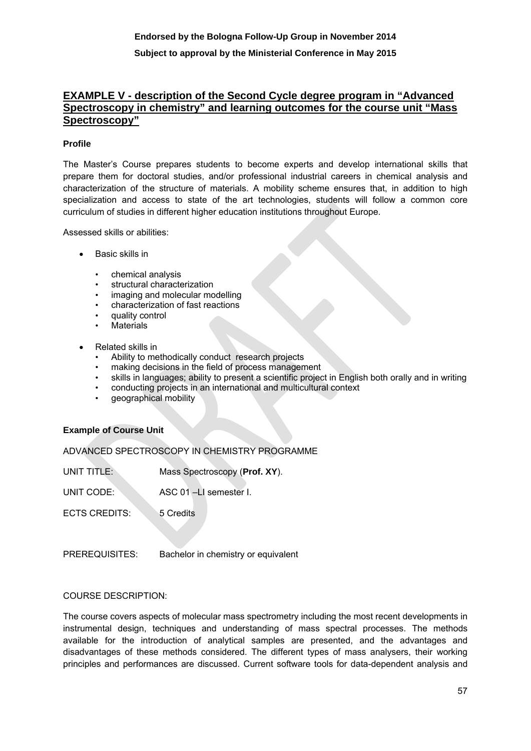**Endorsed by the Bologna Follow-Up Group in November 2014**

**Subject to approval by the Ministerial Conference in May 2015**

## EXAMPLE V - description of the Second Cycle degree program in "Advanced Spectroscopy in chemistry" and learning outcomes for the course unit "Mass Spectroscopy"

**Profile**

The Master's Course prepares students to become experts and develop international skills that prepare them for doctoral studies, and/or professional industrial careers in chemical analysis and characterization of the structure of materials. A mobility scheme ensures that, in addition to high specialization and access to state of the art technologies, students will follow a common core curriculum of studies in different higher education institutions throughout Europe.

Assessed skills or abilities:

- Basic skills in
  - chemical analysis
  - structural characterization
  - imaging and molecular modelling
  - characterization of fast reactions
  - quality control
  - Materials
- Related skills in
  - Ability to methodically conduct research projects
  - making decisions in the field of process management
  - skills in languages; ability to present a scientific project in English both orally and in writing
  - conducting projects in an international and multicultural context
  - geographical mobility

**Example of Course Unit**

ADVANCED SPECTROSCOPY IN CHEMISTRY PROGRAMME

UNIT TITLE: Mass Spectroscopy (**Prof. XY**).

UNIT CODE: ASC 01 –LI semester I.

ECTS CREDITS: 5 Credits

PREREQUISITES: Bachelor in chemistry or equivalent

COURSE DESCRIPTION:

The course covers aspects of molecular mass spectrometry including the most recent developments in instrumental design, techniques and understanding of mass spectral processes. The methods available for the introduction of analytical samples are presented, and the advantages and disadvantages of these methods considered. The different types of mass analysers, their working principles and performances are discussed. Current software tools for data-dependent analysis and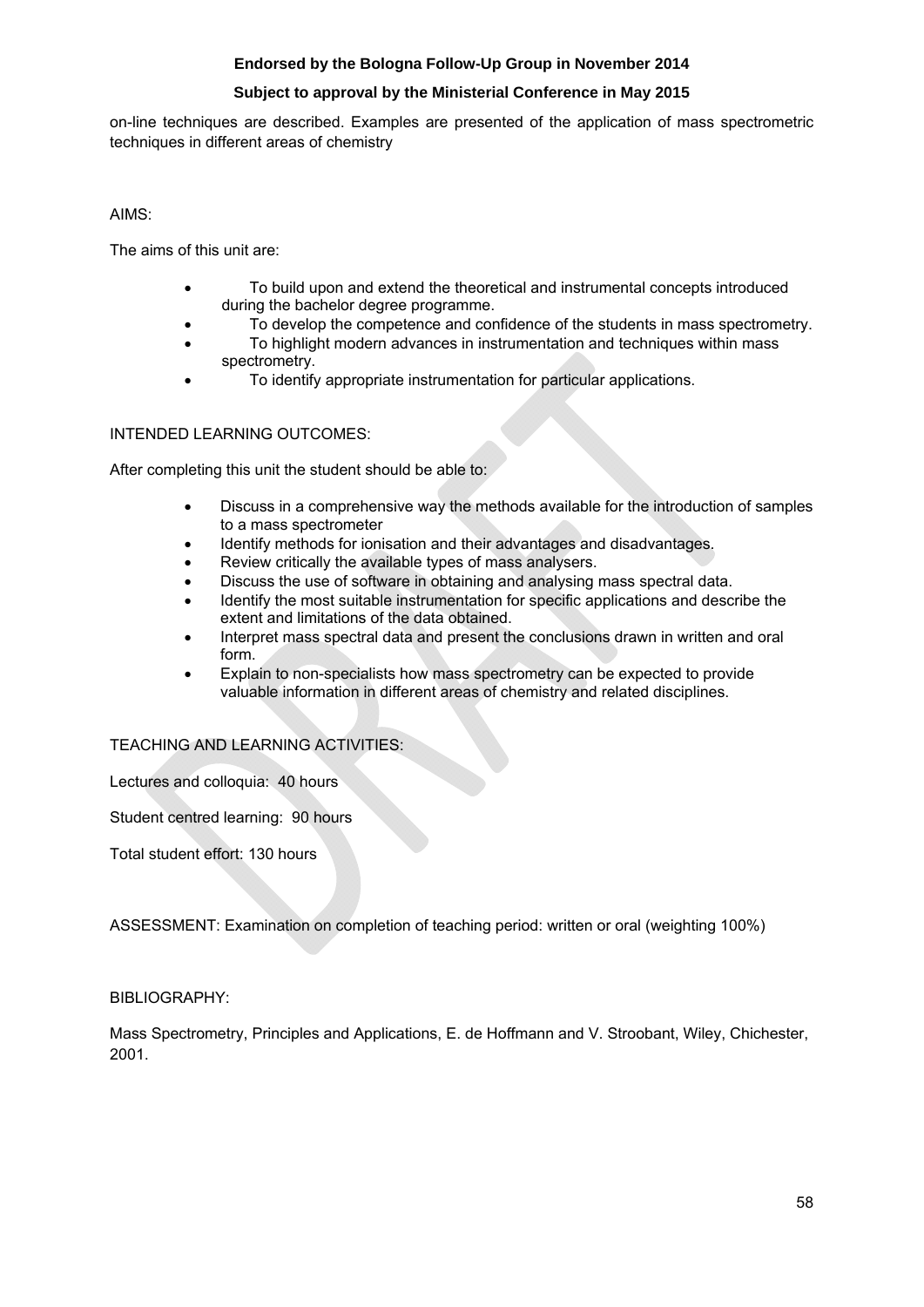on-line techniques are described. Examples are presented of the application of mass spectrometric techniques in different areas of chemistry

AIMS:

The aims of this unit are:

- To build upon and extend the theoretical and instrumental concepts introduced during the bachelor degree programme.
- To develop the competence and confidence of the students in mass spectrometry.
- To highlight modern advances in instrumentation and techniques within mass spectrometry.
- To identify appropriate instrumentation for particular applications.

INTENDED LEARNING OUTCOMES:

After completing this unit the student should be able to:

- Discuss in a comprehensive way the methods available for the introduction of samples to a mass spectrometer
- Identify methods for ionisation and their advantages and disadvantages.
- Review critically the available types of mass analysers.
- Discuss the use of software in obtaining and analysing mass spectral data.
- Identify the most suitable instrumentation for specific applications and describe the extent and limitations of the data obtained.
- Interpret mass spectral data and present the conclusions drawn in written and oral form.
- Explain to non-specialists how mass spectrometry can be expected to provide valuable information in different areas of chemistry and related disciplines.

TEACHING AND LEARNING ACTIVITIES:

Lectures and colloquia: 40 hours

Student centred learning: 90 hours

Total student effort: 130 hours

ASSESSMENT: Examination on completion of teaching period: written or oral (weighting 100%)

BIBLIOGRAPHY:

Mass Spectrometry, Principles and Applications, E. de Hoffmann and V. Stroobant, Wiley, Chichester, 2001.